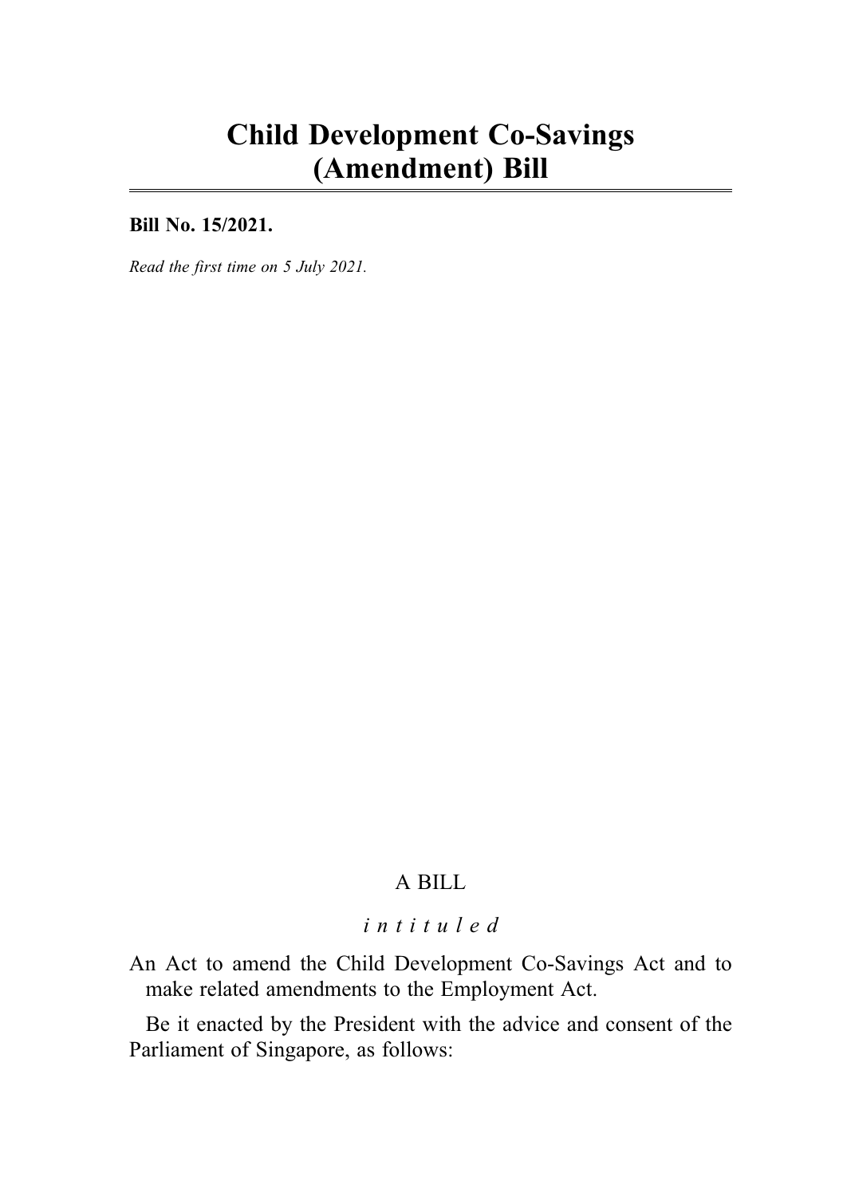# Child Development Co-Savings (Amendment) Bill

**Bill No. 15/2021.**

*Read the first time on 5 July 2021.*

A BILL

*intituled*

An Act to amend the Child Development Co-Savings Act and to make related amendments to the Employment Act.

Be it enacted by the President with the advice and consent of the Parliament of Singapore, as follows: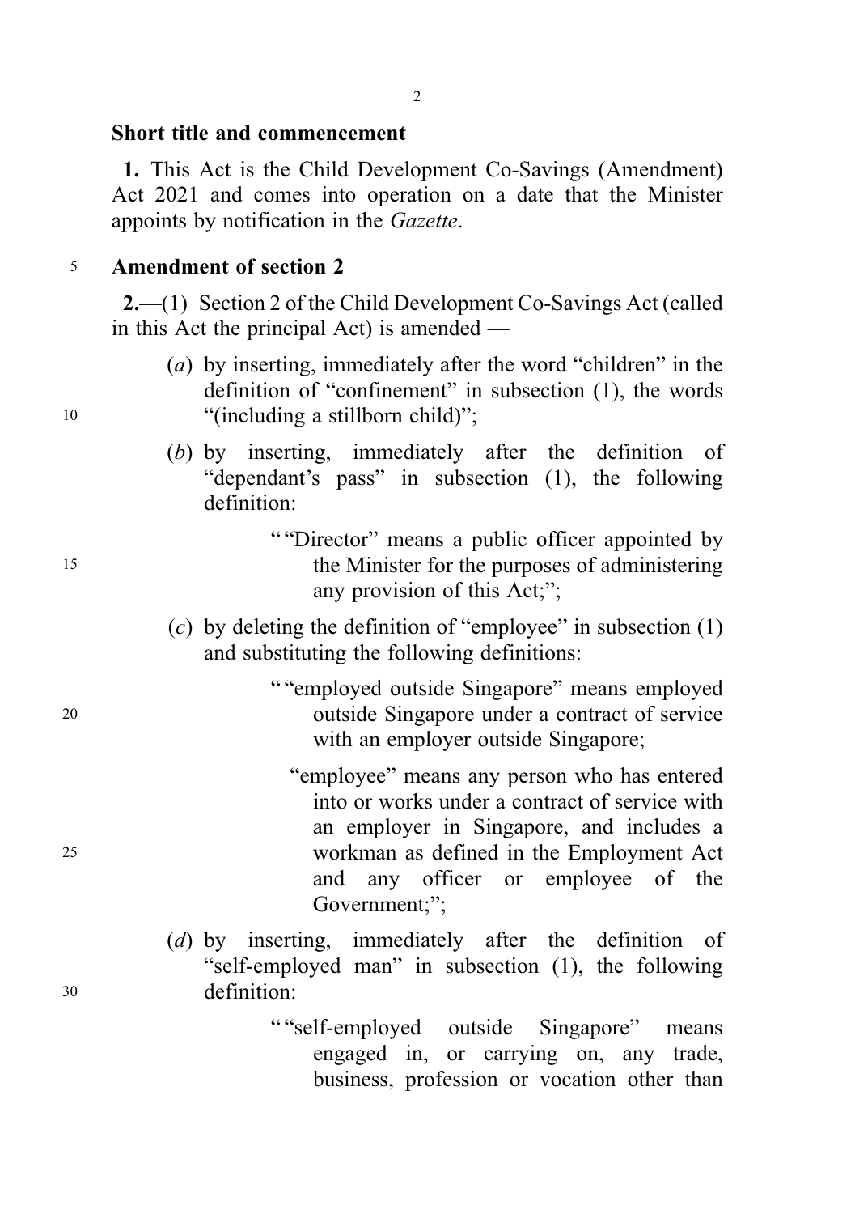**Short title and commencement**

**1.** This Act is the Child Development Co-Savings (Amendment) Act 2021 and comes into operation on a date that the Minister appoints by notification in the *Gazette*.

**Amendment of section 2**

**2.**—(1) Section 2 of the Child Development Co-Savings Act (called in this Act the principal Act) is amended —

(*a*) by inserting, immediately after the word "children" in the definition of "confinement" in subsection (1), the words "(including a stillborn child)";

(*b*) by inserting, immediately after the definition of "dependant's pass" in subsection (1), the following definition:

> " "Director" means a public officer appointed by the Minister for the purposes of administering any provision of this Act;";

(*c*) by deleting the definition of "employee" in subsection (1) and substituting the following definitions:

> " "employed outside Singapore" means employed outside Singapore under a contract of service with an employer outside Singapore;
>
> "employee" means any person who has entered into or works under a contract of service with an employer in Singapore, and includes a workman as defined in the Employment Act and any officer or employee of the Government;";

(*d*) by inserting, immediately after the definition of "self-employed man" in subsection (1), the following definition:

> " "self-employed outside Singapore" means engaged in, or carrying on, any trade, business, profession or vocation other than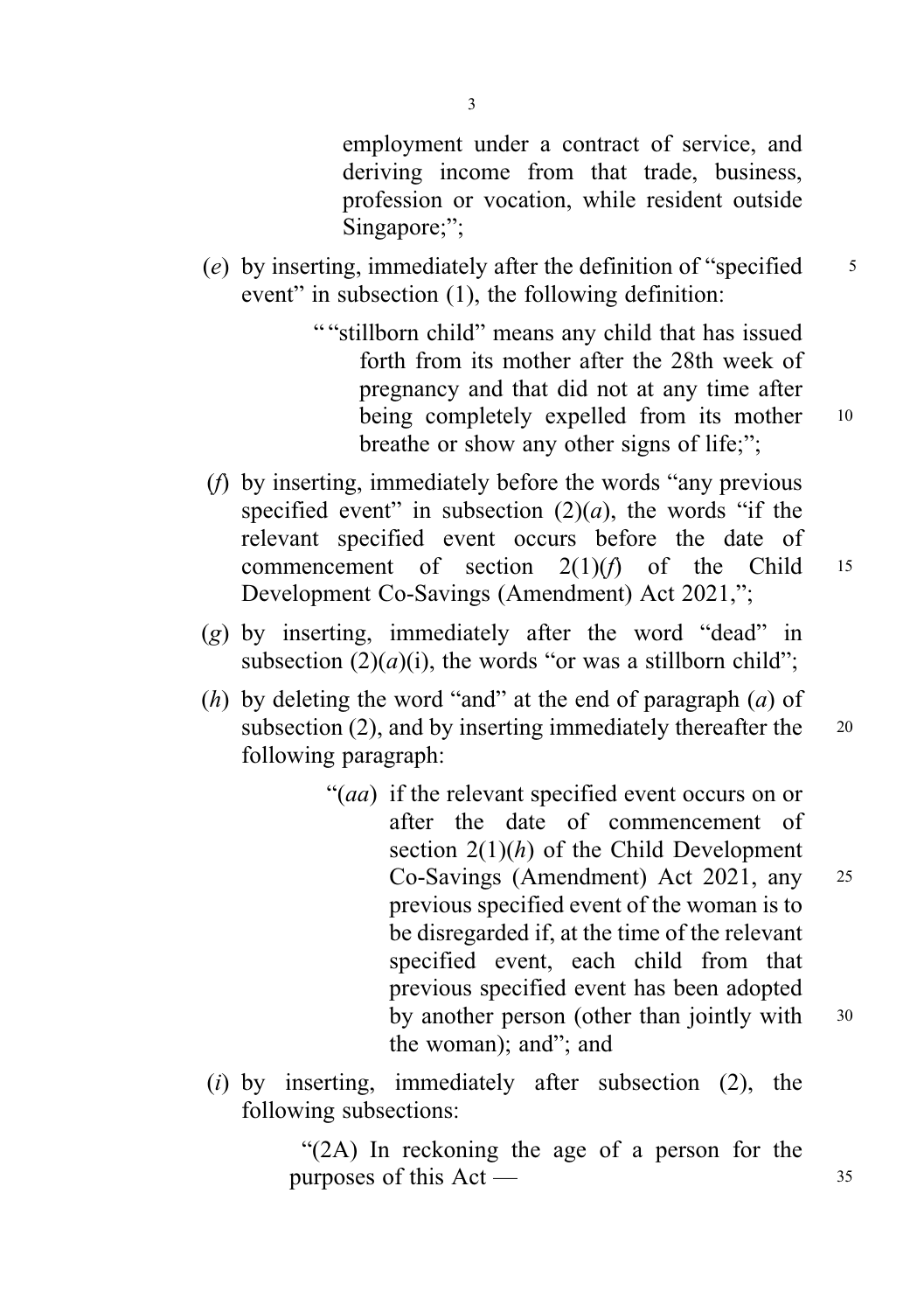employment under a contract of service, and deriving income from that trade, business, profession or vocation, while resident outside Singapore;”;

(*e*) by inserting, immediately after the definition of “specified event” in subsection (1), the following definition:

> ““stillborn child” means any child that has issued forth from its mother after the 28th week of pregnancy and that did not at any time after being completely expelled from its mother breathe or show any other signs of life;”;

(*f*) by inserting, immediately before the words “any previous specified event” in subsection (2)(*a*), the words “if the relevant specified event occurs before the date of commencement of section 2(1)(*f*) of the Child Development Co-Savings (Amendment) Act 2021,”;

(*g*) by inserting, immediately after the word “dead” in subsection (2)(*a*)(i), the words “or was a stillborn child”;

(*h*) by deleting the word “and” at the end of paragraph (*a*) of subsection (2), and by inserting immediately thereafter the following paragraph:

> “(*aa*) if the relevant specified event occurs on or after the date of commencement of section 2(1)(*h*) of the Child Development Co-Savings (Amendment) Act 2021, any previous specified event of the woman is to be disregarded if, at the time of the relevant specified event, each child from that previous specified event has been adopted by another person (other than jointly with the woman); and”; and

(*i*) by inserting, immediately after subsection (2), the following subsections:

> “(2A) In reckoning the age of a person for the purposes of this Act —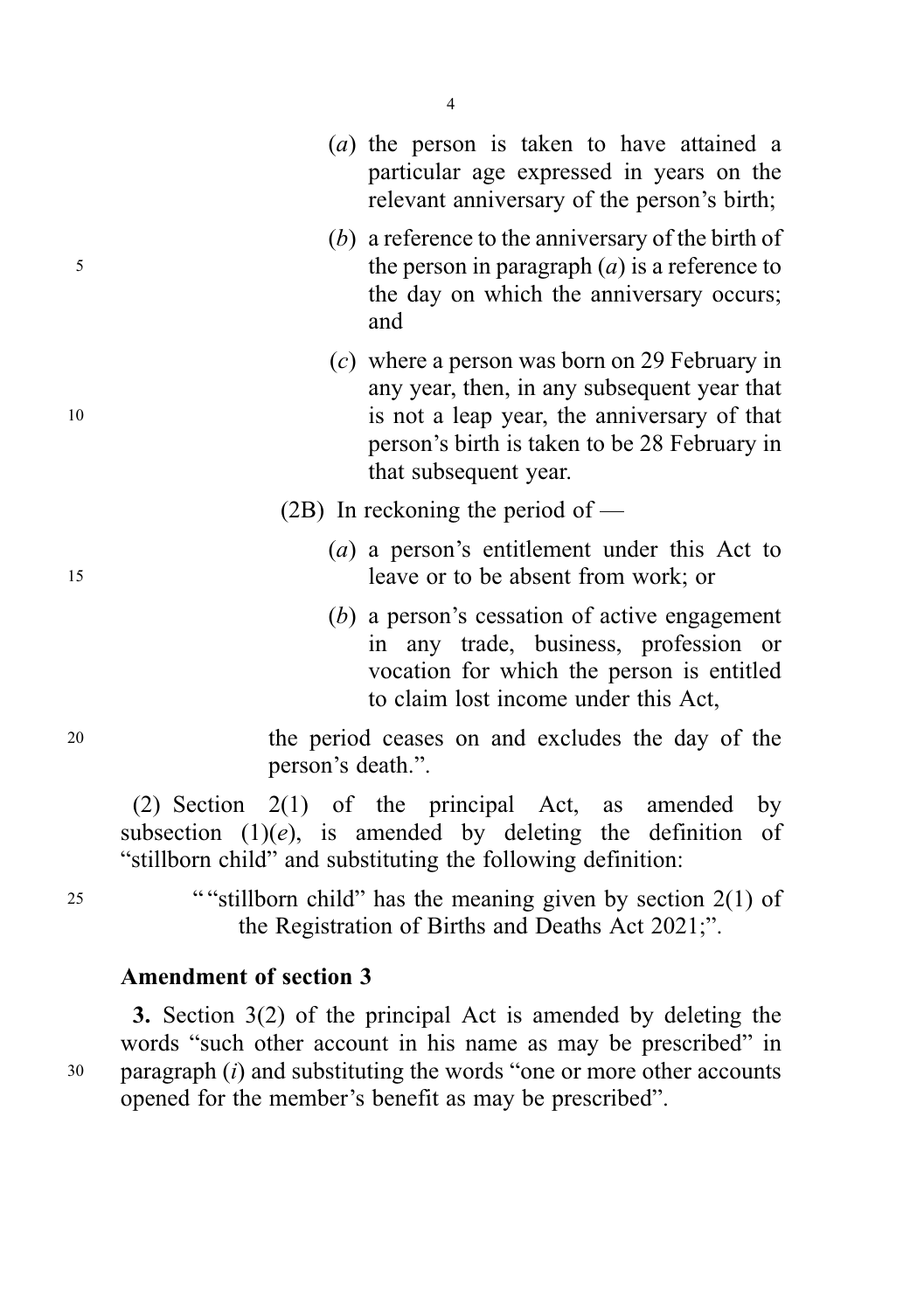(*a*) the person is taken to have attained a particular age expressed in years on the relevant anniversary of the person's birth;

(*b*) a reference to the anniversary of the birth of the person in paragraph (*a*) is a reference to the day on which the anniversary occurs; and

(*c*) where a person was born on 29 February in any year, then, in any subsequent year that is not a leap year, the anniversary of that person's birth is taken to be 28 February in that subsequent year.

(2B) In reckoning the period of —

(*a*) a person's entitlement under this Act to leave or to be absent from work; or

(*b*) a person's cessation of active engagement in any trade, business, profession or vocation for which the person is entitled to claim lost income under this Act,

the period ceases on and excludes the day of the person's death.".

(2) Section 2(1) of the principal Act, as amended by subsection (1)(*e*), is amended by deleting the definition of "stillborn child" and substituting the following definition:

""stillborn child" has the meaning given by section 2(1) of the Registration of Births and Deaths Act 2021;".

**Amendment of section 3**

**3.** Section 3(2) of the principal Act is amended by deleting the words "such other account in his name as may be prescribed" in paragraph (*i*) and substituting the words "one or more other accounts opened for the member's benefit as may be prescribed".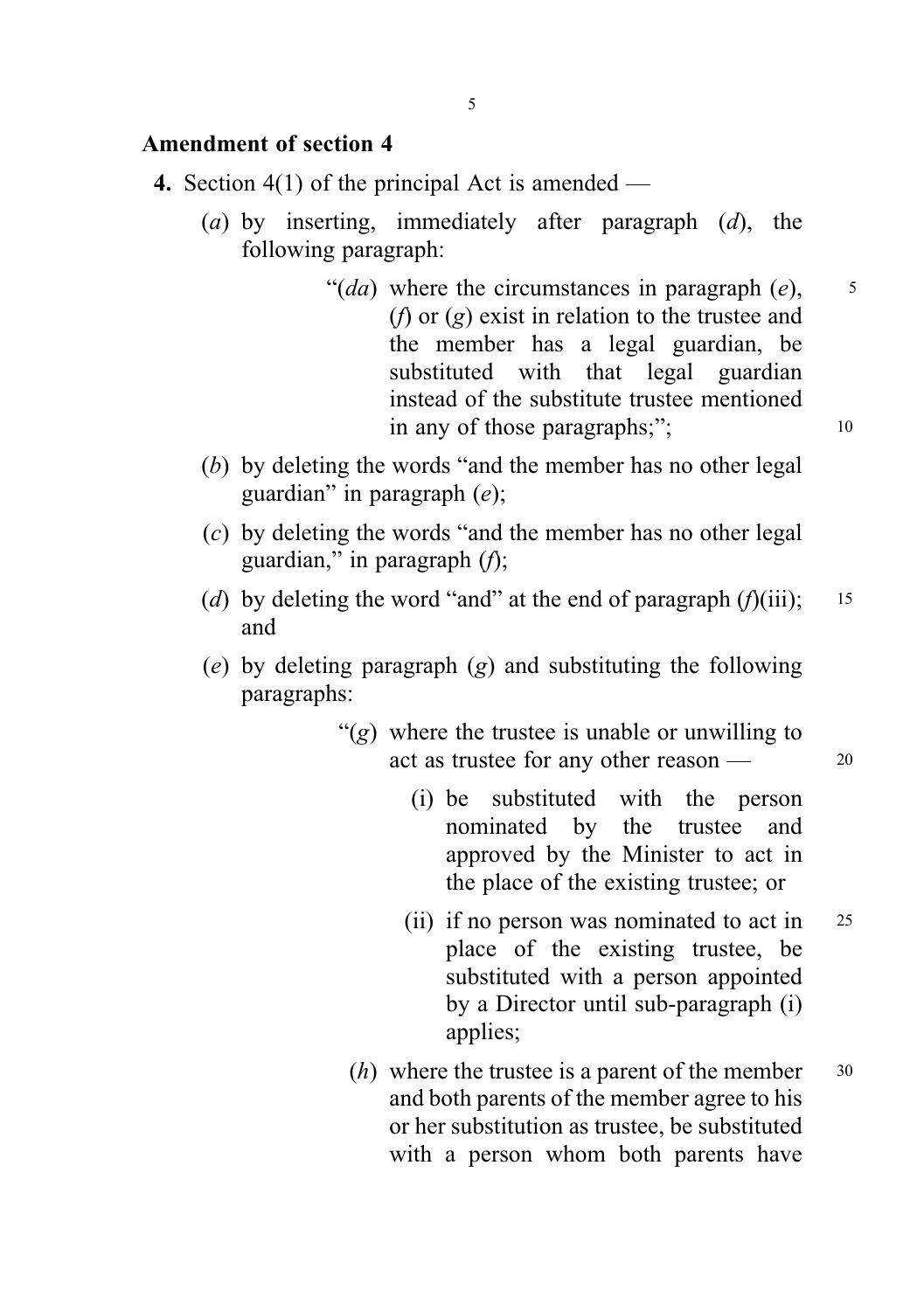## Amendment of section 4

**4.** Section 4(1) of the principal Act is amended —

(*a*) by inserting, immediately after paragraph (*d*), the following paragraph:

> "(*da*) where the circumstances in paragraph (*e*), (*f*) or (*g*) exist in relation to the trustee and the member has a legal guardian, be substituted with that legal guardian instead of the substitute trustee mentioned in any of those paragraphs;";

(*b*) by deleting the words "and the member has no other legal guardian" in paragraph (*e*);

(*c*) by deleting the words "and the member has no other legal guardian," in paragraph (*f*);

(*d*) by deleting the word "and" at the end of paragraph (*f*)(iii); and

(*e*) by deleting paragraph (*g*) and substituting the following paragraphs:

> "(*g*) where the trustee is unable or unwilling to act as trustee for any other reason —
>
> (i) be substituted with the person nominated by the trustee and approved by the Minister to act in the place of the existing trustee; or
>
> (ii) if no person was nominated to act in place of the existing trustee, be substituted with a person appointed by a Director until sub-paragraph (i) applies;
>
> (*h*) where the trustee is a parent of the member and both parents of the member agree to his or her substitution as trustee, be substituted with a person whom both parents have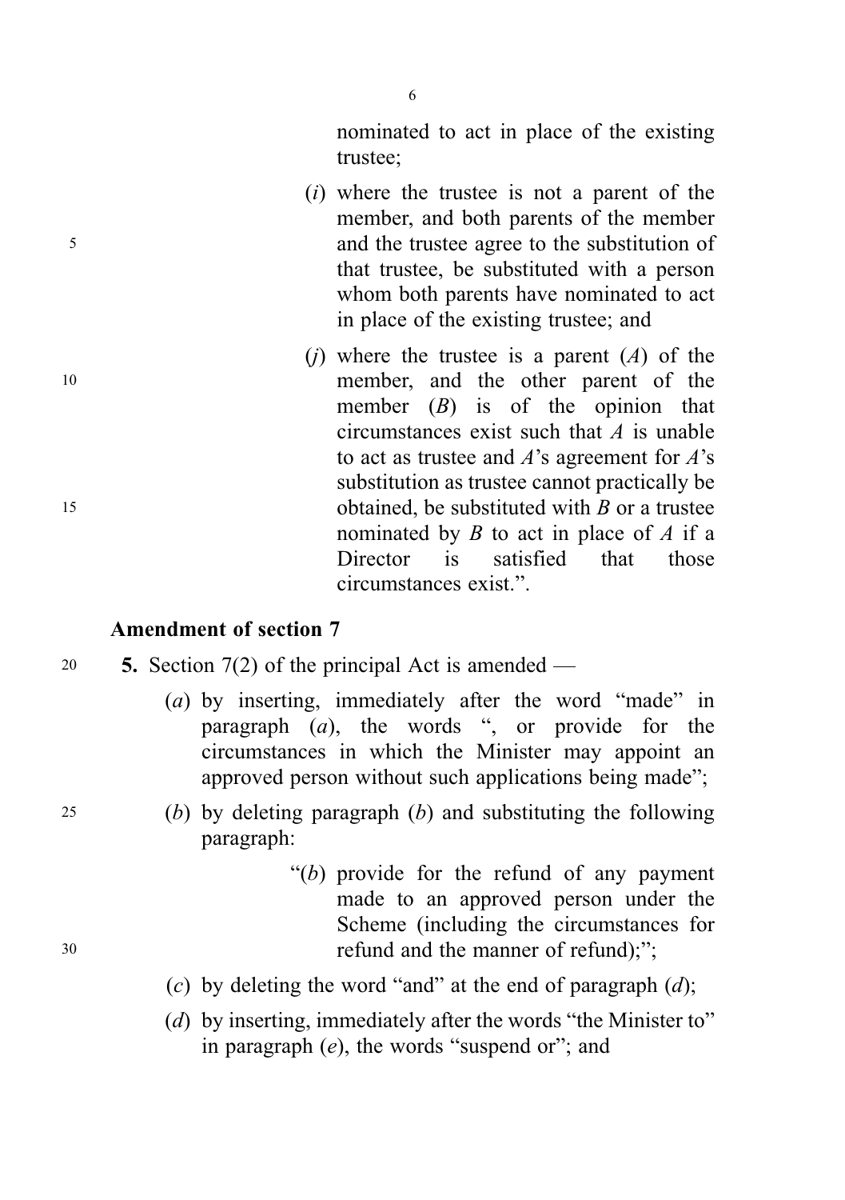nominated to act in place of the existing trustee;

(*i*) where the trustee is not a parent of the member, and both parents of the member and the trustee agree to the substitution of that trustee, be substituted with a person whom both parents have nominated to act in place of the existing trustee; and

(*j*) where the trustee is a parent (*A*) of the member, and the other parent of the member (*B*) is of the opinion that circumstances exist such that *A* is unable to act as trustee and *A*'s agreement for *A*'s substitution as trustee cannot practically be obtained, be substituted with *B* or a trustee nominated by *B* to act in place of *A* if a Director is satisfied that those circumstances exist.".

**Amendment of section 7**

**5.** Section 7(2) of the principal Act is amended —

(*a*) by inserting, immediately after the word "made" in paragraph (*a*), the words ", or provide for the circumstances in which the Minister may appoint an approved person without such applications being made";

(*b*) by deleting paragraph (*b*) and substituting the following paragraph:

"(*b*) provide for the refund of any payment made to an approved person under the Scheme (including the circumstances for refund and the manner of refund);";

(*c*) by deleting the word "and" at the end of paragraph (*d*);

(*d*) by inserting, immediately after the words "the Minister to" in paragraph (*e*), the words "suspend or"; and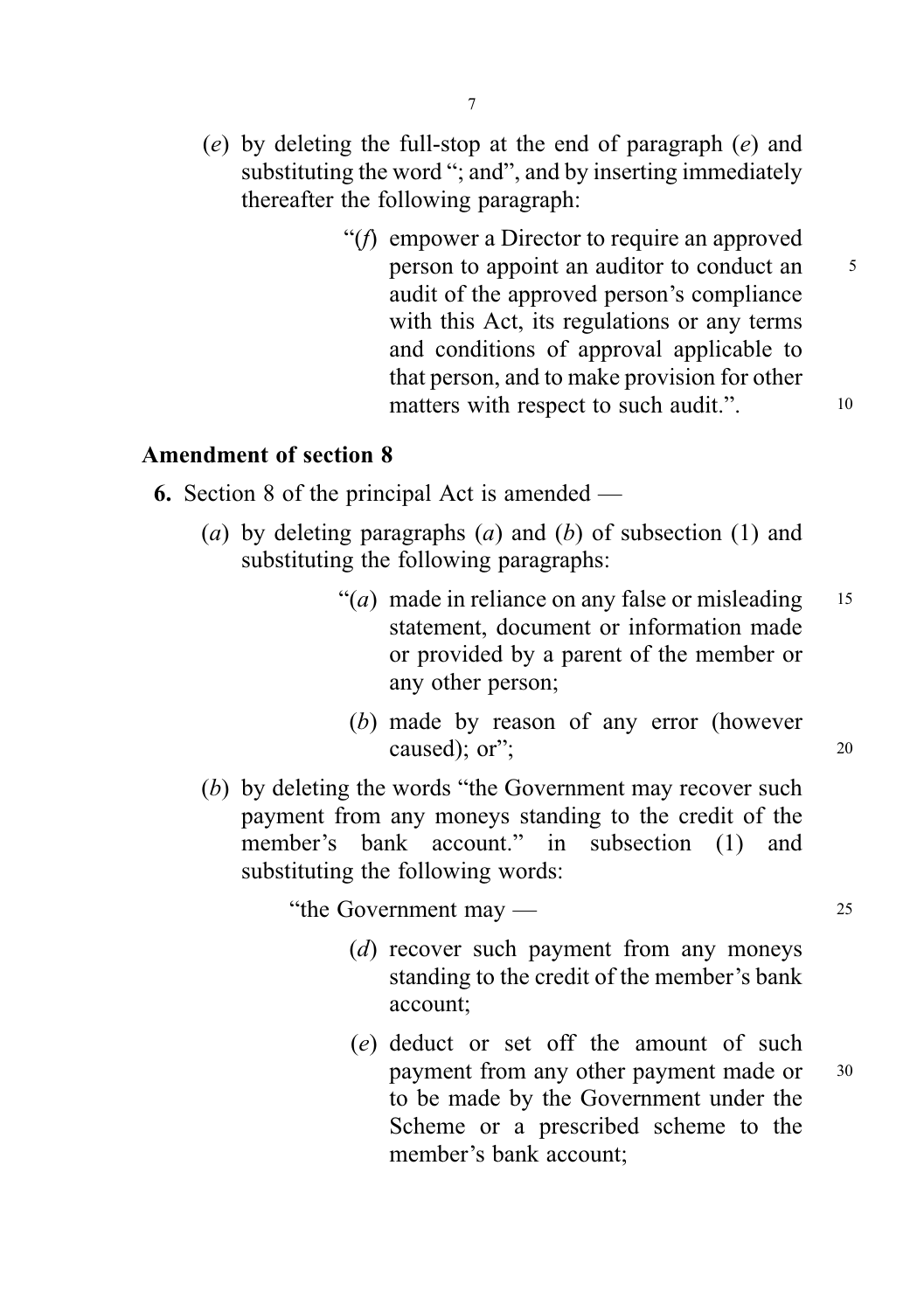(*e*) by deleting the full-stop at the end of paragraph (*e*) and substituting the word "; and", and by inserting immediately thereafter the following paragraph:

> "(*f*) empower a Director to require an approved person to appoint an auditor to conduct an audit of the approved person's compliance with this Act, its regulations or any terms and conditions of approval applicable to that person, and to make provision for other matters with respect to such audit.".

## Amendment of section 8

**6.** Section 8 of the principal Act is amended —

(*a*) by deleting paragraphs (*a*) and (*b*) of subsection (1) and substituting the following paragraphs:

> "(*a*) made in reliance on any false or misleading statement, document or information made or provided by a parent of the member or any other person;
>
> (*b*) made by reason of any error (however caused); or";

(*b*) by deleting the words "the Government may recover such payment from any moneys standing to the credit of the member's bank account." in subsection (1) and substituting the following words:

> "the Government may —
>
> (*d*) recover such payment from any moneys standing to the credit of the member's bank account;
>
> (*e*) deduct or set off the amount of such payment from any other payment made or to be made by the Government under the Scheme or a prescribed scheme to the member's bank account;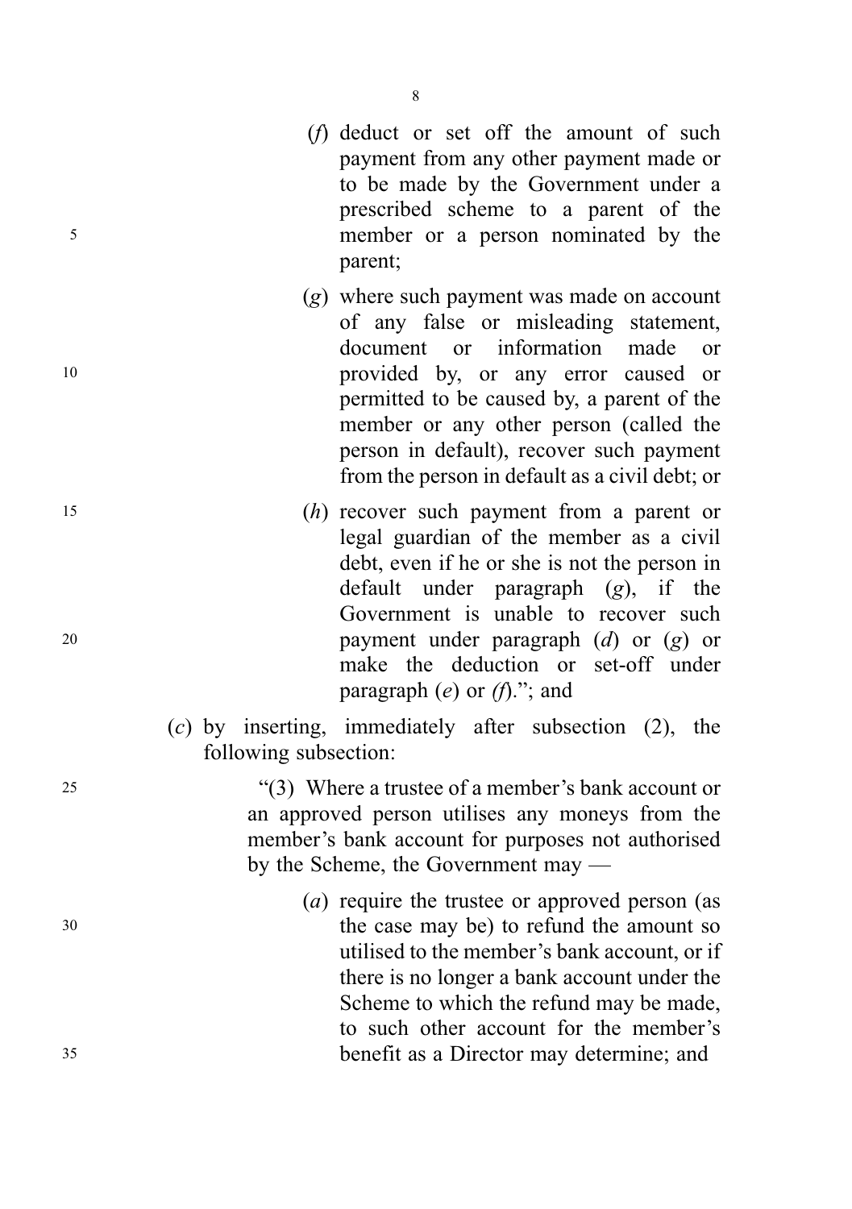(*f*) deduct or set off the amount of such payment from any other payment made or to be made by the Government under a prescribed scheme to a parent of the member or a person nominated by the parent;

(*g*) where such payment was made on account of any false or misleading statement, document or information made or provided by, or any error caused or permitted to be caused by, a parent of the member or any other person (called the person in default), recover such payment from the person in default as a civil debt; or

(*h*) recover such payment from a parent or legal guardian of the member as a civil debt, even if he or she is not the person in default under paragraph (*g*), if the Government is unable to recover such payment under paragraph (*d*) or (*g*) or make the deduction or set-off under paragraph (*e*) or (*f*).”; and

(*c*) by inserting, immediately after subsection (2), the following subsection:

“(3) Where a trustee of a member’s bank account or an approved person utilises any moneys from the member’s bank account for purposes not authorised by the Scheme, the Government may —

(*a*) require the trustee or approved person (as the case may be) to refund the amount so utilised to the member’s bank account, or if there is no longer a bank account under the Scheme to which the refund may be made, to such other account for the member’s benefit as a Director may determine; and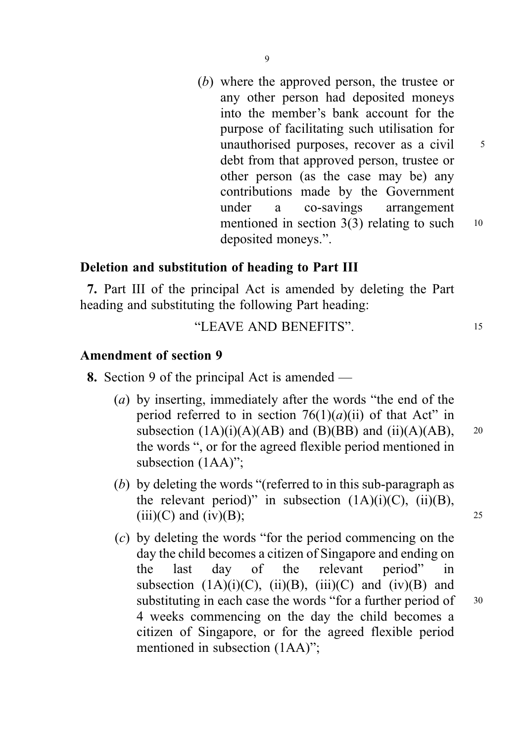(*b*) where the approved person, the trustee or any other person had deposited moneys into the member's bank account for the purpose of facilitating such utilisation for unauthorised purposes, recover as a civil debt from that approved person, trustee or other person (as the case may be) any contributions made by the Government under a co-savings arrangement mentioned in section 3(3) relating to such deposited moneys.".

**Deletion and substitution of heading to Part III**

**7.** Part III of the principal Act is amended by deleting the Part heading and substituting the following Part heading:

"LEAVE AND BENEFITS".

**Amendment of section 9**

**8.** Section 9 of the principal Act is amended —

(*a*) by inserting, immediately after the words "the end of the period referred to in section 76(1)(*a*)(ii) of that Act" in subsection (1A)(i)(A)(AB) and (B)(BB) and (ii)(A)(AB), the words ", or for the agreed flexible period mentioned in subsection (1AA)";

(*b*) by deleting the words "(referred to in this sub-paragraph as the relevant period)" in subsection (1A)(i)(C), (ii)(B), (iii)(C) and (iv)(B);

(*c*) by deleting the words "for the period commencing on the day the child becomes a citizen of Singapore and ending on the last day of the relevant period" in subsection (1A)(i)(C), (ii)(B), (iii)(C) and (iv)(B) and substituting in each case the words "for a further period of 4 weeks commencing on the day the child becomes a citizen of Singapore, or for the agreed flexible period mentioned in subsection (1AA)";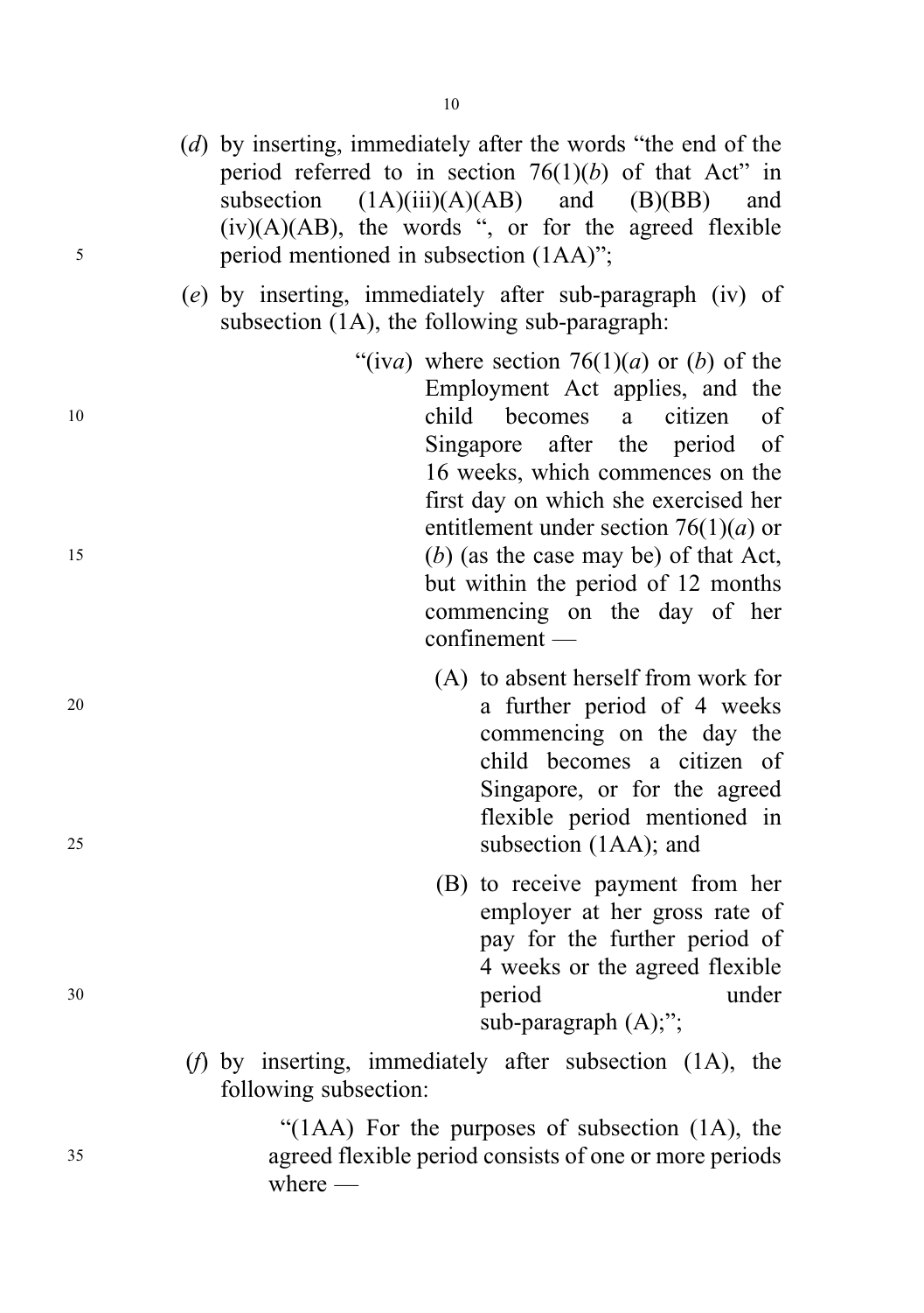(*d*) by inserting, immediately after the words "the end of the period referred to in section 76(1)(*b*) of that Act" in subsection (1A)(iii)(A)(AB) and (B)(BB) and (iv)(A)(AB), the words ", or for the agreed flexible period mentioned in subsection (1AA)";

(*e*) by inserting, immediately after sub-paragraph (iv) of subsection (1A), the following sub-paragraph:

> "(iv*a*) where section 76(1)(*a*) or (*b*) of the Employment Act applies, and the child becomes a citizen of Singapore after the period of 16 weeks, which commences on the first day on which she exercised her entitlement under section 76(1)(*a*) or (*b*) (as the case may be) of that Act, but within the period of 12 months commencing on the day of her confinement —
>
> (A) to absent herself from work for a further period of 4 weeks commencing on the day the child becomes a citizen of Singapore, or for the agreed flexible period mentioned in subsection (1AA); and
>
> (B) to receive payment from her employer at her gross rate of pay for the further period of 4 weeks or the agreed flexible period under sub-paragraph (A);";

(*f*) by inserting, immediately after subsection (1A), the following subsection:

> "(1AA) For the purposes of subsection (1A), the agreed flexible period consists of one or more periods where —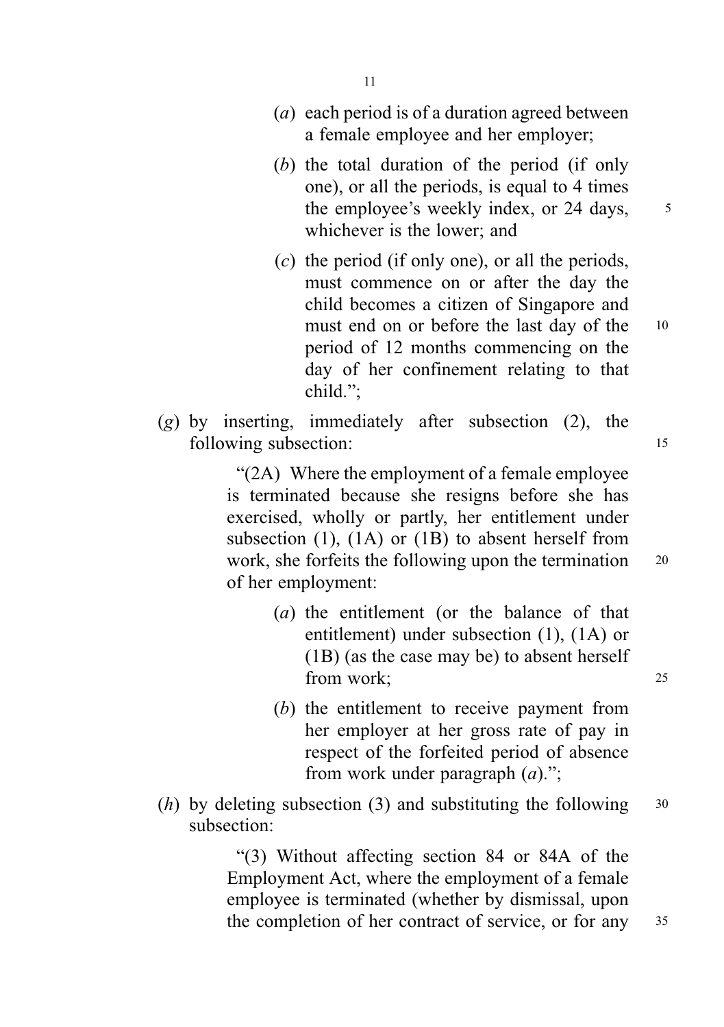(*a*) each period is of a duration agreed between a female employee and her employer;

(*b*) the total duration of the period (if only one), or all the periods, is equal to 4 times the employee's weekly index, or 24 days, whichever is the lower; and

(*c*) the period (if only one), or all the periods, must commence on or after the day the child becomes a citizen of Singapore and must end on or before the last day of the period of 12 months commencing on the day of her confinement relating to that child.";

(*g*) by inserting, immediately after subsection (2), the following subsection:

"(2A) Where the employment of a female employee is terminated because she resigns before she has exercised, wholly or partly, her entitlement under subsection (1), (1A) or (1B) to absent herself from work, she forfeits the following upon the termination of her employment:

(*a*) the entitlement (or the balance of that entitlement) under subsection (1), (1A) or (1B) (as the case may be) to absent herself from work;

(*b*) the entitlement to receive payment from her employer at her gross rate of pay in respect of the forfeited period of absence from work under paragraph (*a*).";

(*h*) by deleting subsection (3) and substituting the following subsection:

"(3) Without affecting section 84 or 84A of the Employment Act, where the employment of a female employee is terminated (whether by dismissal, upon the completion of her contract of service, or for any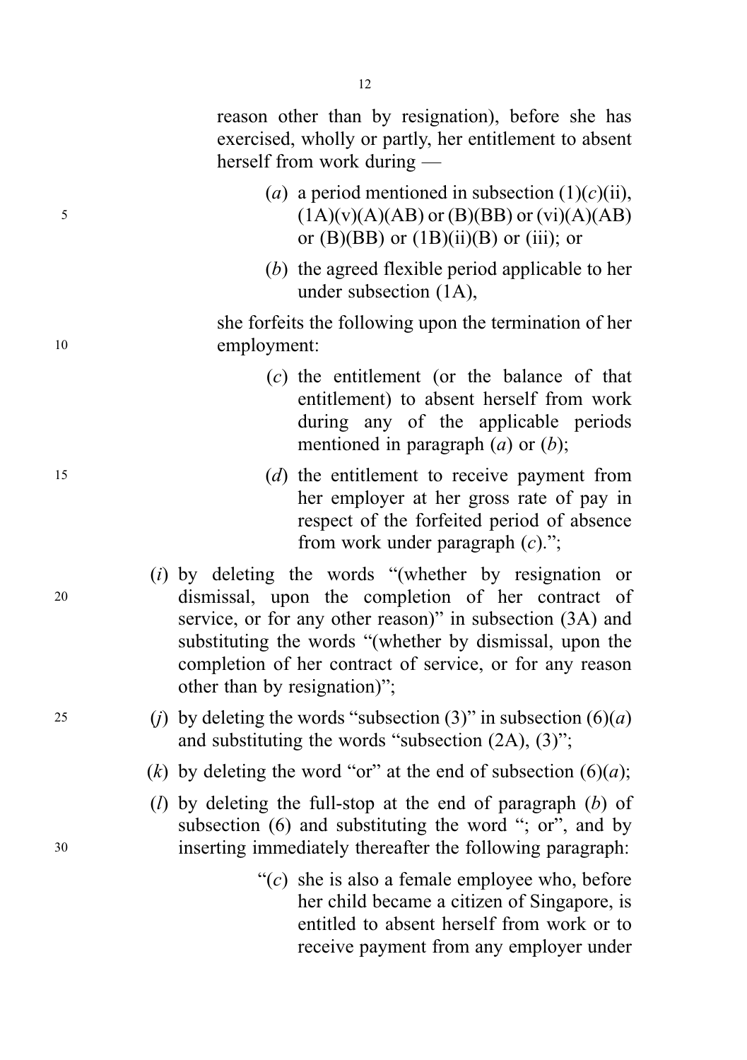reason other than by resignation), before she has exercised, wholly or partly, her entitlement to absent herself from work during —

(*a*) a period mentioned in subsection (1)(*c*)(ii), (1A)(v)(A)(AB) or (B)(BB) or (vi)(A)(AB) or (B)(BB) or (1B)(ii)(B) or (iii); or

(*b*) the agreed flexible period applicable to her under subsection (1A),

she forfeits the following upon the termination of her employment:

(*c*) the entitlement (or the balance of that entitlement) to absent herself from work during any of the applicable periods mentioned in paragraph (*a*) or (*b*);

(*d*) the entitlement to receive payment from her employer at her gross rate of pay in respect of the forfeited period of absence from work under paragraph (*c*).";

(*i*) by deleting the words "(whether by resignation or dismissal, upon the completion of her contract of service, or for any other reason)" in subsection (3A) and substituting the words "(whether by dismissal, upon the completion of her contract of service, or for any reason other than by resignation)";

(*j*) by deleting the words "subsection (3)" in subsection (6)(*a*) and substituting the words "subsection (2A), (3)";

(*k*) by deleting the word "or" at the end of subsection (6)(*a*);

(*l*) by deleting the full-stop at the end of paragraph (*b*) of subsection (6) and substituting the word "; or", and by inserting immediately thereafter the following paragraph:

"(*c*) she is also a female employee who, before her child became a citizen of Singapore, is entitled to absent herself from work or to receive payment from any employer under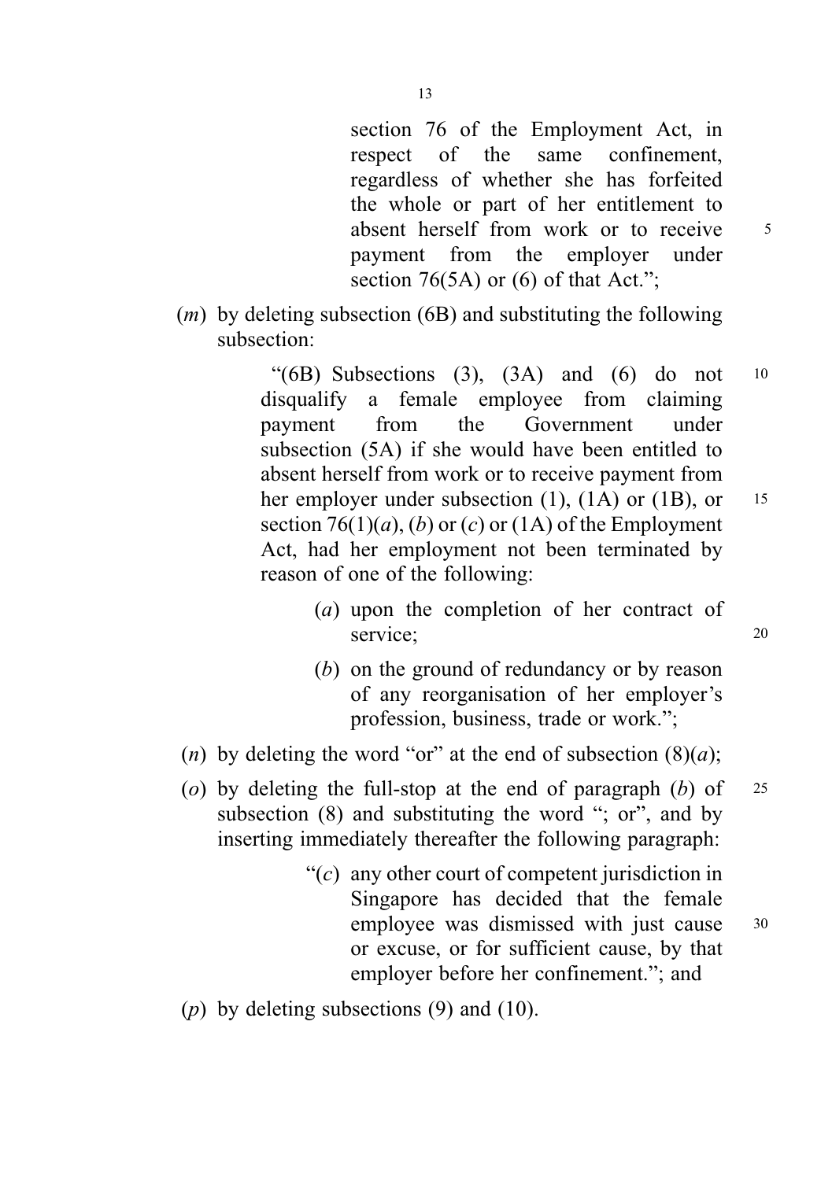section 76 of the Employment Act, in respect of the same confinement, regardless of whether she has forfeited the whole or part of her entitlement to absent herself from work or to receive payment from the employer under section 76(5A) or (6) of that Act.";

(*m*) by deleting subsection (6B) and substituting the following subsection:

"(6B) Subsections (3), (3A) and (6) do not disqualify a female employee from claiming payment from the Government under subsection (5A) if she would have been entitled to absent herself from work or to receive payment from her employer under subsection (1), (1A) or (1B), or section 76(1)(*a*), (*b*) or (*c*) or (1A) of the Employment Act, had her employment not been terminated by reason of one of the following:

(*a*) upon the completion of her contract of service;

(*b*) on the ground of redundancy or by reason of any reorganisation of her employer's profession, business, trade or work.";

(*n*) by deleting the word "or" at the end of subsection (8)(*a*);

(*o*) by deleting the full-stop at the end of paragraph (*b*) of subsection (8) and substituting the word "; or", and by inserting immediately thereafter the following paragraph:

"(*c*) any other court of competent jurisdiction in Singapore has decided that the female employee was dismissed with just cause or excuse, or for sufficient cause, by that employer before her confinement."; and

(*p*) by deleting subsections (9) and (10).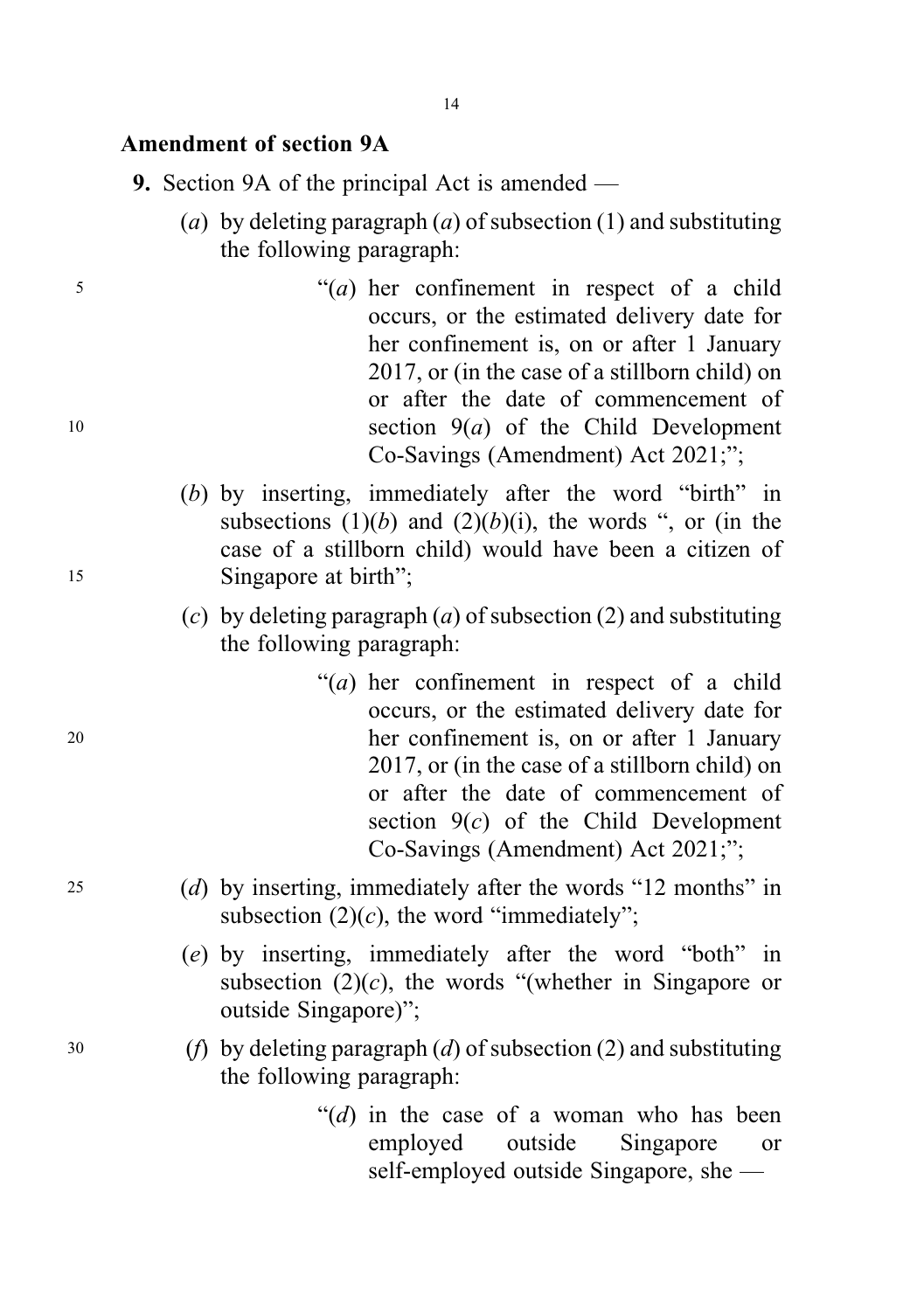**Amendment of section 9A**

**9.** Section 9A of the principal Act is amended —

(*a*) by deleting paragraph (*a*) of subsection (1) and substituting the following paragraph:

> "(*a*) her confinement in respect of a child occurs, or the estimated delivery date for her confinement is, on or after 1 January 2017, or (in the case of a stillborn child) on or after the date of commencement of section 9(*a*) of the Child Development Co-Savings (Amendment) Act 2021;";

(*b*) by inserting, immediately after the word "birth" in subsections (1)(*b*) and (2)(*b*)(i), the words ", or (in the case of a stillborn child) would have been a citizen of Singapore at birth";

(*c*) by deleting paragraph (*a*) of subsection (2) and substituting the following paragraph:

> "(*a*) her confinement in respect of a child occurs, or the estimated delivery date for her confinement is, on or after 1 January 2017, or (in the case of a stillborn child) on or after the date of commencement of section 9(*c*) of the Child Development Co-Savings (Amendment) Act 2021;";

(*d*) by inserting, immediately after the words "12 months" in subsection (2)(*c*), the word "immediately";

(*e*) by inserting, immediately after the word "both" in subsection (2)(*c*), the words "(whether in Singapore or outside Singapore)";

(*f*) by deleting paragraph (*d*) of subsection (2) and substituting the following paragraph:

> "(*d*) in the case of a woman who has been employed outside Singapore or self-employed outside Singapore, she —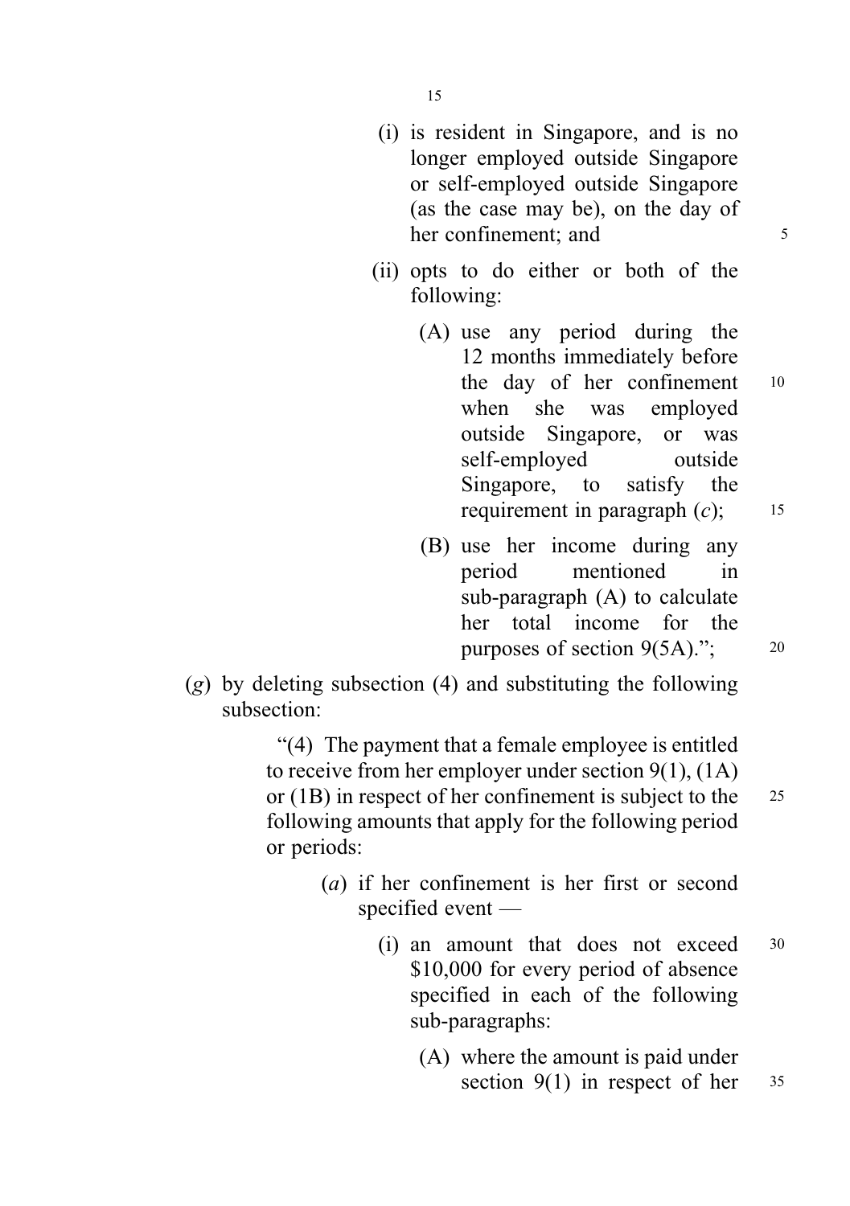(i) is resident in Singapore, and is no longer employed outside Singapore or self-employed outside Singapore (as the case may be), on the day of her confinement; and

(ii) opts to do either or both of the following:

(A) use any period during the 12 months immediately before the day of her confinement when she was employed outside Singapore, or was self-employed outside Singapore, to satisfy the requirement in paragraph (*c*);

(B) use her income during any period mentioned in sub-paragraph (A) to calculate her total income for the purposes of section 9(5A).";

(*g*) by deleting subsection (4) and substituting the following subsection:

"(4) The payment that a female employee is entitled to receive from her employer under section 9(1), (1A) or (1B) in respect of her confinement is subject to the following amounts that apply for the following period or periods:

(*a*) if her confinement is her first or second specified event —

(i) an amount that does not exceed $10,000 for every period of absence specified in each of the following sub-paragraphs:

(A) where the amount is paid under section 9(1) in respect of her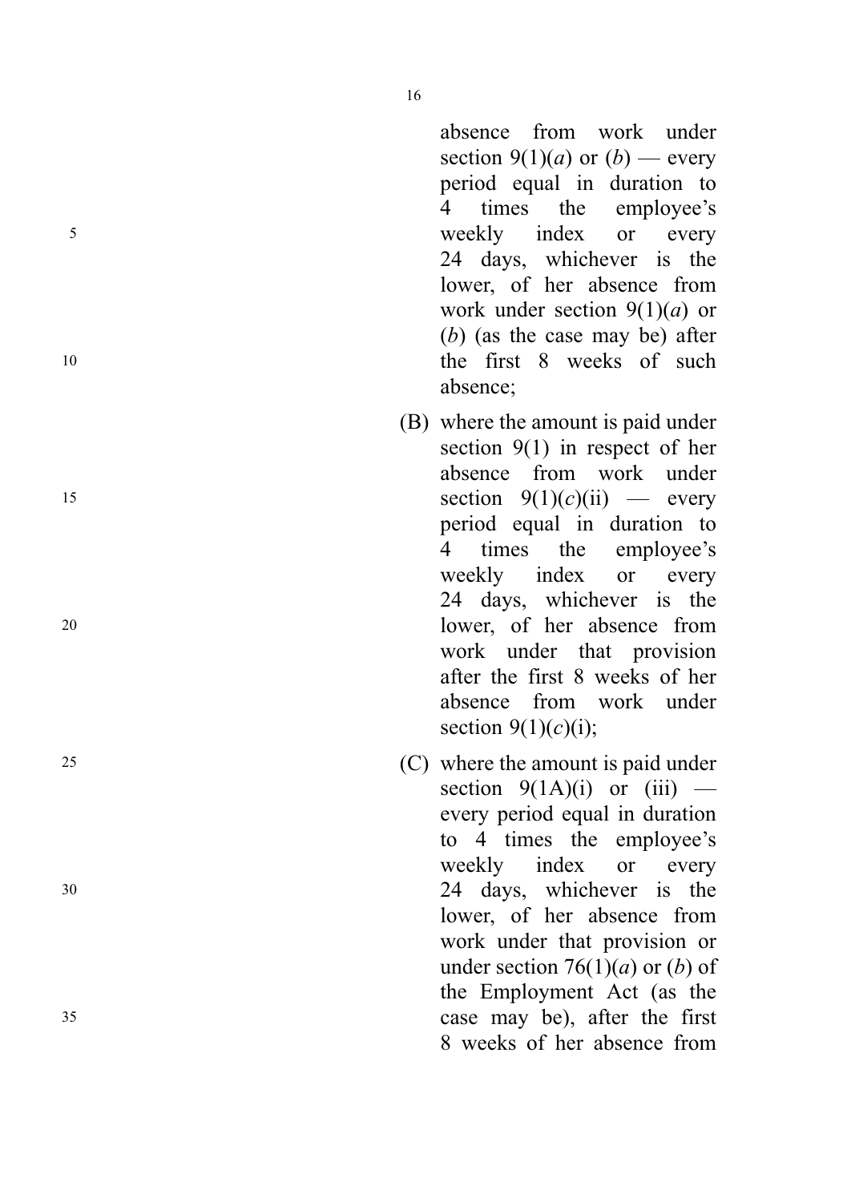absence from work under section 9(1)(*a*) or (*b*) — every period equal in duration to 4 times the employee's weekly index or every 24 days, whichever is the lower, of her absence from work under section 9(1)(*a*) or (*b*) (as the case may be) after the first 8 weeks of such absence;

(B) where the amount is paid under section 9(1) in respect of her absence from work under section 9(1)(*c*)(ii) — every period equal in duration to 4 times the employee's weekly index or every 24 days, whichever is the lower, of her absence from work under that provision after the first 8 weeks of her absence from work under section 9(1)(*c*)(i);

(C) where the amount is paid under section 9(1A)(i) or (iii) — every period equal in duration to 4 times the employee's weekly index or every 24 days, whichever is the lower, of her absence from work under that provision or under section 76(1)(*a*) or (*b*) of the Employment Act (as the case may be), after the first 8 weeks of her absence from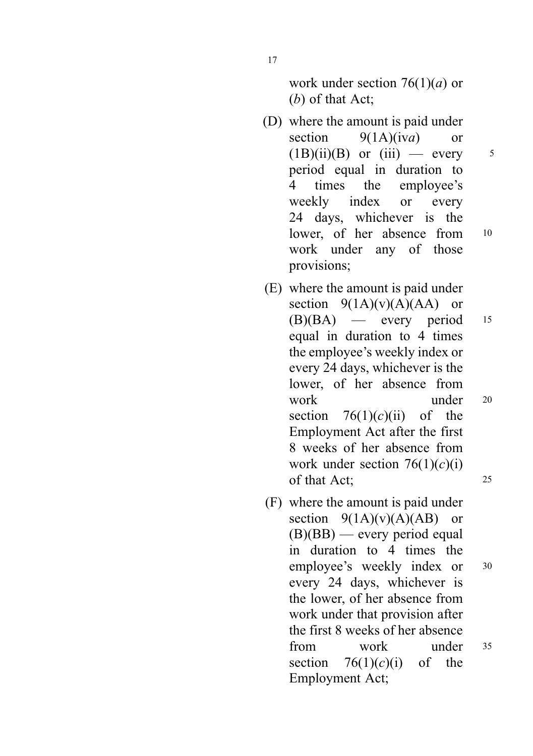work under section 76(1)(*a*) or (*b*) of that Act;

(D) where the amount is paid under section 9(1A)(iv*a*) or (1B)(ii)(B) or (iii) — every period equal in duration to 4 times the employee's weekly index or every 24 days, whichever is the lower, of her absence from work under any of those provisions;

(E) where the amount is paid under section 9(1A)(v)(A)(AA) or (B)(BA) — every period equal in duration to 4 times the employee's weekly index or every 24 days, whichever is the lower, of her absence from work under section 76(1)(*c*)(ii) of the Employment Act after the first 8 weeks of her absence from work under section 76(1)(*c*)(i) of that Act;

(F) where the amount is paid under section 9(1A)(v)(A)(AB) or (B)(BB) — every period equal in duration to 4 times the employee's weekly index or every 24 days, whichever is the lower, of her absence from work under that provision after the first 8 weeks of her absence from work under section 76(1)(*c*)(i) of the Employment Act;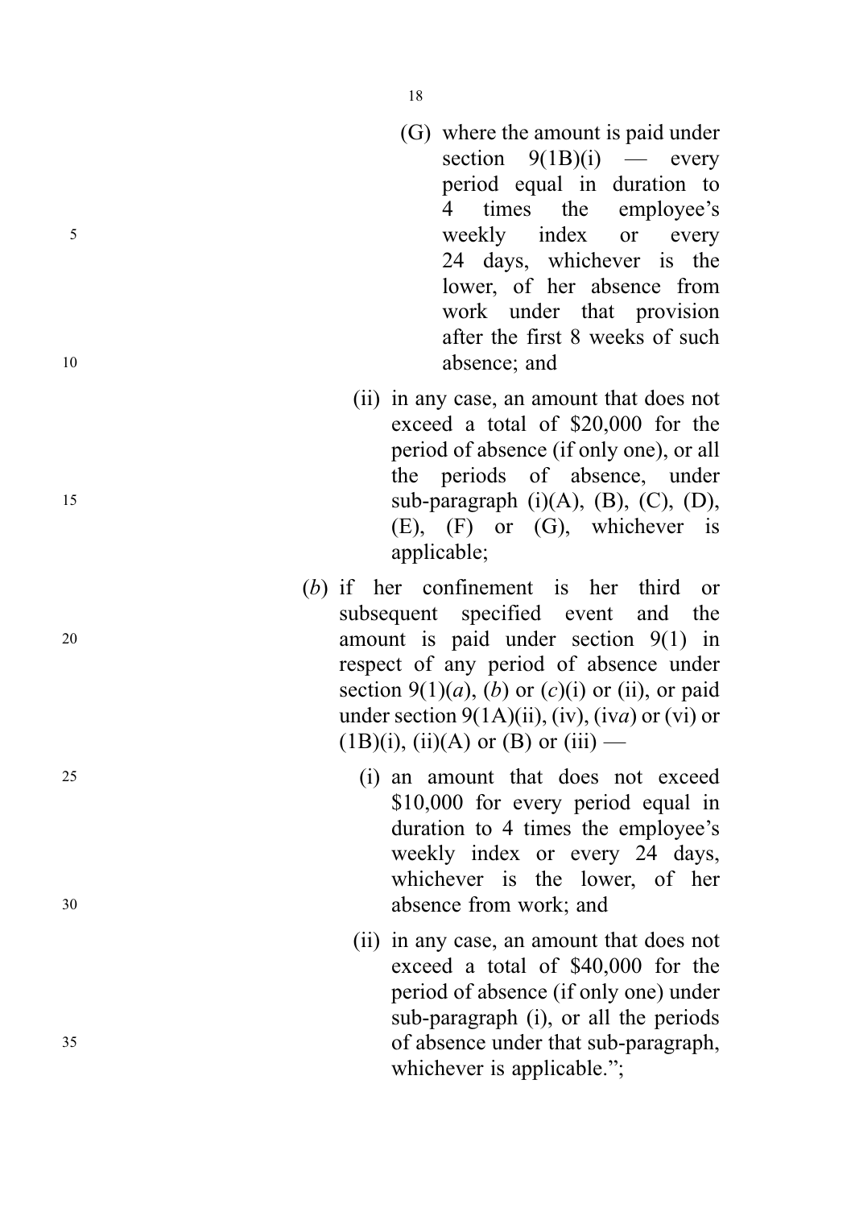(G) where the amount is paid under section 9(1B)(i) — every period equal in duration to 4 times the employee's weekly index or every 24 days, whichever is the lower, of her absence from work under that provision after the first 8 weeks of such absence; and

(ii) in any case, an amount that does not exceed a total of $20,000 for the period of absence (if only one), or all the periods of absence, under sub-paragraph (i)(A), (B), (C), (D), (E), (F) or (G), whichever is applicable;

(*b*) if her confinement is her third or subsequent specified event and the amount is paid under section 9(1) in respect of any period of absence under section 9(1)(*a*), (*b*) or (*c*)(i) or (ii), or paid under section 9(1A)(ii), (iv), (iv*a*) or (vi) or (1B)(i), (ii)(A) or (B) or (iii) —

(i) an amount that does not exceed $10,000 for every period equal in duration to 4 times the employee's weekly index or every 24 days, whichever is the lower, of her absence from work; and

(ii) in any case, an amount that does not exceed a total of $40,000 for the period of absence (if only one) under sub-paragraph (i), or all the periods of absence under that sub-paragraph, whichever is applicable.";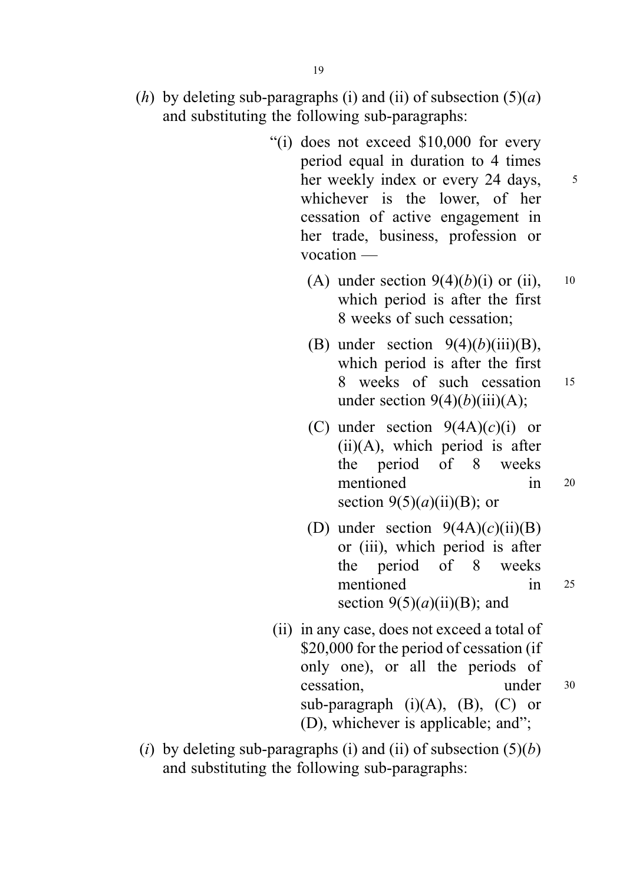(*h*) by deleting sub-paragraphs (i) and (ii) of subsection (5)(*a*) and substituting the following sub-paragraphs:

> "(i) does not exceed $10,000 for every period equal in duration to 4 times her weekly index or every 24 days, whichever is the lower, of her cessation of active engagement in her trade, business, profession or vocation —
>
> > (A) under section 9(4)(*b*)(i) or (ii), which period is after the first 8 weeks of such cessation;
> >
> > (B) under section 9(4)(*b*)(iii)(B), which period is after the first 8 weeks of such cessation under section 9(4)(*b*)(iii)(A);
> >
> > (C) under section 9(4A)(*c*)(i) or (ii)(A), which period is after the period of 8 weeks mentioned in section 9(5)(*a*)(ii)(B); or
> >
> > (D) under section 9(4A)(*c*)(ii)(B) or (iii), which period is after the period of 8 weeks mentioned in section 9(5)(*a*)(ii)(B); and
>
> (ii) in any case, does not exceed a total of $20,000 for the period of cessation (if only one), or all the periods of cessation, under sub-paragraph (i)(A), (B), (C) or (D), whichever is applicable; and";

(*i*) by deleting sub-paragraphs (i) and (ii) of subsection (5)(*b*) and substituting the following sub-paragraphs: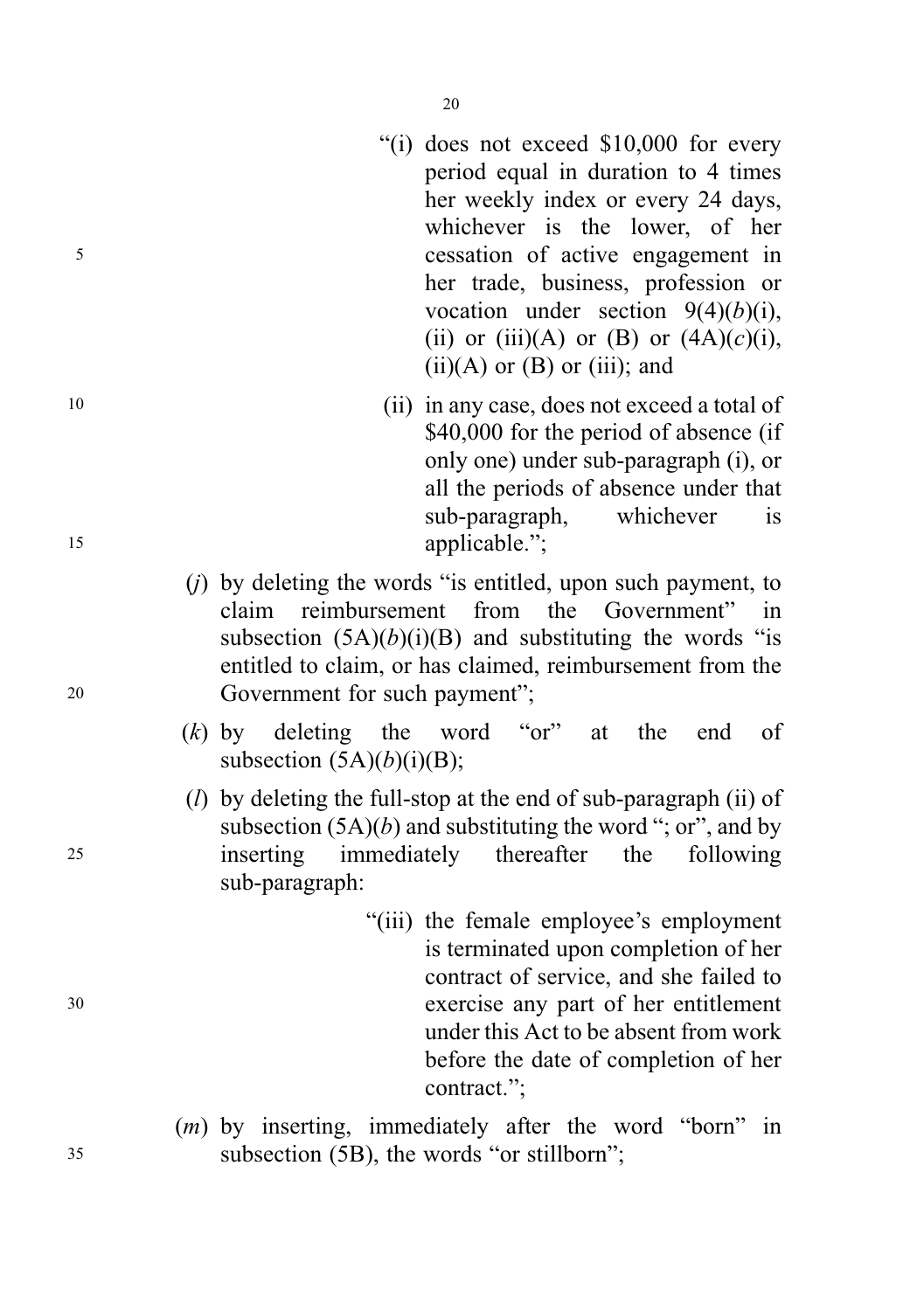"(i) does not exceed $10,000 for every period equal in duration to 4 times her weekly index or every 24 days, whichever is the lower, of her cessation of active engagement in her trade, business, profession or vocation under section 9(4)(*b*)(i), (ii) or (iii)(A) or (B) or (4A)(*c*)(i), (ii)(A) or (B) or (iii); and

(ii) in any case, does not exceed a total of $40,000 for the period of absence (if only one) under sub-paragraph (i), or all the periods of absence under that sub-paragraph, whichever is applicable.";

(*j*) by deleting the words "is entitled, upon such payment, to claim reimbursement from the Government" in subsection (5A)(*b*)(i)(B) and substituting the words "is entitled to claim, or has claimed, reimbursement from the Government for such payment";

(*k*) by deleting the word "or" at the end of subsection (5A)(*b*)(i)(B);

(*l*) by deleting the full-stop at the end of sub-paragraph (ii) of subsection (5A)(*b*) and substituting the word "; or", and by inserting immediately thereafter the following sub-paragraph:

"(iii) the female employee's employment is terminated upon completion of her contract of service, and she failed to exercise any part of her entitlement under this Act to be absent from work before the date of completion of her contract.";

(*m*) by inserting, immediately after the word "born" in subsection (5B), the words "or stillborn";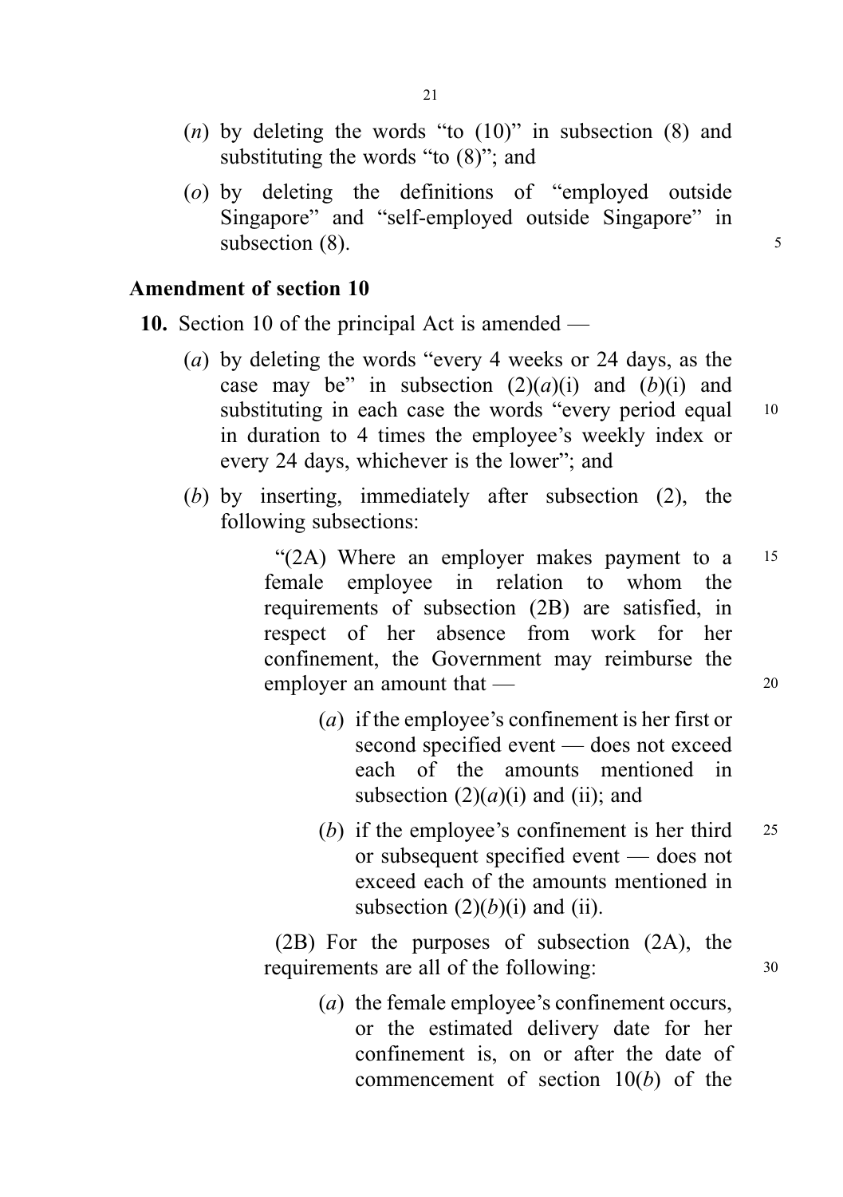(*n*) by deleting the words "to (10)" in subsection (8) and substituting the words "to (8)"; and

(*o*) by deleting the definitions of "employed outside Singapore" and "self-employed outside Singapore" in subsection (8).

## Amendment of section 10

**10.** Section 10 of the principal Act is amended —

(*a*) by deleting the words "every 4 weeks or 24 days, as the case may be" in subsection (2)(*a*)(i) and (*b*)(i) and substituting in each case the words "every period equal in duration to 4 times the employee's weekly index or every 24 days, whichever is the lower"; and

(*b*) by inserting, immediately after subsection (2), the following subsections:

> "(2A) Where an employer makes payment to a female employee in relation to whom the requirements of subsection (2B) are satisfied, in respect of her absence from work for her confinement, the Government may reimburse the employer an amount that —
>
> (*a*) if the employee's confinement is her first or second specified event — does not exceed each of the amounts mentioned in subsection (2)(*a*)(i) and (ii); and
>
> (*b*) if the employee's confinement is her third or subsequent specified event — does not exceed each of the amounts mentioned in subsection (2)(*b*)(i) and (ii).
>
> (2B) For the purposes of subsection (2A), the requirements are all of the following:
>
> (*a*) the female employee's confinement occurs, or the estimated delivery date for her confinement is, on or after the date of commencement of section 10(*b*) of the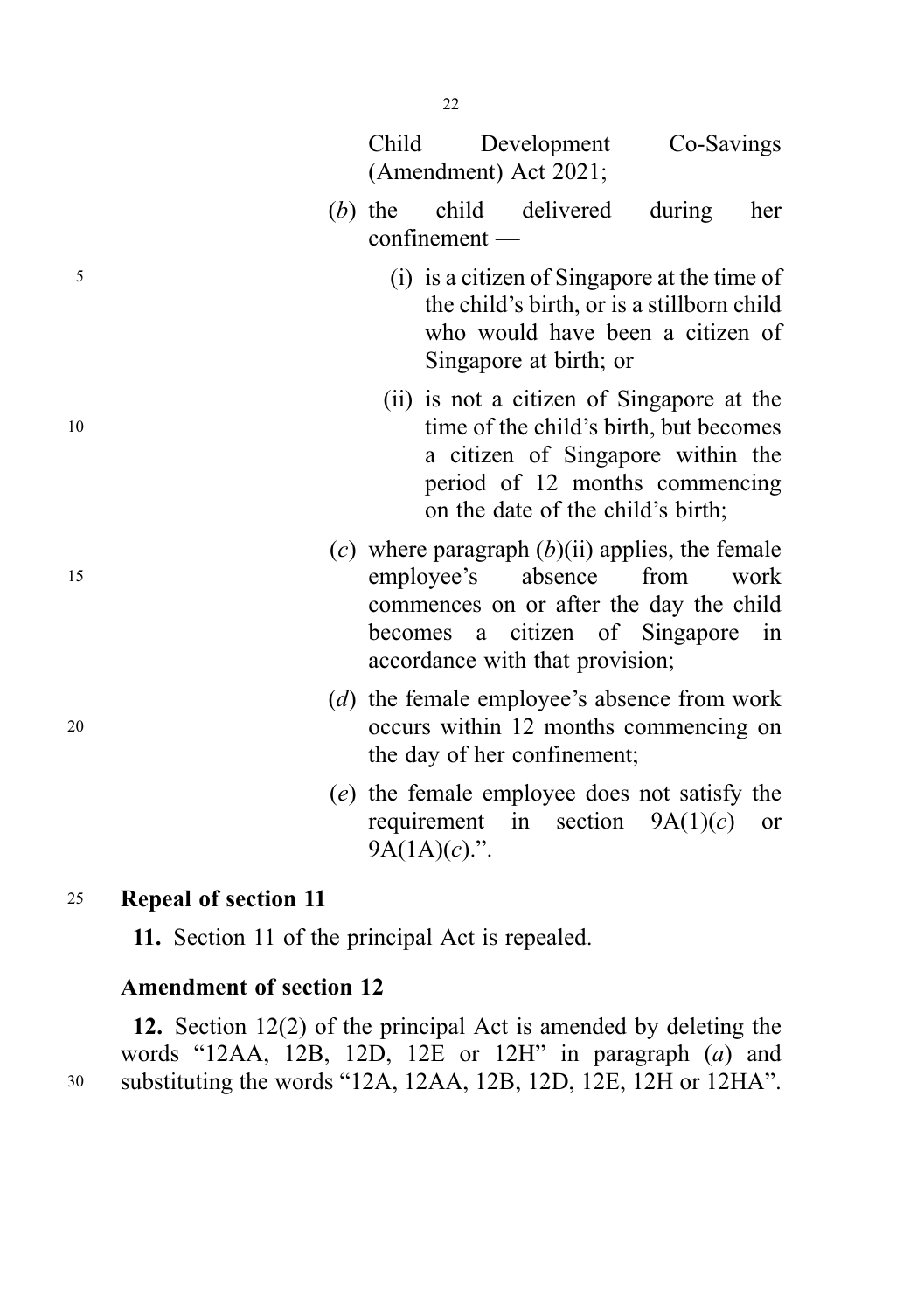Child Development Co-Savings (Amendment) Act 2021;

(*b*) the child delivered during her confinement —

(i) is a citizen of Singapore at the time of the child's birth, or is a stillborn child who would have been a citizen of Singapore at birth; or

(ii) is not a citizen of Singapore at the time of the child's birth, but becomes a citizen of Singapore within the period of 12 months commencing on the date of the child's birth;

(*c*) where paragraph (*b*)(ii) applies, the female employee's absence from work commences on or after the day the child becomes a citizen of Singapore in accordance with that provision;

(*d*) the female employee's absence from work occurs within 12 months commencing on the day of her confinement;

(*e*) the female employee does not satisfy the requirement in section 9A(1)(*c*) or 9A(1A)(*c*).".

**Repeal of section 11**

**11.** Section 11 of the principal Act is repealed.

**Amendment of section 12**

**12.** Section 12(2) of the principal Act is amended by deleting the words "12AA, 12B, 12D, 12E or 12H" in paragraph (*a*) and substituting the words "12A, 12AA, 12B, 12D, 12E, 12H or 12HA".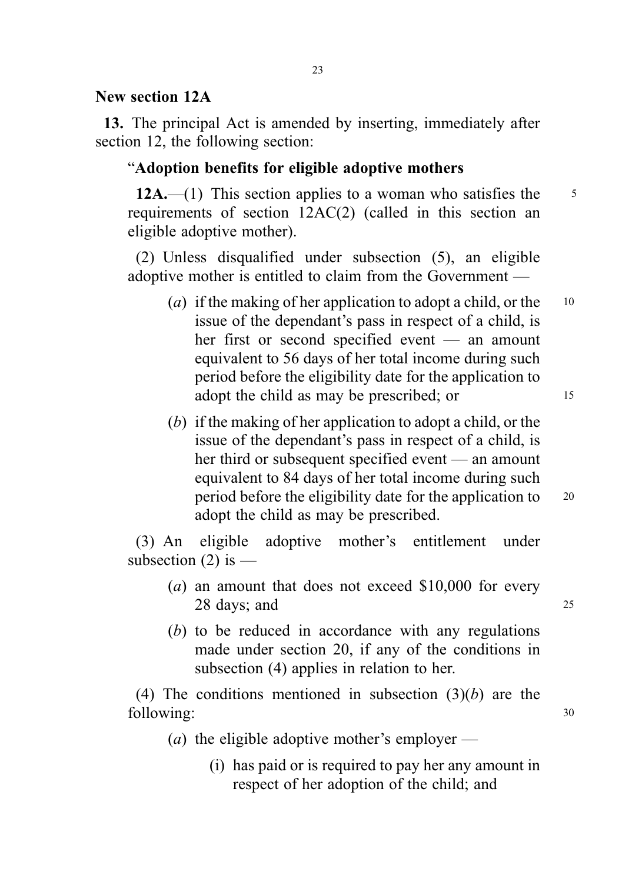## New section 12A

**13.** The principal Act is amended by inserting, immediately after section 12, the following section:

"**Adoption benefits for eligible adoptive mothers**

**12A.**—(1) This section applies to a woman who satisfies the requirements of section 12AC(2) (called in this section an eligible adoptive mother).

(2) Unless disqualified under subsection (5), an eligible adoptive mother is entitled to claim from the Government —

(*a*) if the making of her application to adopt a child, or the issue of the dependant's pass in respect of a child, is her first or second specified event — an amount equivalent to 56 days of her total income during such period before the eligibility date for the application to adopt the child as may be prescribed; or

(*b*) if the making of her application to adopt a child, or the issue of the dependant's pass in respect of a child, is her third or subsequent specified event — an amount equivalent to 84 days of her total income during such period before the eligibility date for the application to adopt the child as may be prescribed.

(3) An eligible adoptive mother's entitlement under subsection (2) is —

(*a*) an amount that does not exceed $10,000 for every 28 days; and

(*b*) to be reduced in accordance with any regulations made under section 20, if any of the conditions in subsection (4) applies in relation to her.

(4) The conditions mentioned in subsection (3)(*b*) are the following:

(*a*) the eligible adoptive mother's employer —

(i) has paid or is required to pay her any amount in respect of her adoption of the child; and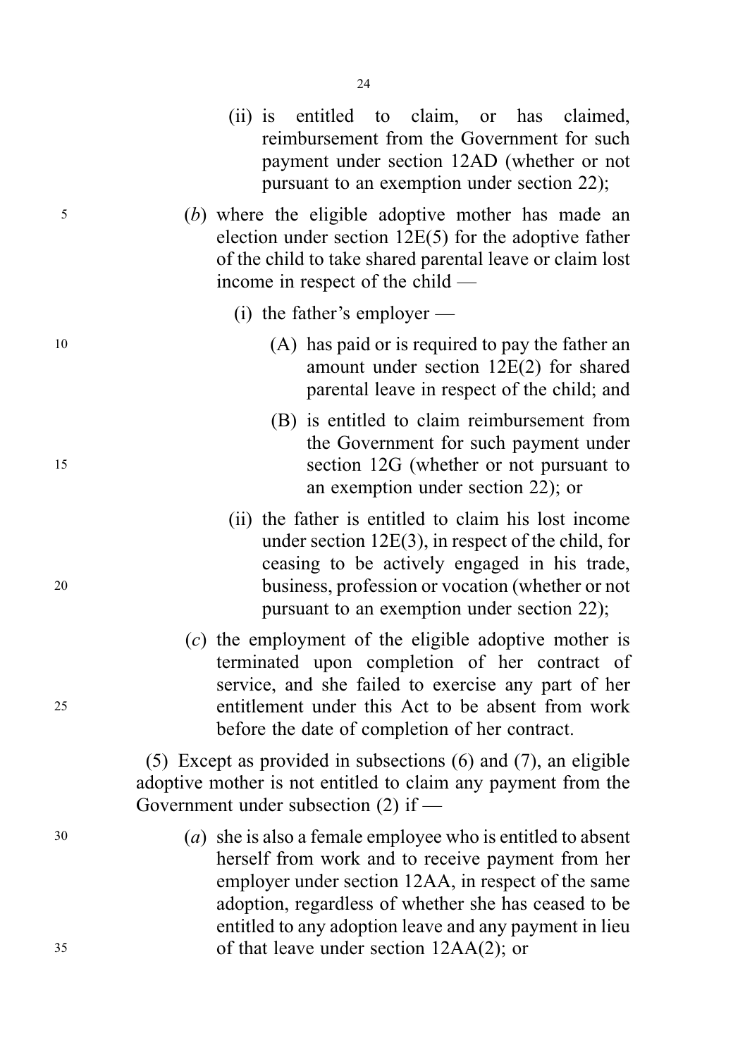(ii) is entitled to claim, or has claimed, reimbursement from the Government for such payment under section 12AD (whether or not pursuant to an exemption under section 22);

(*b*) where the eligible adoptive mother has made an election under section 12E(5) for the adoptive father of the child to take shared parental leave or claim lost income in respect of the child —

(i) the father's employer —

(A) has paid or is required to pay the father an amount under section 12E(2) for shared parental leave in respect of the child; and

(B) is entitled to claim reimbursement from the Government for such payment under section 12G (whether or not pursuant to an exemption under section 22); or

(ii) the father is entitled to claim his lost income under section 12E(3), in respect of the child, for ceasing to be actively engaged in his trade, business, profession or vocation (whether or not pursuant to an exemption under section 22);

(*c*) the employment of the eligible adoptive mother is terminated upon completion of her contract of service, and she failed to exercise any part of her entitlement under this Act to be absent from work before the date of completion of her contract.

(5) Except as provided in subsections (6) and (7), an eligible adoptive mother is not entitled to claim any payment from the Government under subsection (2) if —

(*a*) she is also a female employee who is entitled to absent herself from work and to receive payment from her employer under section 12AA, in respect of the same adoption, regardless of whether she has ceased to be entitled to any adoption leave and any payment in lieu of that leave under section 12AA(2); or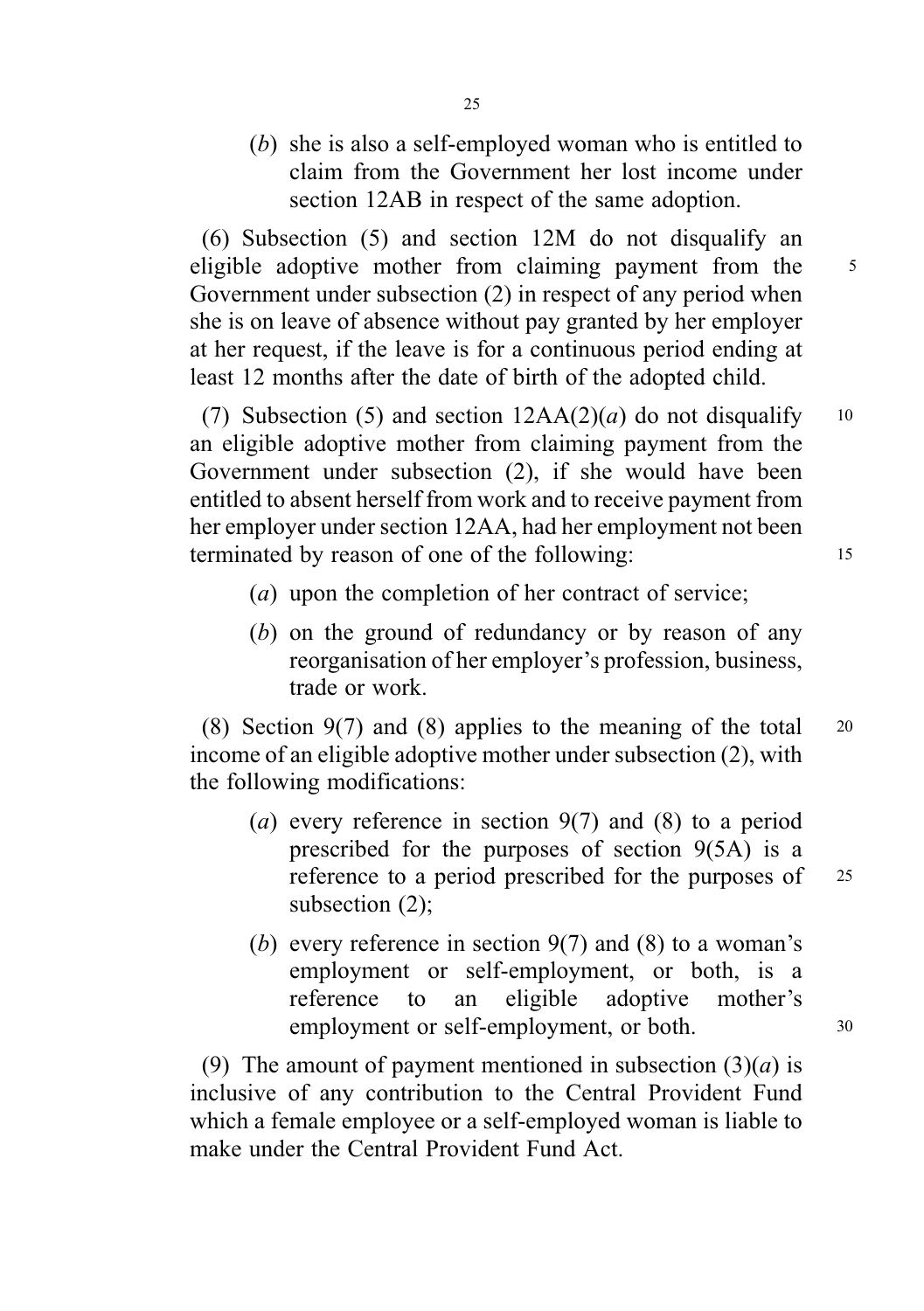(*b*) she is also a self-employed woman who is entitled to claim from the Government her lost income under section 12AB in respect of the same adoption.

(6) Subsection (5) and section 12M do not disqualify an eligible adoptive mother from claiming payment from the Government under subsection (2) in respect of any period when she is on leave of absence without pay granted by her employer at her request, if the leave is for a continuous period ending at least 12 months after the date of birth of the adopted child.

(7) Subsection (5) and section 12AA(2)(*a*) do not disqualify an eligible adoptive mother from claiming payment from the Government under subsection (2), if she would have been entitled to absent herself from work and to receive payment from her employer under section 12AA, had her employment not been terminated by reason of one of the following:

(*a*) upon the completion of her contract of service;

(*b*) on the ground of redundancy or by reason of any reorganisation of her employer's profession, business, trade or work.

(8) Section 9(7) and (8) applies to the meaning of the total income of an eligible adoptive mother under subsection (2), with the following modifications:

(*a*) every reference in section 9(7) and (8) to a period prescribed for the purposes of section 9(5A) is a reference to a period prescribed for the purposes of subsection (2);

(*b*) every reference in section 9(7) and (8) to a woman's employment or self-employment, or both, is a reference to an eligible adoptive mother's employment or self-employment, or both.

(9) The amount of payment mentioned in subsection (3)(*a*) is inclusive of any contribution to the Central Provident Fund which a female employee or a self-employed woman is liable to make under the Central Provident Fund Act.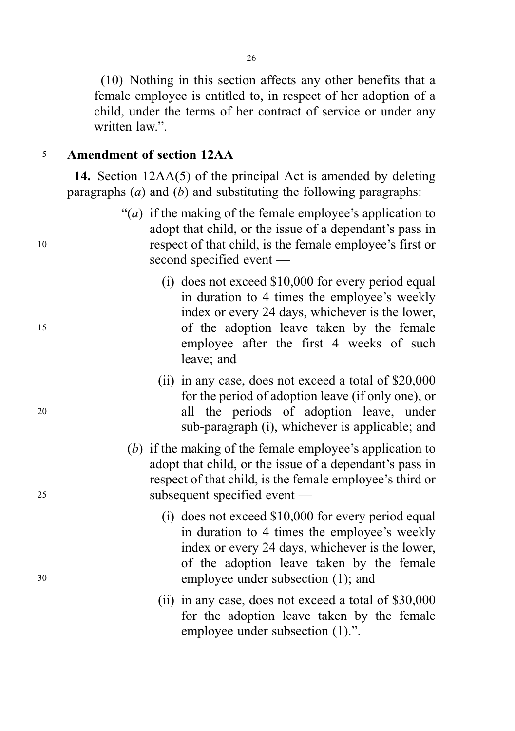(10) Nothing in this section affects any other benefits that a female employee is entitled to, in respect of her adoption of a child, under the terms of her contract of service or under any written law.”.

### Amendment of section 12AA

**14.** Section 12AA(5) of the principal Act is amended by deleting paragraphs (*a*) and (*b*) and substituting the following paragraphs:

> “(*a*) if the making of the female employee’s application to adopt that child, or the issue of a dependant’s pass in respect of that child, is the female employee’s first or second specified event —
>
> (i) does not exceed $10,000 for every period equal in duration to 4 times the employee’s weekly index or every 24 days, whichever is the lower, of the adoption leave taken by the female employee after the first 4 weeks of such leave; and
>
> (ii) in any case, does not exceed a total of $20,000 for the period of adoption leave (if only one), or all the periods of adoption leave, under sub-paragraph (i), whichever is applicable; and
>
> (*b*) if the making of the female employee’s application to adopt that child, or the issue of a dependant’s pass in respect of that child, is the female employee’s third or subsequent specified event —
>
> (i) does not exceed $10,000 for every period equal in duration to 4 times the employee’s weekly index or every 24 days, whichever is the lower, of the adoption leave taken by the female employee under subsection (1); and
>
> (ii) in any case, does not exceed a total of $30,000 for the adoption leave taken by the female employee under subsection (1).”.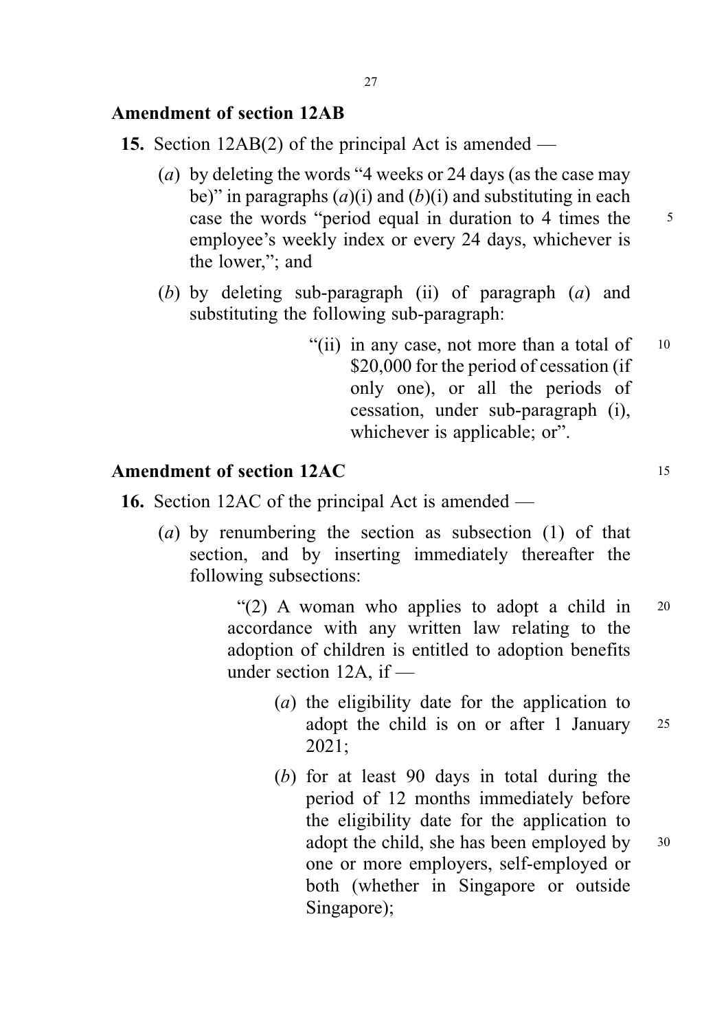## Amendment of section 12AB

**15.** Section 12AB(2) of the principal Act is amended —

(*a*) by deleting the words "4 weeks or 24 days (as the case may be)" in paragraphs (*a*)(i) and (*b*)(i) and substituting in each case the words "period equal in duration to 4 times the employee's weekly index or every 24 days, whichever is the lower,"; and

(*b*) by deleting sub-paragraph (ii) of paragraph (*a*) and substituting the following sub-paragraph:

> "(ii) in any case, not more than a total of $20,000 for the period of cessation (if only one), or all the periods of cessation, under sub-paragraph (i), whichever is applicable; or".

## Amendment of section 12AC

**16.** Section 12AC of the principal Act is amended —

(*a*) by renumbering the section as subsection (1) of that section, and by inserting immediately thereafter the following subsections:

> "(2) A woman who applies to adopt a child in accordance with any written law relating to the adoption of children is entitled to adoption benefits under section 12A, if —
>
> (*a*) the eligibility date for the application to adopt the child is on or after 1 January 2021;
>
> (*b*) for at least 90 days in total during the period of 12 months immediately before the eligibility date for the application to adopt the child, she has been employed by one or more employers, self-employed or both (whether in Singapore or outside Singapore);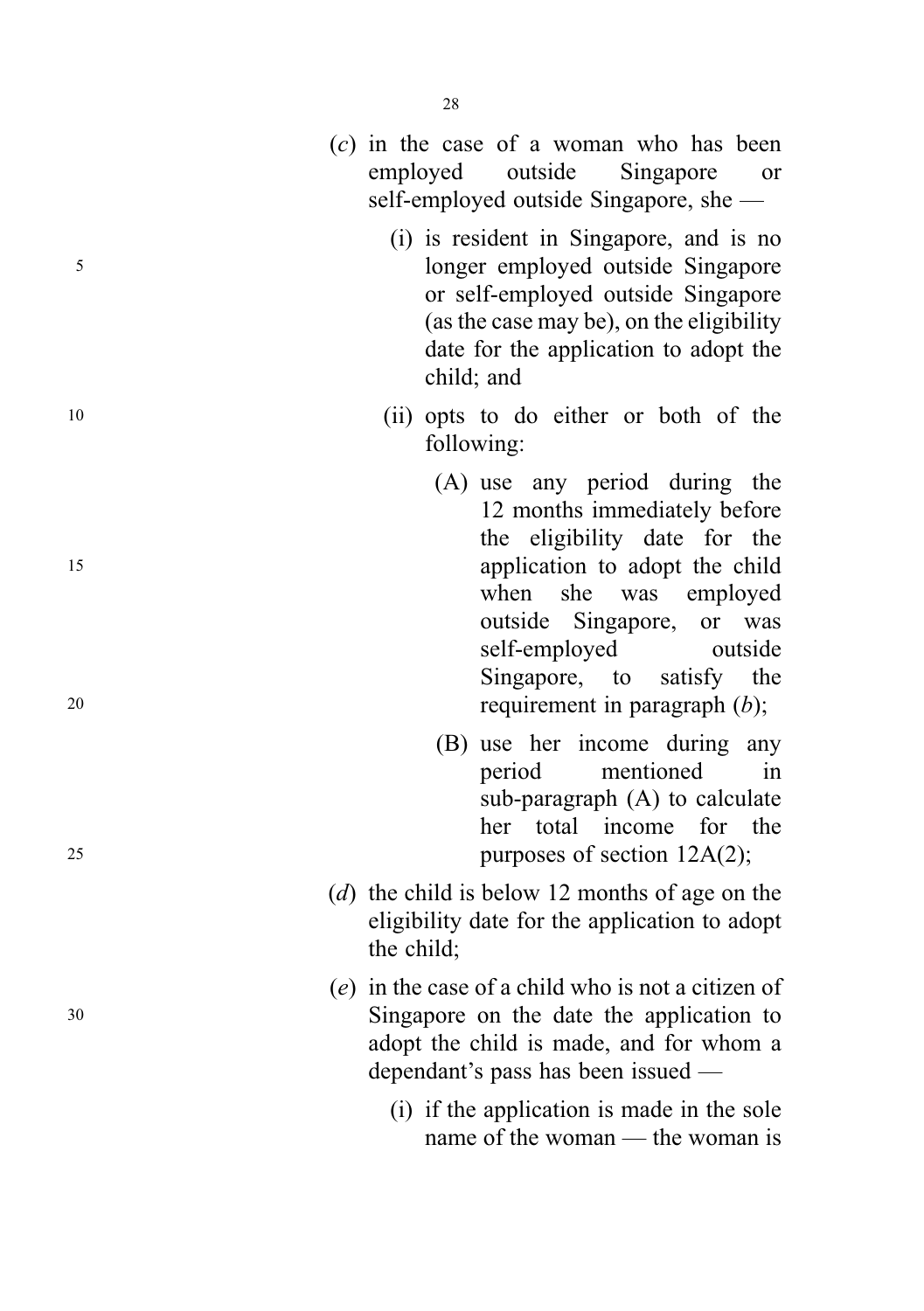(*c*) in the case of a woman who has been employed outside Singapore or self-employed outside Singapore, she —

(i) is resident in Singapore, and is no longer employed outside Singapore or self-employed outside Singapore (as the case may be), on the eligibility date for the application to adopt the child; and

(ii) opts to do either or both of the following:

(A) use any period during the 12 months immediately before the eligibility date for the application to adopt the child when she was employed outside Singapore, or was self-employed outside Singapore, to satisfy the requirement in paragraph (*b*);

(B) use her income during any period mentioned in sub-paragraph (A) to calculate her total income for the purposes of section 12A(2);

(*d*) the child is below 12 months of age on the eligibility date for the application to adopt the child;

(*e*) in the case of a child who is not a citizen of Singapore on the date the application to adopt the child is made, and for whom a dependant's pass has been issued —

(i) if the application is made in the sole name of the woman — the woman is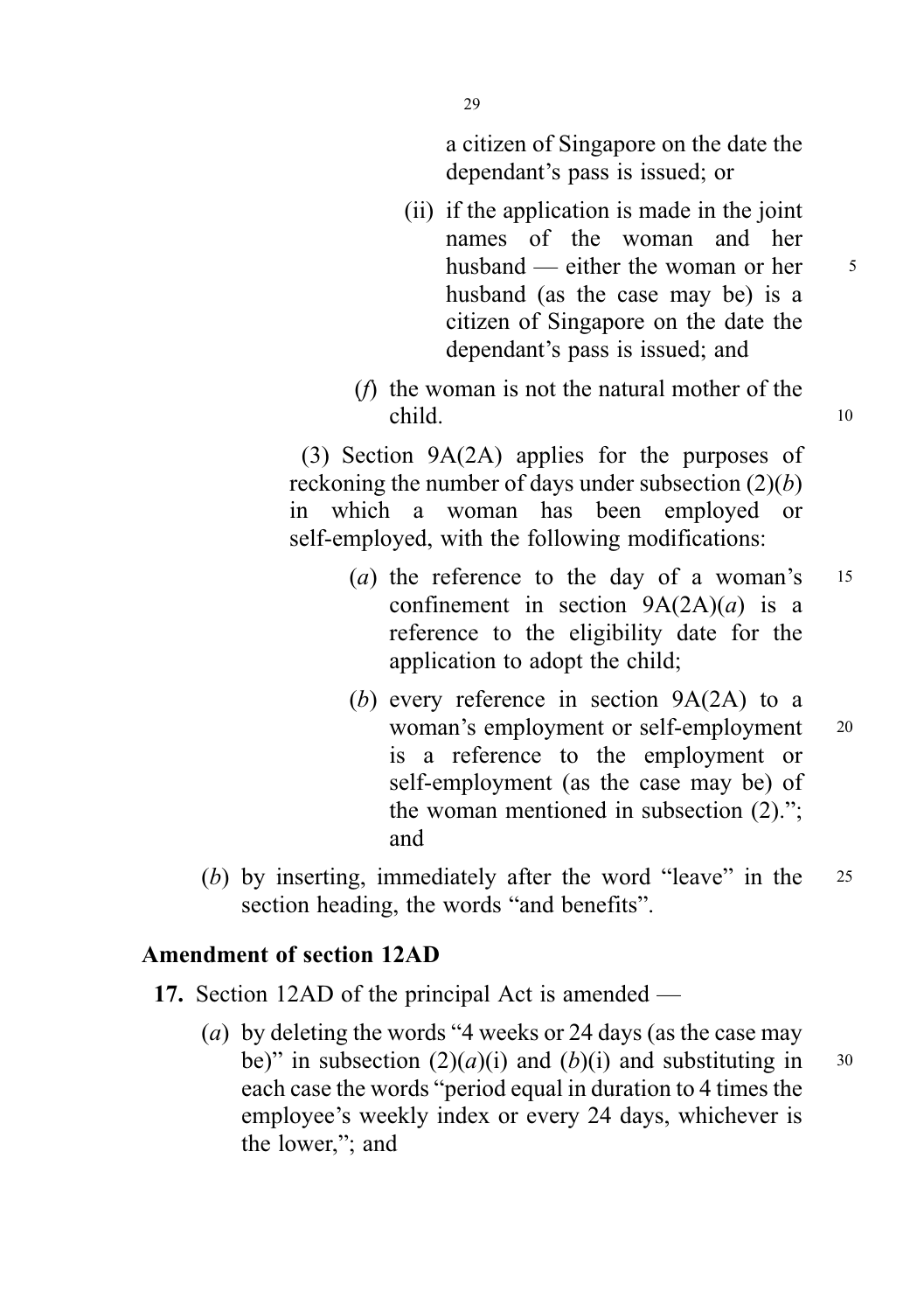a citizen of Singapore on the date the dependant's pass is issued; or

(ii) if the application is made in the joint names of the woman and her husband — either the woman or her husband (as the case may be) is a citizen of Singapore on the date the dependant's pass is issued; and

(*f*) the woman is not the natural mother of the child.

(3) Section 9A(2A) applies for the purposes of reckoning the number of days under subsection (2)(*b*) in which a woman has been employed or self-employed, with the following modifications:

(*a*) the reference to the day of a woman's confinement in section 9A(2A)(*a*) is a reference to the eligibility date for the application to adopt the child;

(*b*) every reference in section 9A(2A) to a woman's employment or self-employment is a reference to the employment or self-employment (as the case may be) of the woman mentioned in subsection (2)."; and

(*b*) by inserting, immediately after the word "leave" in the section heading, the words "and benefits".

**Amendment of section 12AD**

**17.** Section 12AD of the principal Act is amended —

(*a*) by deleting the words "4 weeks or 24 days (as the case may be)" in subsection (2)(*a*)(i) and (*b*)(i) and substituting in each case the words "period equal in duration to 4 times the employee's weekly index or every 24 days, whichever is the lower,"; and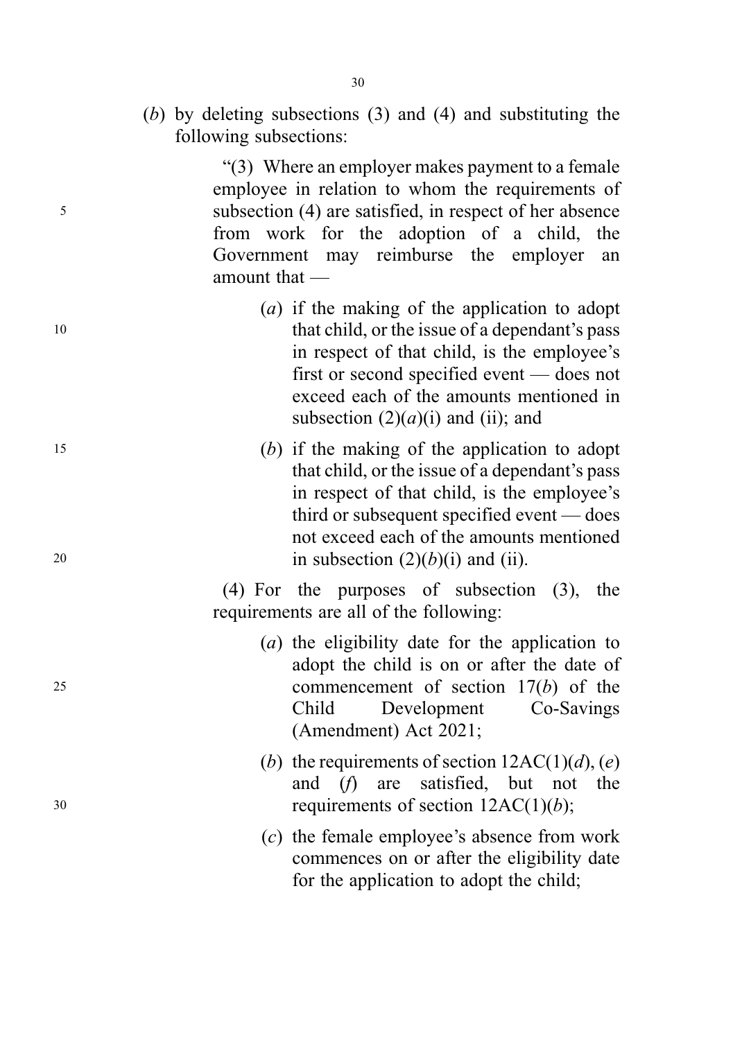(*b*) by deleting subsections (3) and (4) and substituting the following subsections:

"(3) Where an employer makes payment to a female employee in relation to whom the requirements of subsection (4) are satisfied, in respect of her absence from work for the adoption of a child, the Government may reimburse the employer an amount that —

(*a*) if the making of the application to adopt that child, or the issue of a dependant's pass in respect of that child, is the employee's first or second specified event — does not exceed each of the amounts mentioned in subsection (2)(*a*)(i) and (ii); and

(*b*) if the making of the application to adopt that child, or the issue of a dependant's pass in respect of that child, is the employee's third or subsequent specified event — does not exceed each of the amounts mentioned in subsection (2)(*b*)(i) and (ii).

(4) For the purposes of subsection (3), the requirements are all of the following:

(*a*) the eligibility date for the application to adopt the child is on or after the date of commencement of section 17(*b*) of the Child Development Co-Savings (Amendment) Act 2021;

(*b*) the requirements of section 12AC(1)(*d*), (*e*) and (*f*) are satisfied, but not the requirements of section 12AC(1)(*b*);

(*c*) the female employee's absence from work commences on or after the eligibility date for the application to adopt the child;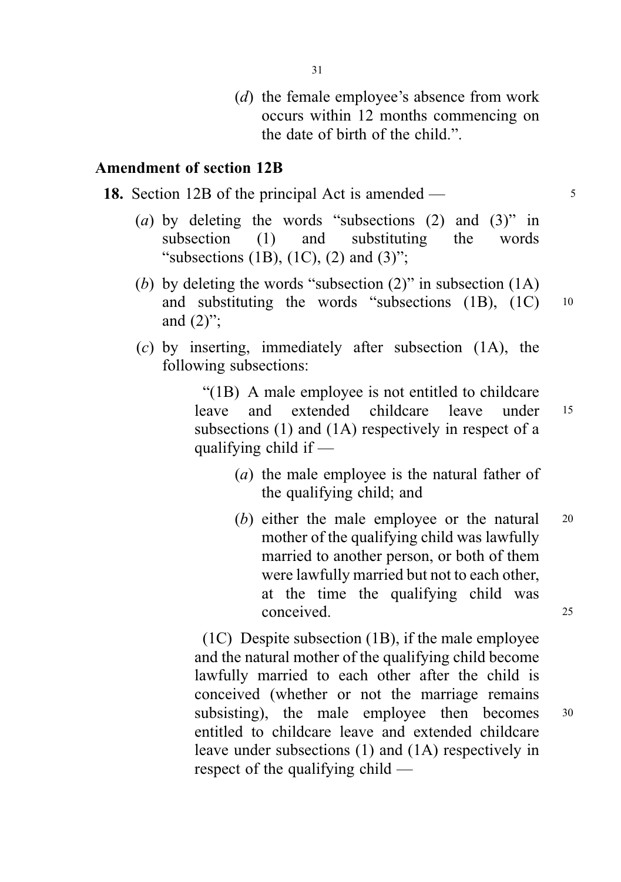(*d*) the female employee's absence from work occurs within 12 months commencing on the date of birth of the child.".

**Amendment of section 12B**

**18.** Section 12B of the principal Act is amended —

(*a*) by deleting the words "subsections (2) and (3)" in subsection (1) and substituting the words "subsections (1B), (1C), (2) and (3)";

(*b*) by deleting the words "subsection (2)" in subsection (1A) and substituting the words "subsections (1B), (1C) and (2)";

(*c*) by inserting, immediately after subsection (1A), the following subsections:

"(1B) A male employee is not entitled to childcare leave and extended childcare leave under subsections (1) and (1A) respectively in respect of a qualifying child if —

(*a*) the male employee is the natural father of the qualifying child; and

(*b*) either the male employee or the natural mother of the qualifying child was lawfully married to another person, or both of them were lawfully married but not to each other, at the time the qualifying child was conceived.

(1C) Despite subsection (1B), if the male employee and the natural mother of the qualifying child become lawfully married to each other after the child is conceived (whether or not the marriage remains subsisting), the male employee then becomes entitled to childcare leave and extended childcare leave under subsections (1) and (1A) respectively in respect of the qualifying child —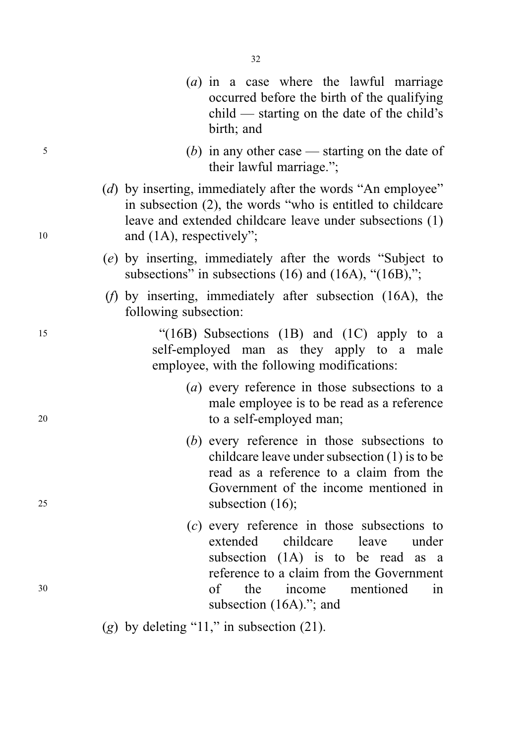(a) in a case where the lawful marriage occurred before the birth of the qualifying child — starting on the date of the child's birth; and

(b) in any other case — starting on the date of their lawful marriage.";

(d) by inserting, immediately after the words "An employee" in subsection (2), the words "who is entitled to childcare leave and extended childcare leave under subsections (1) and (1A), respectively";

(e) by inserting, immediately after the words "Subject to subsections" in subsections (16) and (16A), "(16B),";

(f) by inserting, immediately after subsection (16A), the following subsection:

"(16B) Subsections (1B) and (1C) apply to a self-employed man as they apply to a male employee, with the following modifications:

(a) every reference in those subsections to a male employee is to be read as a reference to a self-employed man;

(b) every reference in those subsections to childcare leave under subsection (1) is to be read as a reference to a claim from the Government of the income mentioned in subsection (16);

(c) every reference in those subsections to extended childcare leave under subsection (1A) is to be read as a reference to a claim from the Government of the income mentioned in subsection (16A)."; and

(g) by deleting "11," in subsection (21).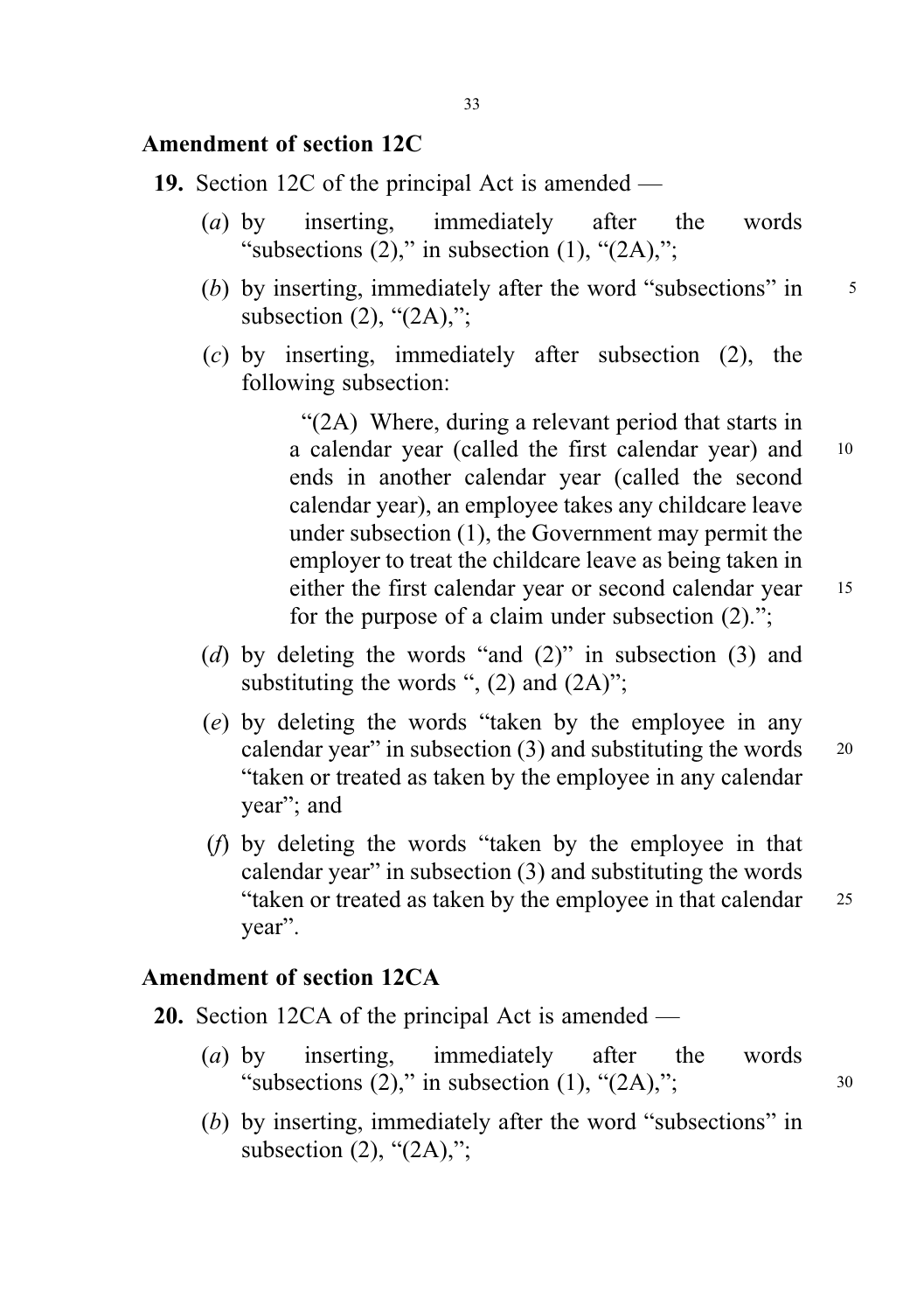## Amendment of section 12C

**19.** Section 12C of the principal Act is amended —

(*a*) by inserting, immediately after the words "subsections (2)," in subsection (1), "(2A),";

(*b*) by inserting, immediately after the word "subsections" in subsection (2), "(2A),";

(*c*) by inserting, immediately after subsection (2), the following subsection:

> "(2A) Where, during a relevant period that starts in a calendar year (called the first calendar year) and ends in another calendar year (called the second calendar year), an employee takes any childcare leave under subsection (1), the Government may permit the employer to treat the childcare leave as being taken in either the first calendar year or second calendar year for the purpose of a claim under subsection (2).";

(*d*) by deleting the words "and (2)" in subsection (3) and substituting the words ", (2) and (2A)";

(*e*) by deleting the words "taken by the employee in any calendar year" in subsection (3) and substituting the words "taken or treated as taken by the employee in any calendar year"; and

(*f*) by deleting the words "taken by the employee in that calendar year" in subsection (3) and substituting the words "taken or treated as taken by the employee in that calendar year".

## Amendment of section 12CA

**20.** Section 12CA of the principal Act is amended —

(*a*) by inserting, immediately after the words "subsections (2)," in subsection (1), "(2A),";

(*b*) by inserting, immediately after the word "subsections" in subsection (2), "(2A),";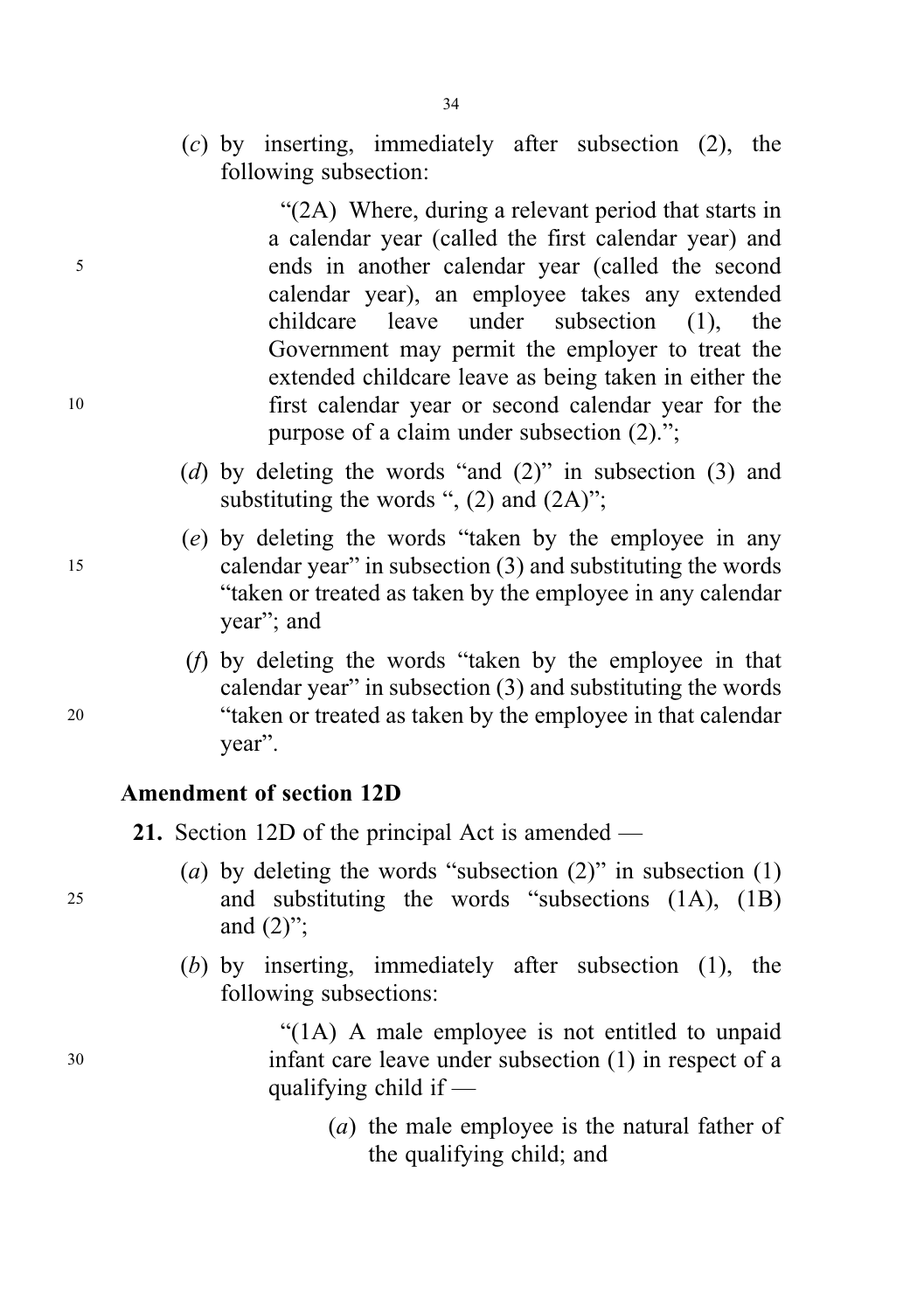(*c*) by inserting, immediately after subsection (2), the following subsection:

"(2A) Where, during a relevant period that starts in a calendar year (called the first calendar year) and ends in another calendar year (called the second calendar year), an employee takes any extended childcare leave under subsection (1), the Government may permit the employer to treat the extended childcare leave as being taken in either the first calendar year or second calendar year for the purpose of a claim under subsection (2).";

(*d*) by deleting the words "and (2)" in subsection (3) and substituting the words ", (2) and (2A)";

(*e*) by deleting the words "taken by the employee in any calendar year" in subsection (3) and substituting the words "taken or treated as taken by the employee in any calendar year"; and

(*f*) by deleting the words "taken by the employee in that calendar year" in subsection (3) and substituting the words "taken or treated as taken by the employee in that calendar year".

**Amendment of section 12D**

**21.** Section 12D of the principal Act is amended —

(*a*) by deleting the words "subsection (2)" in subsection (1) and substituting the words "subsections (1A), (1B) and (2)";

(*b*) by inserting, immediately after subsection (1), the following subsections:

"(1A) A male employee is not entitled to unpaid infant care leave under subsection (1) in respect of a qualifying child if —

(*a*) the male employee is the natural father of the qualifying child; and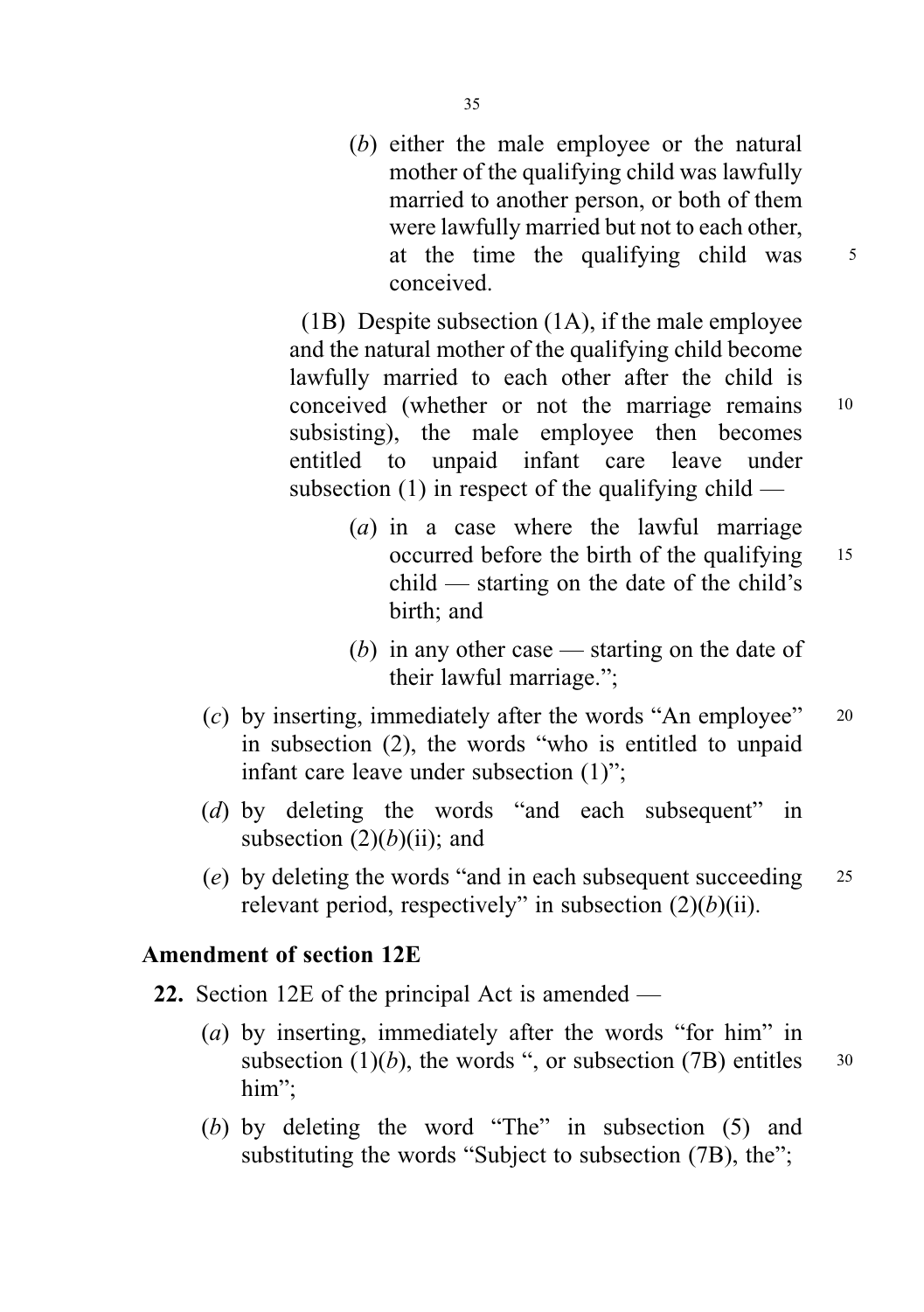(*b*) either the male employee or the natural mother of the qualifying child was lawfully married to another person, or both of them were lawfully married but not to each other, at the time the qualifying child was conceived.

(1B) Despite subsection (1A), if the male employee and the natural mother of the qualifying child become lawfully married to each other after the child is conceived (whether or not the marriage remains subsisting), the male employee then becomes entitled to unpaid infant care leave under subsection (1) in respect of the qualifying child —

(*a*) in a case where the lawful marriage occurred before the birth of the qualifying child — starting on the date of the child's birth; and

(*b*) in any other case — starting on the date of their lawful marriage.";

(*c*) by inserting, immediately after the words "An employee" in subsection (2), the words "who is entitled to unpaid infant care leave under subsection (1)";

(*d*) by deleting the words "and each subsequent" in subsection (2)(*b*)(ii); and

(*e*) by deleting the words "and in each subsequent succeeding relevant period, respectively" in subsection (2)(*b*)(ii).

### Amendment of section 12E

**22.** Section 12E of the principal Act is amended —

(*a*) by inserting, immediately after the words "for him" in subsection (1)(*b*), the words ", or subsection (7B) entitles him";

(*b*) by deleting the word "The" in subsection (5) and substituting the words "Subject to subsection (7B), the";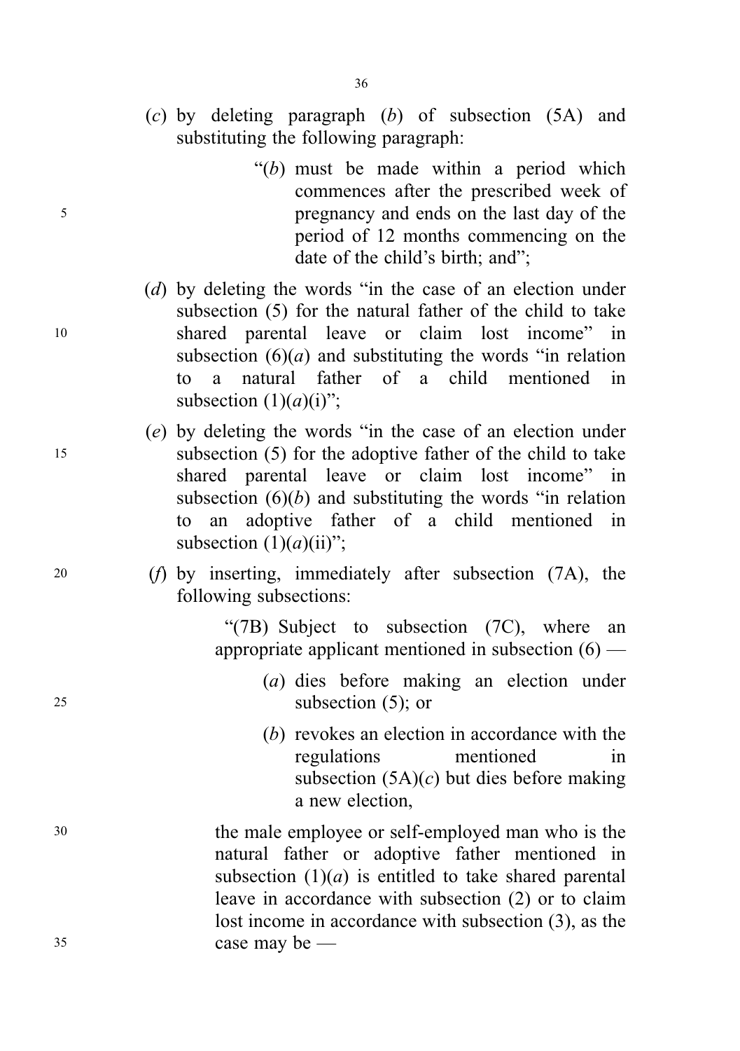(*c*) by deleting paragraph (*b*) of subsection (5A) and substituting the following paragraph:

> "(*b*) must be made within a period which commences after the prescribed week of pregnancy and ends on the last day of the period of 12 months commencing on the date of the child's birth; and";

(*d*) by deleting the words "in the case of an election under subsection (5) for the natural father of the child to take shared parental leave or claim lost income" in subsection (6)(*a*) and substituting the words "in relation to a natural father of a child mentioned in subsection (1)(*a*)(i)";

(*e*) by deleting the words "in the case of an election under subsection (5) for the adoptive father of the child to take shared parental leave or claim lost income" in subsection (6)(*b*) and substituting the words "in relation to an adoptive father of a child mentioned in subsection (1)(*a*)(ii)";

(*f*) by inserting, immediately after subsection (7A), the following subsections:

> "(7B) Subject to subsection (7C), where an appropriate applicant mentioned in subsection (6) —
>
> (*a*) dies before making an election under subsection (5); or
>
> (*b*) revokes an election in accordance with the regulations mentioned in subsection (5A)(*c*) but dies before making a new election,
>
> the male employee or self-employed man who is the natural father or adoptive father mentioned in subsection (1)(*a*) is entitled to take shared parental leave in accordance with subsection (2) or to claim lost income in accordance with subsection (3), as the case may be —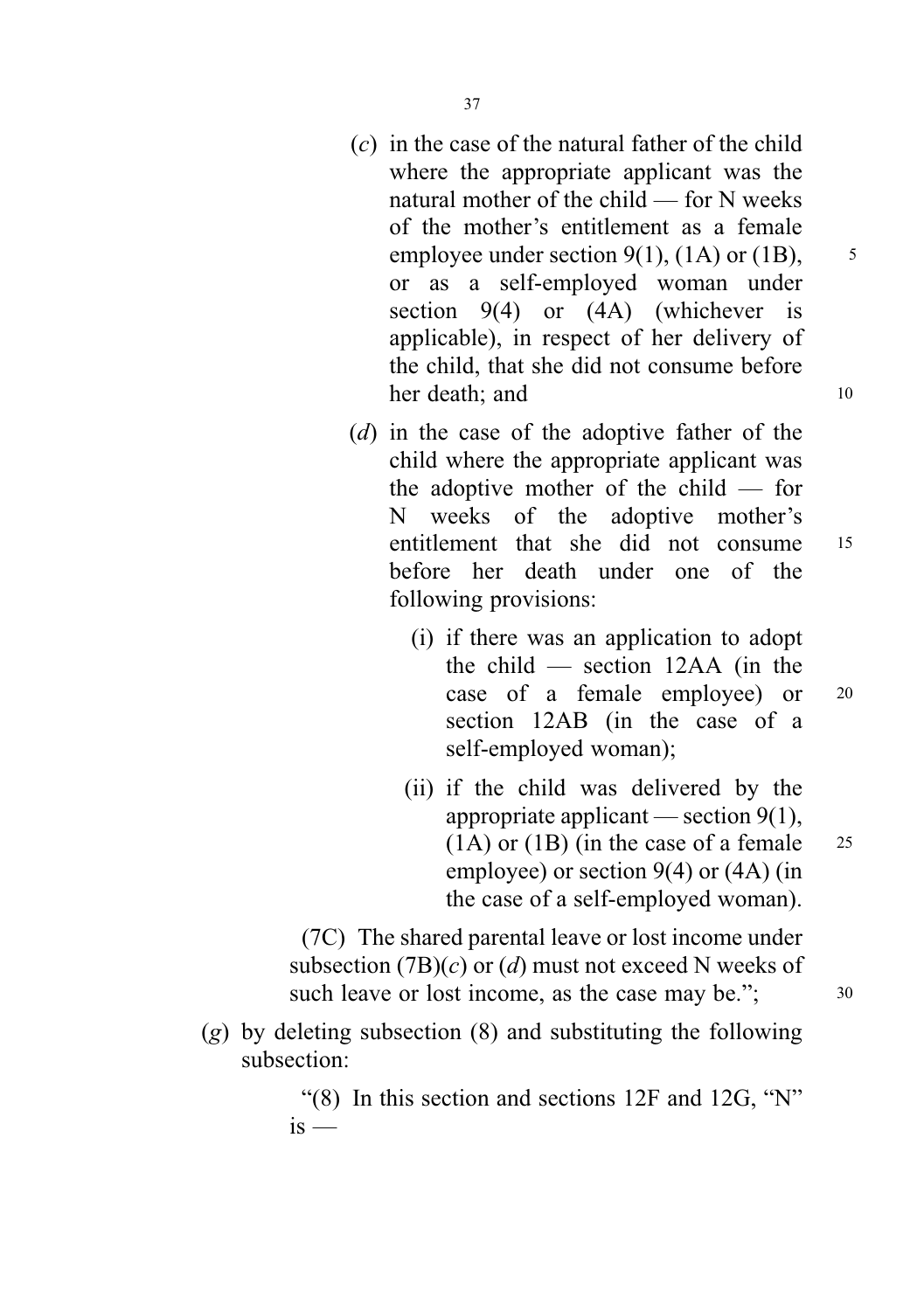(*c*) in the case of the natural father of the child where the appropriate applicant was the natural mother of the child — for N weeks of the mother's entitlement as a female employee under section 9(1), (1A) or (1B), or as a self-employed woman under section 9(4) or (4A) (whichever is applicable), in respect of her delivery of the child, that she did not consume before her death; and

(*d*) in the case of the adoptive father of the child where the appropriate applicant was the adoptive mother of the child — for N weeks of the adoptive mother's entitlement that she did not consume before her death under one of the following provisions:

(i) if there was an application to adopt the child — section 12AA (in the case of a female employee) or section 12AB (in the case of a self-employed woman);

(ii) if the child was delivered by the appropriate applicant — section 9(1), (1A) or (1B) (in the case of a female employee) or section 9(4) or (4A) (in the case of a self-employed woman).

(7C) The shared parental leave or lost income under subsection (7B)(*c*) or (*d*) must not exceed N weeks of such leave or lost income, as the case may be.";

(*g*) by deleting subsection (8) and substituting the following subsection:

"(8) In this section and sections 12F and 12G, "N" is —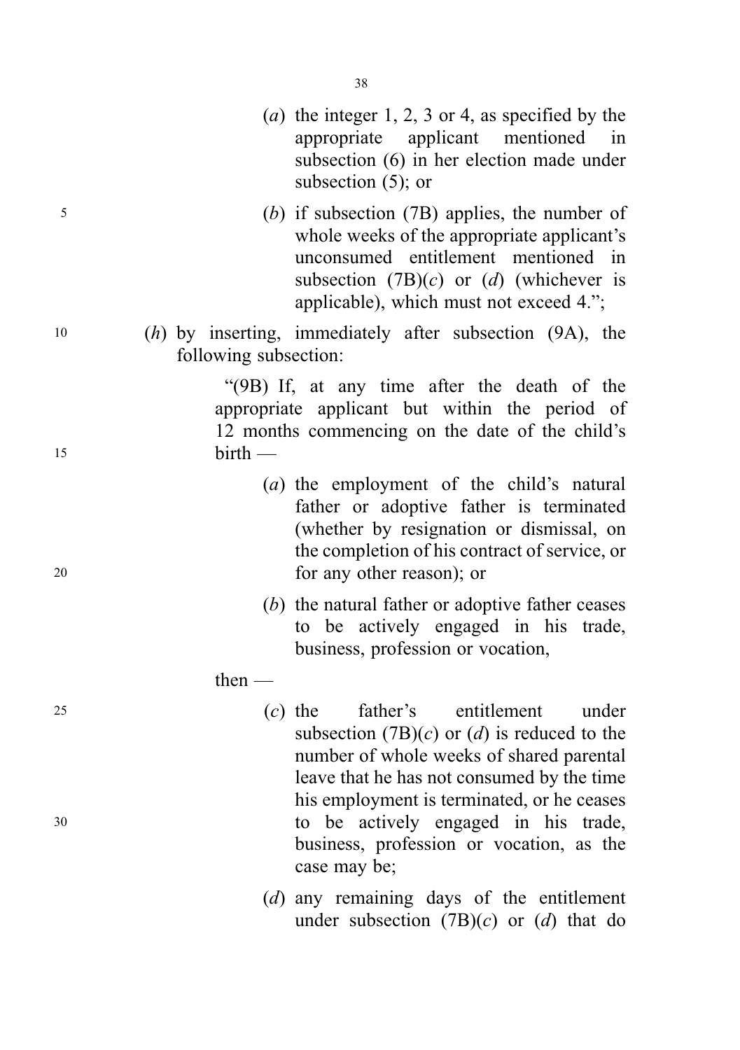(*a*) the integer 1, 2, 3 or 4, as specified by the appropriate applicant mentioned in subsection (6) in her election made under subsection (5); or

(*b*) if subsection (7B) applies, the number of whole weeks of the appropriate applicant's unconsumed entitlement mentioned in subsection (7B)(*c*) or (*d*) (whichever is applicable), which must not exceed 4.";

(*h*) by inserting, immediately after subsection (9A), the following subsection:

"(9B) If, at any time after the death of the appropriate applicant but within the period of 12 months commencing on the date of the child's birth —

(*a*) the employment of the child's natural father or adoptive father is terminated (whether by resignation or dismissal, on the completion of his contract of service, or for any other reason); or

(*b*) the natural father or adoptive father ceases to be actively engaged in his trade, business, profession or vocation,

then —

(*c*) the father's entitlement under subsection (7B)(*c*) or (*d*) is reduced to the number of whole weeks of shared parental leave that he has not consumed by the time his employment is terminated, or he ceases to be actively engaged in his trade, business, profession or vocation, as the case may be;

(*d*) any remaining days of the entitlement under subsection (7B)(*c*) or (*d*) that do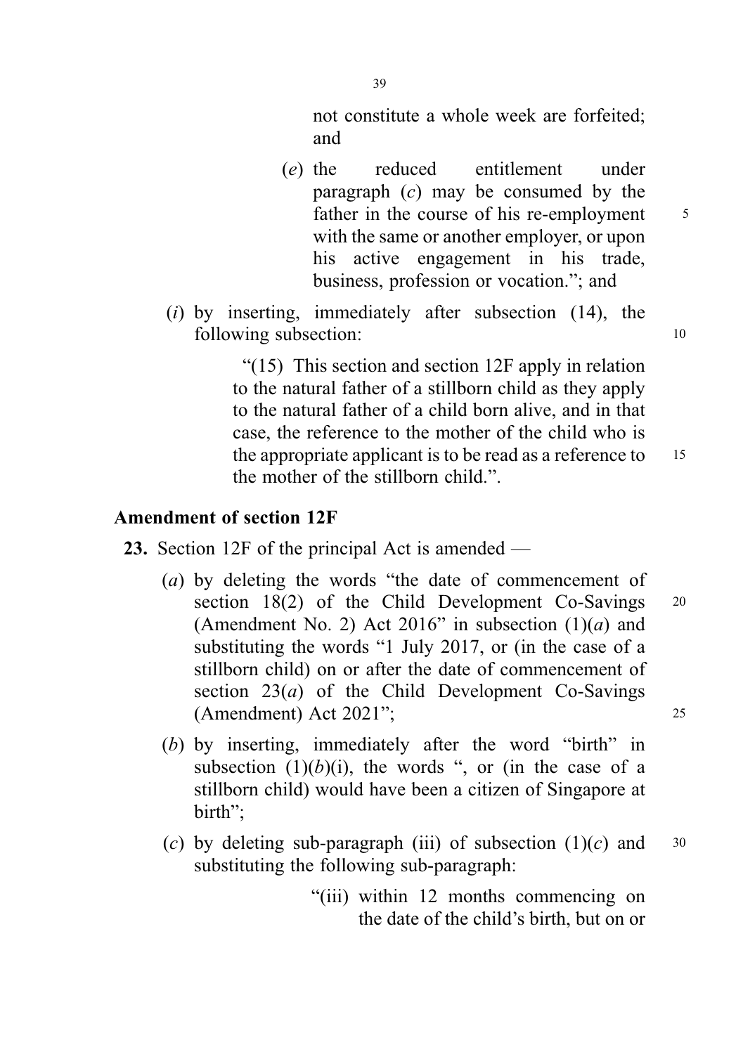not constitute a whole week are forfeited; and

(*e*) the reduced entitlement under paragraph (*c*) may be consumed by the father in the course of his re-employment with the same or another employer, or upon his active engagement in his trade, business, profession or vocation."; and

(*i*) by inserting, immediately after subsection (14), the following subsection:

"(15) This section and section 12F apply in relation to the natural father of a stillborn child as they apply to the natural father of a child born alive, and in that case, the reference to the mother of the child who is the appropriate applicant is to be read as a reference to the mother of the stillborn child.".

**Amendment of section 12F**

**23.** Section 12F of the principal Act is amended —

(*a*) by deleting the words "the date of commencement of section 18(2) of the Child Development Co-Savings (Amendment No. 2) Act 2016" in subsection (1)(*a*) and substituting the words "1 July 2017, or (in the case of a stillborn child) on or after the date of commencement of section 23(*a*) of the Child Development Co-Savings (Amendment) Act 2021";

(*b*) by inserting, immediately after the word "birth" in subsection (1)(*b*)(i), the words ", or (in the case of a stillborn child) would have been a citizen of Singapore at birth";

(*c*) by deleting sub-paragraph (iii) of subsection (1)(*c*) and substituting the following sub-paragraph:

"(iii) within 12 months commencing on the date of the child's birth, but on or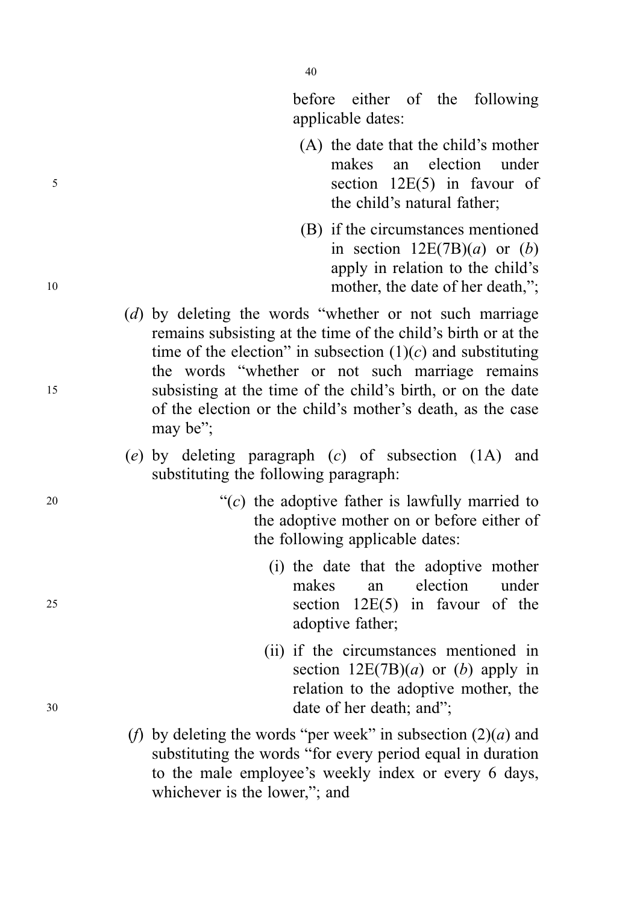before either of the following applicable dates:

(A) the date that the child's mother makes an election under section 12E(5) in favour of the child's natural father;

(B) if the circumstances mentioned in section 12E(7B)(*a*) or (*b*) apply in relation to the child's mother, the date of her death,";

(*d*) by deleting the words "whether or not such marriage remains subsisting at the time of the child's birth or at the time of the election" in subsection (1)(*c*) and substituting the words "whether or not such marriage remains subsisting at the time of the child's birth, or on the date of the election or the child's mother's death, as the case may be";

(*e*) by deleting paragraph (*c*) of subsection (1A) and substituting the following paragraph:

"(*c*) the adoptive father is lawfully married to the adoptive mother on or before either of the following applicable dates:

(i) the date that the adoptive mother makes an election under section 12E(5) in favour of the adoptive father;

(ii) if the circumstances mentioned in section 12E(7B)(*a*) or (*b*) apply in relation to the adoptive mother, the date of her death; and";

(*f*) by deleting the words "per week" in subsection (2)(*a*) and substituting the words "for every period equal in duration to the male employee's weekly index or every 6 days, whichever is the lower,"; and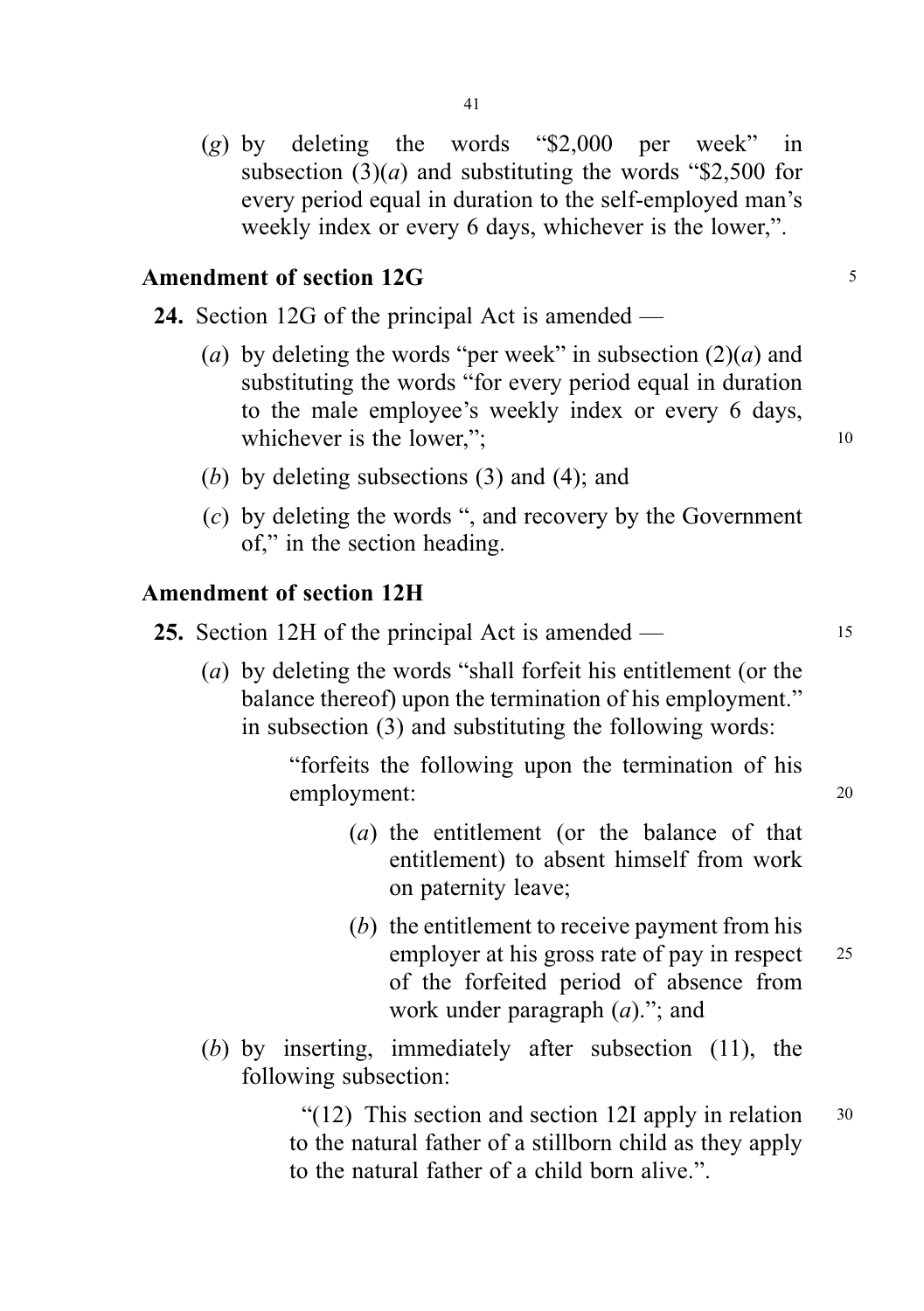(*g*) by deleting the words "$2,000 per week" in subsection (3)(*a*) and substituting the words "$2,500 for every period equal in duration to the self-employed man's weekly index or every 6 days, whichever is the lower,".

### Amendment of section 12G

**24.** Section 12G of the principal Act is amended —

(*a*) by deleting the words "per week" in subsection (2)(*a*) and substituting the words "for every period equal in duration to the male employee's weekly index or every 6 days, whichever is the lower,";

(*b*) by deleting subsections (3) and (4); and

(*c*) by deleting the words ", and recovery by the Government of," in the section heading.

### Amendment of section 12H

**25.** Section 12H of the principal Act is amended —

(*a*) by deleting the words "shall forfeit his entitlement (or the balance thereof) upon the termination of his employment." in subsection (3) and substituting the following words:

"forfeits the following upon the termination of his employment:

(*a*) the entitlement (or the balance of that entitlement) to absent himself from work on paternity leave;

(*b*) the entitlement to receive payment from his employer at his gross rate of pay in respect of the forfeited period of absence from work under paragraph (*a*)."; and

(*b*) by inserting, immediately after subsection (11), the following subsection:

"(12) This section and section 12I apply in relation to the natural father of a stillborn child as they apply to the natural father of a child born alive.".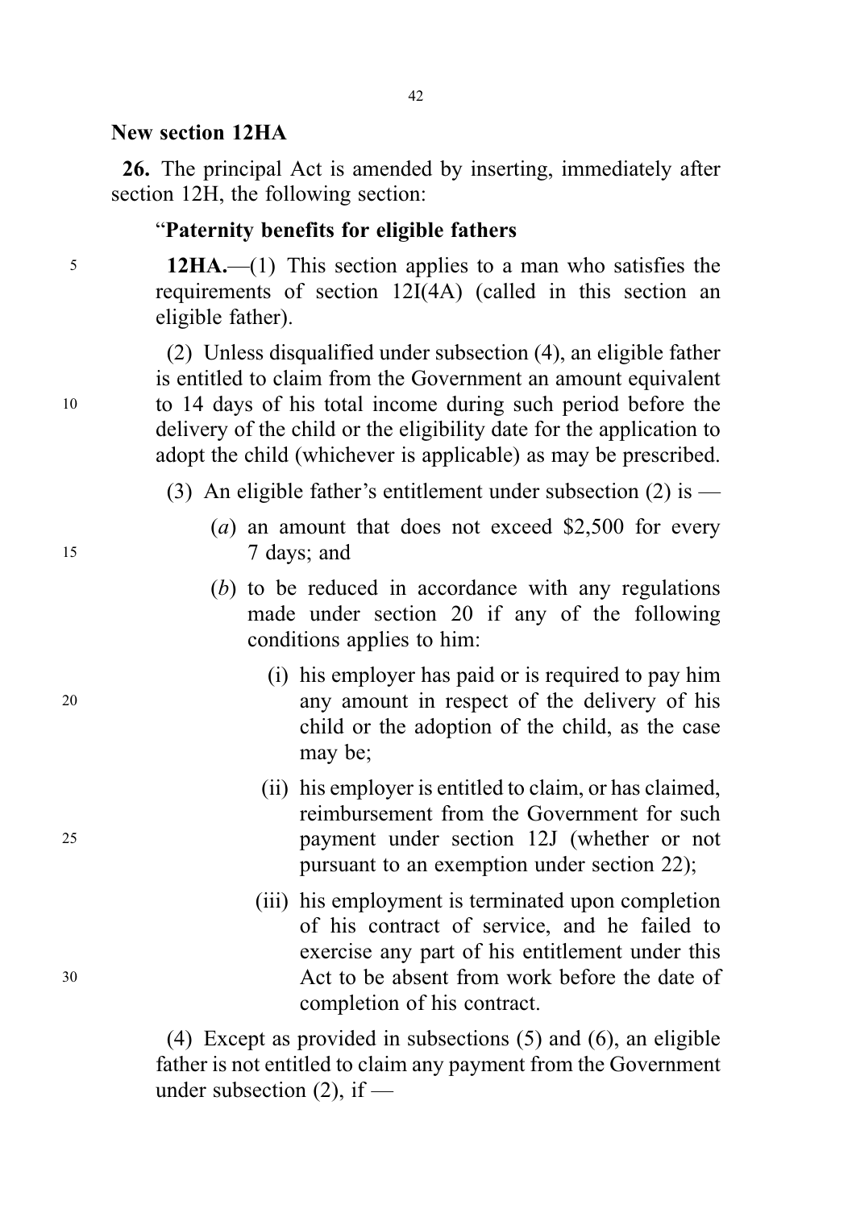**New section 12HA**

**26.** The principal Act is amended by inserting, immediately after section 12H, the following section:

"**Paternity benefits for eligible fathers**

**12HA.**—(1) This section applies to a man who satisfies the requirements of section 12I(4A) (called in this section an eligible father).

(2) Unless disqualified under subsection (4), an eligible father is entitled to claim from the Government an amount equivalent to 14 days of his total income during such period before the delivery of the child or the eligibility date for the application to adopt the child (whichever is applicable) as may be prescribed.

(3) An eligible father's entitlement under subsection (2) is —

(*a*) an amount that does not exceed $2,500 for every 7 days; and

(*b*) to be reduced in accordance with any regulations made under section 20 if any of the following conditions applies to him:

(i) his employer has paid or is required to pay him any amount in respect of the delivery of his child or the adoption of the child, as the case may be;

(ii) his employer is entitled to claim, or has claimed, reimbursement from the Government for such payment under section 12J (whether or not pursuant to an exemption under section 22);

(iii) his employment is terminated upon completion of his contract of service, and he failed to exercise any part of his entitlement under this Act to be absent from work before the date of completion of his contract.

(4) Except as provided in subsections (5) and (6), an eligible father is not entitled to claim any payment from the Government under subsection (2), if —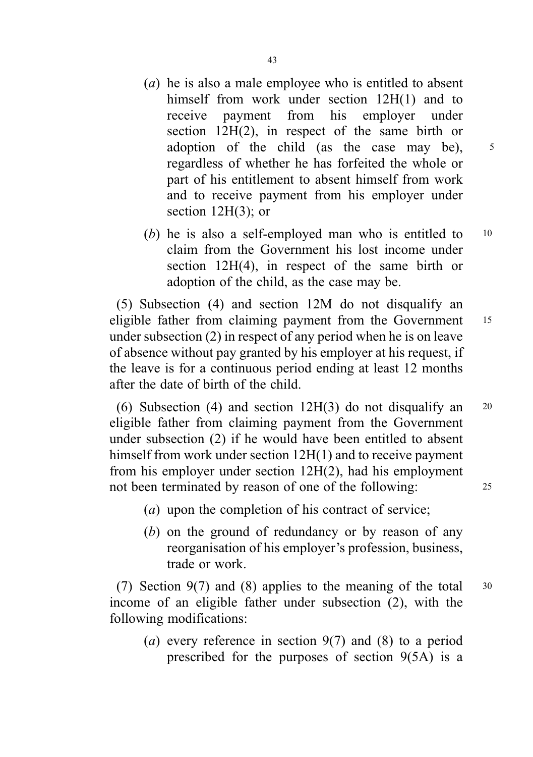(*a*) he is also a male employee who is entitled to absent himself from work under section 12H(1) and to receive payment from his employer under section 12H(2), in respect of the same birth or adoption of the child (as the case may be), regardless of whether he has forfeited the whole or part of his entitlement to absent himself from work and to receive payment from his employer under section 12H(3); or

(*b*) he is also a self-employed man who is entitled to claim from the Government his lost income under section 12H(4), in respect of the same birth or adoption of the child, as the case may be.

(5) Subsection (4) and section 12M do not disqualify an eligible father from claiming payment from the Government under subsection (2) in respect of any period when he is on leave of absence without pay granted by his employer at his request, if the leave is for a continuous period ending at least 12 months after the date of birth of the child.

(6) Subsection (4) and section 12H(3) do not disqualify an eligible father from claiming payment from the Government under subsection (2) if he would have been entitled to absent himself from work under section 12H(1) and to receive payment from his employer under section 12H(2), had his employment not been terminated by reason of one of the following:

(*a*) upon the completion of his contract of service;

(*b*) on the ground of redundancy or by reason of any reorganisation of his employer's profession, business, trade or work.

(7) Section 9(7) and (8) applies to the meaning of the total income of an eligible father under subsection (2), with the following modifications:

(*a*) every reference in section 9(7) and (8) to a period prescribed for the purposes of section 9(5A) is a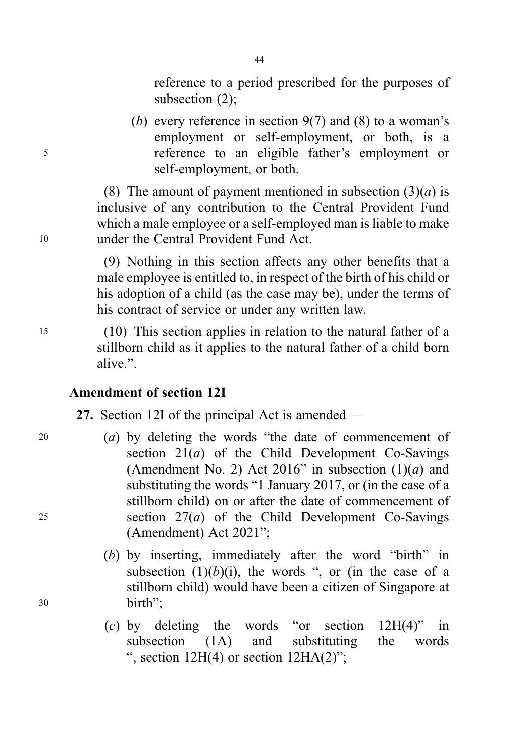reference to a period prescribed for the purposes of subsection (2);

(*b*) every reference in section 9(7) and (8) to a woman's employment or self-employment, or both, is a reference to an eligible father's employment or self-employment, or both.

(8) The amount of payment mentioned in subsection (3)(*a*) is inclusive of any contribution to the Central Provident Fund which a male employee or a self-employed man is liable to make under the Central Provident Fund Act.

(9) Nothing in this section affects any other benefits that a male employee is entitled to, in respect of the birth of his child or his adoption of a child (as the case may be), under the terms of his contract of service or under any written law.

(10) This section applies in relation to the natural father of a stillborn child as it applies to the natural father of a child born alive.".

### Amendment of section 12I

**27.** Section 12I of the principal Act is amended —

(*a*) by deleting the words "the date of commencement of section 21(*a*) of the Child Development Co-Savings (Amendment No. 2) Act 2016" in subsection (1)(*a*) and substituting the words "1 January 2017, or (in the case of a stillborn child) on or after the date of commencement of section 27(*a*) of the Child Development Co-Savings (Amendment) Act 2021";

(*b*) by inserting, immediately after the word "birth" in subsection (1)(*b*)(i), the words ", or (in the case of a stillborn child) would have been a citizen of Singapore at birth";

(*c*) by deleting the words "or section 12H(4)" in subsection (1A) and substituting the words ", section 12H(4) or section 12HA(2)";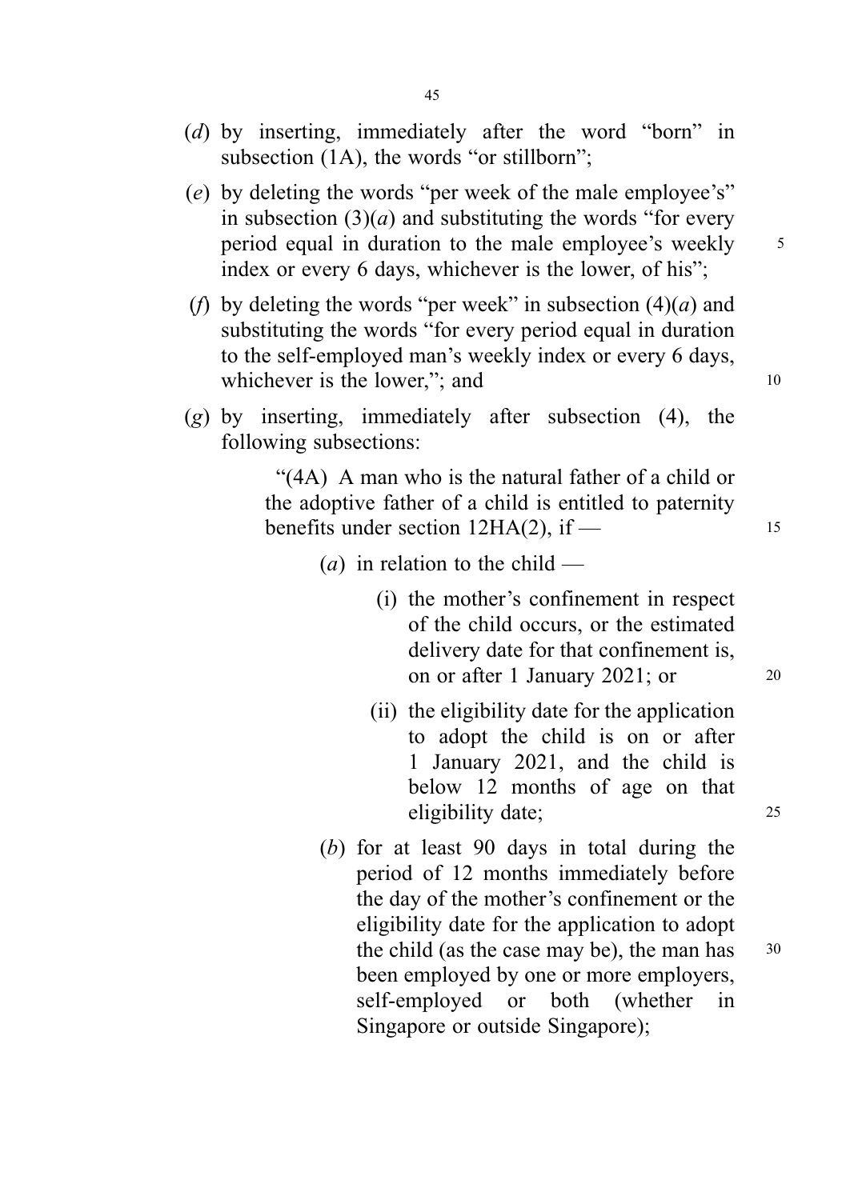(*d*) by inserting, immediately after the word "born" in subsection (1A), the words "or stillborn";

(*e*) by deleting the words "per week of the male employee's" in subsection (3)(*a*) and substituting the words "for every period equal in duration to the male employee's weekly index or every 6 days, whichever is the lower, of his";

(*f*) by deleting the words "per week" in subsection (4)(*a*) and substituting the words "for every period equal in duration to the self-employed man's weekly index or every 6 days, whichever is the lower,"; and

(*g*) by inserting, immediately after subsection (4), the following subsections:

> "(4A) A man who is the natural father of a child or the adoptive father of a child is entitled to paternity benefits under section 12HA(2), if —
>
> (*a*) in relation to the child —
>
> (i) the mother's confinement in respect of the child occurs, or the estimated delivery date for that confinement is, on or after 1 January 2021; or
>
> (ii) the eligibility date for the application to adopt the child is on or after 1 January 2021, and the child is below 12 months of age on that eligibility date;
>
> (*b*) for at least 90 days in total during the period of 12 months immediately before the day of the mother's confinement or the eligibility date for the application to adopt the child (as the case may be), the man has been employed by one or more employers, self-employed or both (whether in Singapore or outside Singapore);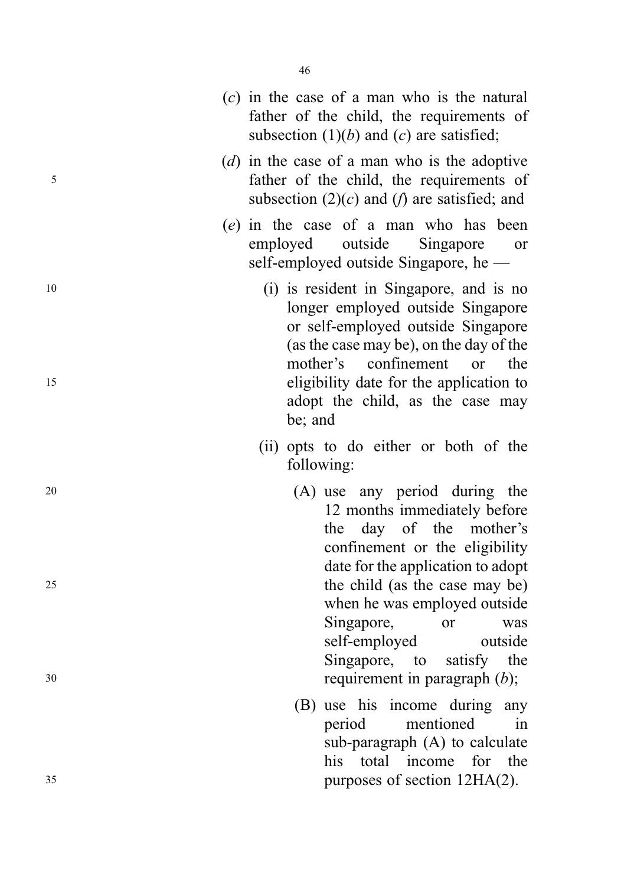(*c*) in the case of a man who is the natural father of the child, the requirements of subsection (1)(*b*) and (*c*) are satisfied;

(*d*) in the case of a man who is the adoptive father of the child, the requirements of subsection (2)(*c*) and (*f*) are satisfied; and

(*e*) in the case of a man who has been employed outside Singapore or self-employed outside Singapore, he —

(i) is resident in Singapore, and is no longer employed outside Singapore or self-employed outside Singapore (as the case may be), on the day of the mother's confinement or the eligibility date for the application to adopt the child, as the case may be; and

(ii) opts to do either or both of the following:

(A) use any period during the 12 months immediately before the day of the mother's confinement or the eligibility date for the application to adopt the child (as the case may be) when he was employed outside Singapore, or was self-employed outside Singapore, to satisfy the requirement in paragraph (*b*);

(B) use his income during any period mentioned in sub-paragraph (A) to calculate his total income for the purposes of section 12HA(2).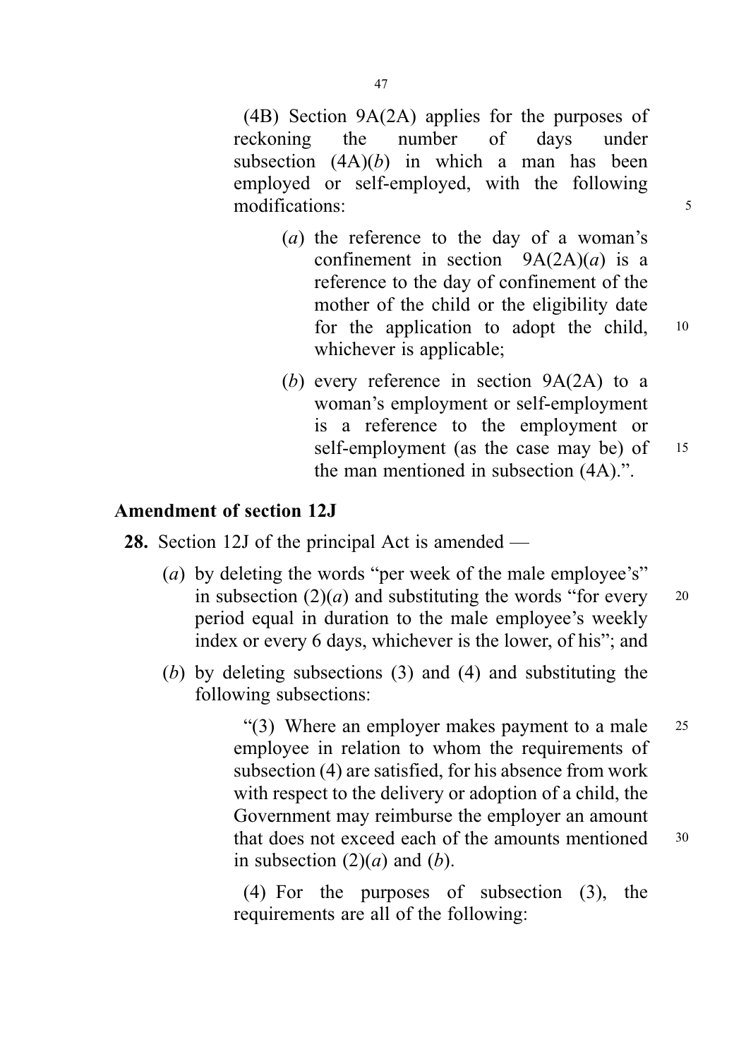(4B) Section 9A(2A) applies for the purposes of reckoning the number of days under subsection (4A)(*b*) in which a man has been employed or self-employed, with the following modifications:

(*a*) the reference to the day of a woman's confinement in section 9A(2A)(*a*) is a reference to the day of confinement of the mother of the child or the eligibility date for the application to adopt the child, whichever is applicable;

(*b*) every reference in section 9A(2A) to a woman's employment or self-employment is a reference to the employment or self-employment (as the case may be) of the man mentioned in subsection (4A).".

### Amendment of section 12J

**28.** Section 12J of the principal Act is amended —

(*a*) by deleting the words "per week of the male employee's" in subsection (2)(*a*) and substituting the words "for every period equal in duration to the male employee's weekly index or every 6 days, whichever is the lower, of his"; and

(*b*) by deleting subsections (3) and (4) and substituting the following subsections:

"(3) Where an employer makes payment to a male employee in relation to whom the requirements of subsection (4) are satisfied, for his absence from work with respect to the delivery or adoption of a child, the Government may reimburse the employer an amount that does not exceed each of the amounts mentioned in subsection (2)(*a*) and (*b*).

(4) For the purposes of subsection (3), the requirements are all of the following: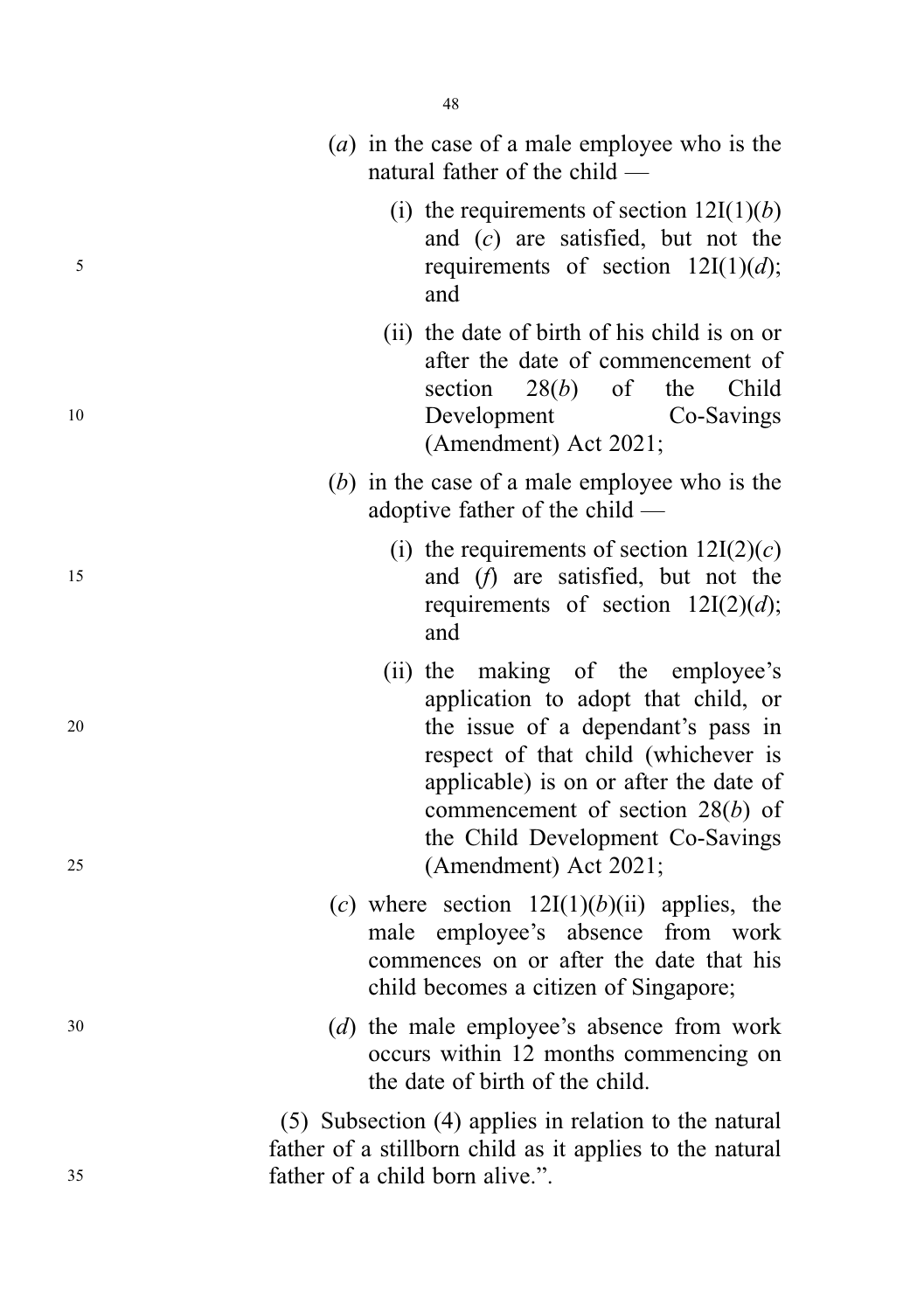(*a*) in the case of a male employee who is the natural father of the child —

(i) the requirements of section 12I(1)(*b*) and (*c*) are satisfied, but not the requirements of section 12I(1)(*d*); and

(ii) the date of birth of his child is on or after the date of commencement of section 28(*b*) of the Child Development Co-Savings (Amendment) Act 2021;

(*b*) in the case of a male employee who is the adoptive father of the child —

(i) the requirements of section 12I(2)(*c*) and (*f*) are satisfied, but not the requirements of section 12I(2)(*d*); and

(ii) the making of the employee's application to adopt that child, or the issue of a dependant's pass in respect of that child (whichever is applicable) is on or after the date of commencement of section 28(*b*) of the Child Development Co-Savings (Amendment) Act 2021;

(*c*) where section 12I(1)(*b*)(ii) applies, the male employee's absence from work commences on or after the date that his child becomes a citizen of Singapore;

(*d*) the male employee's absence from work occurs within 12 months commencing on the date of birth of the child.

(5) Subsection (4) applies in relation to the natural father of a stillborn child as it applies to the natural father of a child born alive.".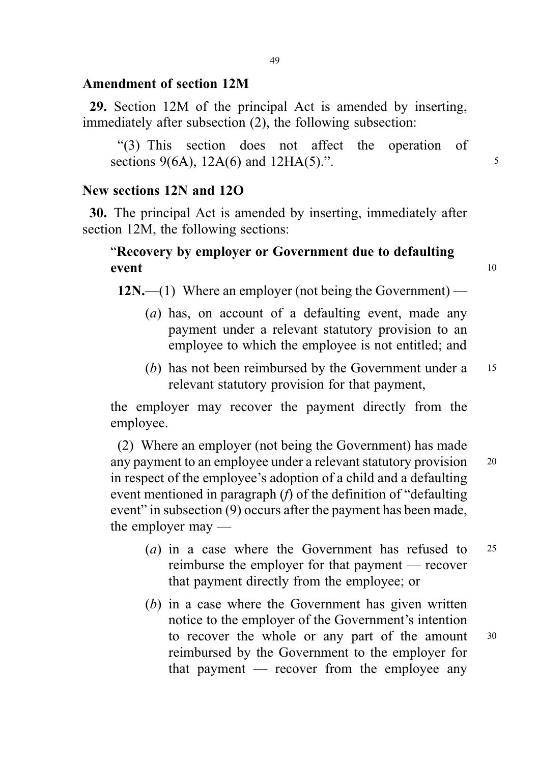## Amendment of section 12M

**29.** Section 12M of the principal Act is amended by inserting, immediately after subsection (2), the following subsection:

"(3) This section does not affect the operation of sections 9(6A), 12A(6) and 12HA(5).".

## New sections 12N and 12O

**30.** The principal Act is amended by inserting, immediately after section 12M, the following sections:

"**Recovery by employer or Government due to defaulting event**

**12N.**—(1) Where an employer (not being the Government) —

(*a*) has, on account of a defaulting event, made any payment under a relevant statutory provision to an employee to which the employee is not entitled; and

(*b*) has not been reimbursed by the Government under a relevant statutory provision for that payment,

the employer may recover the payment directly from the employee.

(2) Where an employer (not being the Government) has made any payment to an employee under a relevant statutory provision in respect of the employee's adoption of a child and a defaulting event mentioned in paragraph (*f*) of the definition of "defaulting event" in subsection (9) occurs after the payment has been made, the employer may —

(*a*) in a case where the Government has refused to reimburse the employer for that payment — recover that payment directly from the employee; or

(*b*) in a case where the Government has given written notice to the employer of the Government's intention to recover the whole or any part of the amount reimbursed by the Government to the employer for that payment — recover from the employee any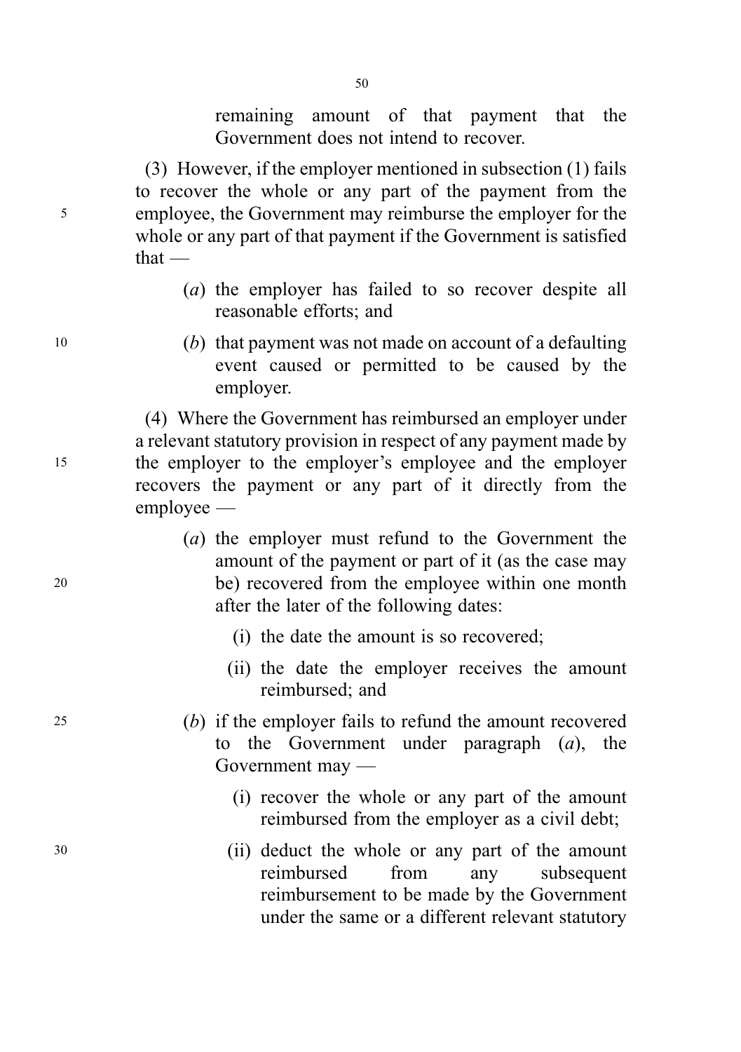remaining amount of that payment that the Government does not intend to recover.

(3) However, if the employer mentioned in subsection (1) fails to recover the whole or any part of the payment from the employee, the Government may reimburse the employer for the whole or any part of that payment if the Government is satisfied that —

(*a*) the employer has failed to so recover despite all reasonable efforts; and

(*b*) that payment was not made on account of a defaulting event caused or permitted to be caused by the employer.

(4) Where the Government has reimbursed an employer under a relevant statutory provision in respect of any payment made by the employer to the employer's employee and the employer recovers the payment or any part of it directly from the employee —

(*a*) the employer must refund to the Government the amount of the payment or part of it (as the case may be) recovered from the employee within one month after the later of the following dates:

(i) the date the amount is so recovered;

(ii) the date the employer receives the amount reimbursed; and

(*b*) if the employer fails to refund the amount recovered to the Government under paragraph (*a*), the Government may —

(i) recover the whole or any part of the amount reimbursed from the employer as a civil debt;

(ii) deduct the whole or any part of the amount reimbursed from any subsequent reimbursement to be made by the Government under the same or a different relevant statutory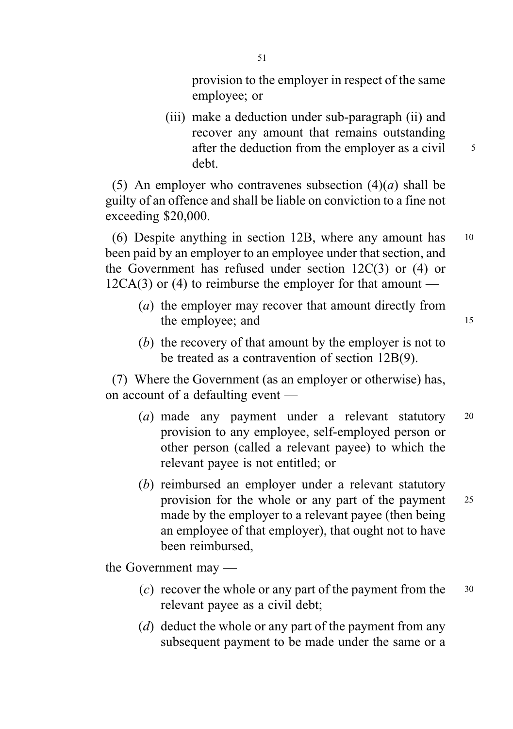provision to the employer in respect of the same employee; or

(iii) make a deduction under sub-paragraph (ii) and recover any amount that remains outstanding after the deduction from the employer as a civil debt.

(5) An employer who contravenes subsection (4)(*a*) shall be guilty of an offence and shall be liable on conviction to a fine not exceeding $20,000.

(6) Despite anything in section 12B, where any amount has been paid by an employer to an employee under that section, and the Government has refused under section 12C(3) or (4) or 12CA(3) or (4) to reimburse the employer for that amount —

(*a*) the employer may recover that amount directly from the employee; and

(*b*) the recovery of that amount by the employer is not to be treated as a contravention of section 12B(9).

(7) Where the Government (as an employer or otherwise) has, on account of a defaulting event —

(*a*) made any payment under a relevant statutory provision to any employee, self-employed person or other person (called a relevant payee) to which the relevant payee is not entitled; or

(*b*) reimbursed an employer under a relevant statutory provision for the whole or any part of the payment made by the employer to a relevant payee (then being an employee of that employer), that ought not to have been reimbursed,

the Government may —

(*c*) recover the whole or any part of the payment from the relevant payee as a civil debt;

(*d*) deduct the whole or any part of the payment from any subsequent payment to be made under the same or a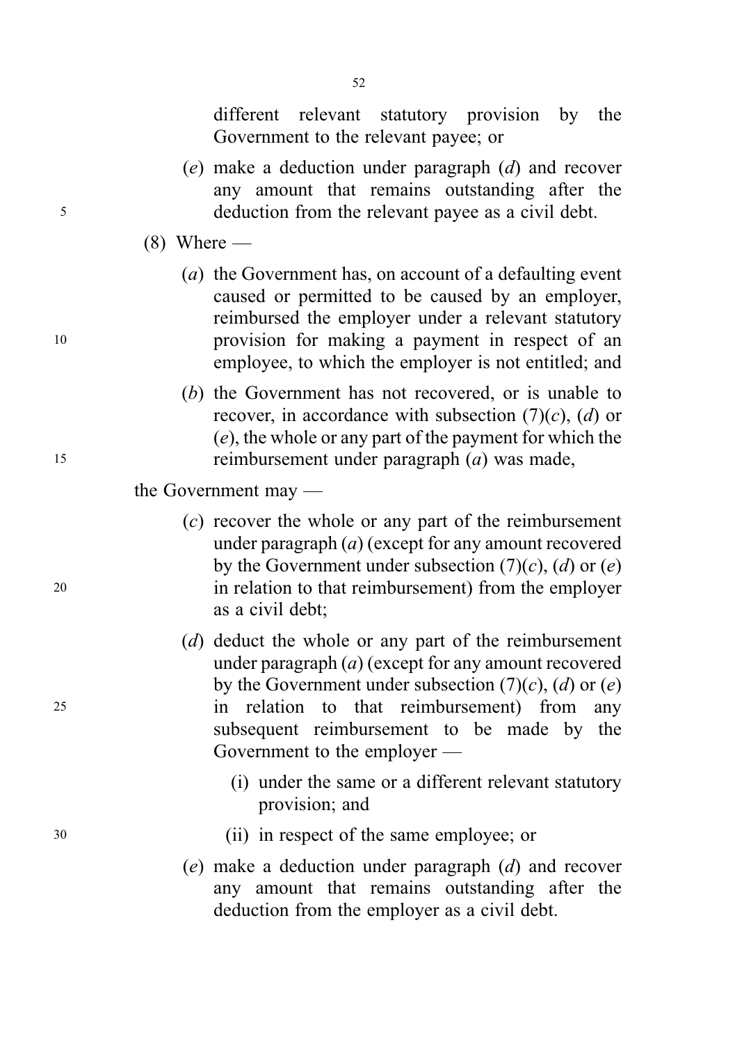different relevant statutory provision by the Government to the relevant payee; or

(*e*) make a deduction under paragraph (*d*) and recover any amount that remains outstanding after the deduction from the relevant payee as a civil debt.

(8) Where —

(*a*) the Government has, on account of a defaulting event caused or permitted to be caused by an employer, reimbursed the employer under a relevant statutory provision for making a payment in respect of an employee, to which the employer is not entitled; and

(*b*) the Government has not recovered, or is unable to recover, in accordance with subsection (7)(*c*), (*d*) or (*e*), the whole or any part of the payment for which the reimbursement under paragraph (*a*) was made,

the Government may —

(*c*) recover the whole or any part of the reimbursement under paragraph (*a*) (except for any amount recovered by the Government under subsection (7)(*c*), (*d*) or (*e*) in relation to that reimbursement) from the employer as a civil debt;

(*d*) deduct the whole or any part of the reimbursement under paragraph (*a*) (except for any amount recovered by the Government under subsection (7)(*c*), (*d*) or (*e*) in relation to that reimbursement) from any subsequent reimbursement to be made by the Government to the employer —

(i) under the same or a different relevant statutory provision; and

(ii) in respect of the same employee; or

(*e*) make a deduction under paragraph (*d*) and recover any amount that remains outstanding after the deduction from the employer as a civil debt.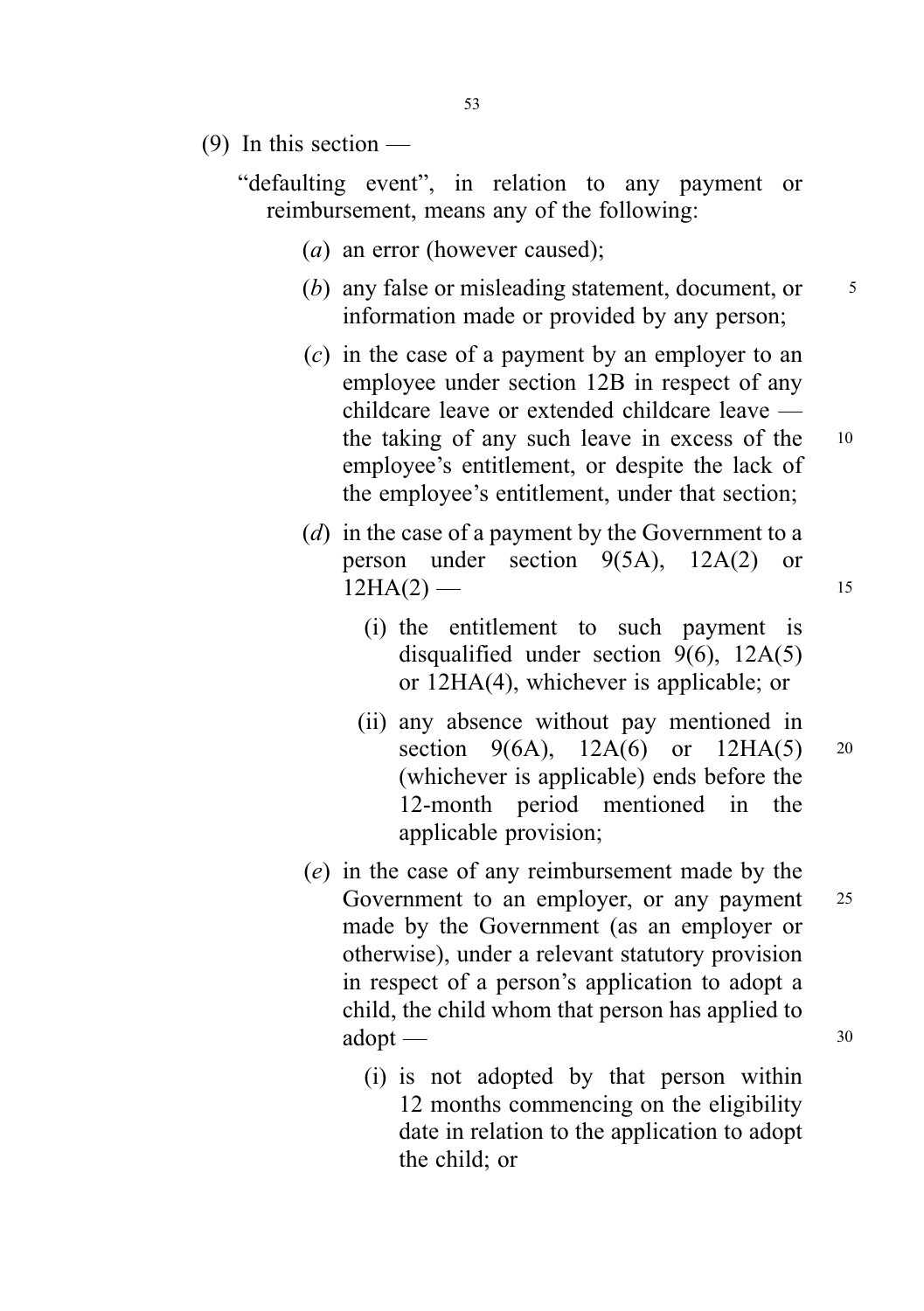(9) In this section —

"defaulting event", in relation to any payment or reimbursement, means any of the following:

(*a*) an error (however caused);

(*b*) any false or misleading statement, document, or information made or provided by any person;

(*c*) in the case of a payment by an employer to an employee under section 12B in respect of any childcare leave or extended childcare leave — the taking of any such leave in excess of the employee's entitlement, or despite the lack of the employee's entitlement, under that section;

(*d*) in the case of a payment by the Government to a person under section 9(5A), 12A(2) or 12HA(2) —

(i) the entitlement to such payment is disqualified under section 9(6), 12A(5) or 12HA(4), whichever is applicable; or

(ii) any absence without pay mentioned in section 9(6A), 12A(6) or 12HA(5) (whichever is applicable) ends before the 12-month period mentioned in the applicable provision;

(*e*) in the case of any reimbursement made by the Government to an employer, or any payment made by the Government (as an employer or otherwise), under a relevant statutory provision in respect of a person's application to adopt a child, the child whom that person has applied to adopt —

(i) is not adopted by that person within 12 months commencing on the eligibility date in relation to the application to adopt the child; or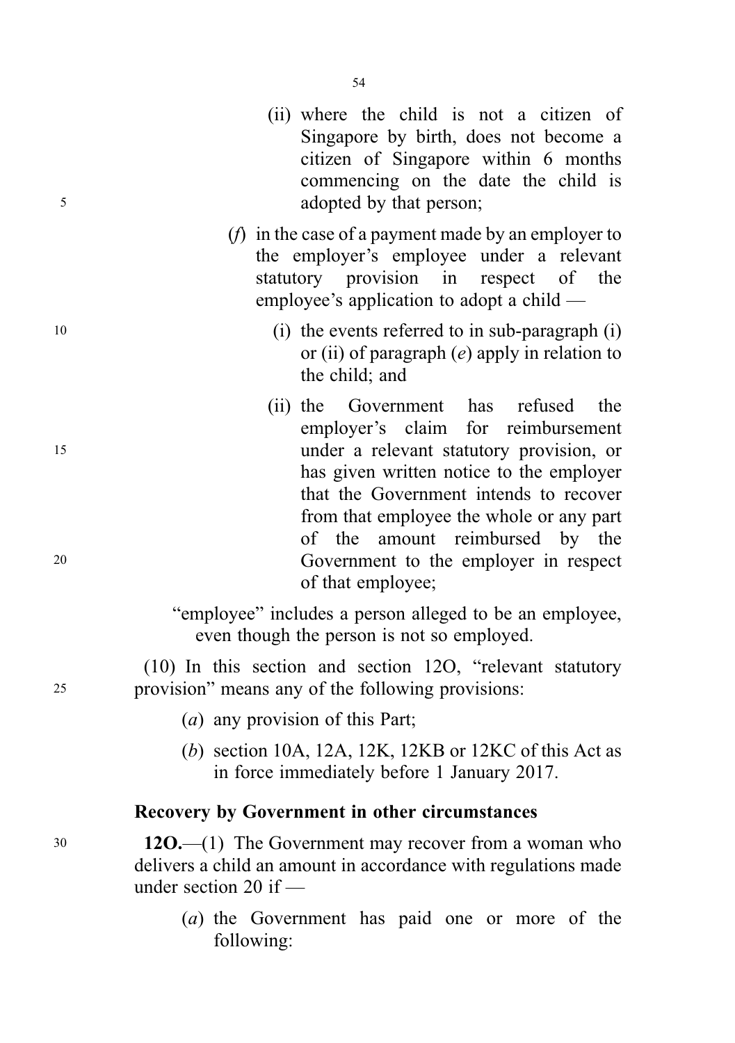(ii) where the child is not a citizen of Singapore by birth, does not become a citizen of Singapore within 6 months commencing on the date the child is adopted by that person;

(*f*) in the case of a payment made by an employer to the employer's employee under a relevant statutory provision in respect of the employee's application to adopt a child —

(i) the events referred to in sub-paragraph (i) or (ii) of paragraph (*e*) apply in relation to the child; and

(ii) the Government has refused the employer's claim for reimbursement under a relevant statutory provision, or has given written notice to the employer that the Government intends to recover from that employee the whole or any part of the amount reimbursed by the Government to the employer in respect of that employee;

"employee" includes a person alleged to be an employee, even though the person is not so employed.

(10) In this section and section 12O, "relevant statutory provision" means any of the following provisions:

(*a*) any provision of this Part;

(*b*) section 10A, 12A, 12K, 12KB or 12KC of this Act as in force immediately before 1 January 2017.

**Recovery by Government in other circumstances**

**12O.**—(1) The Government may recover from a woman who delivers a child an amount in accordance with regulations made under section 20 if —

(*a*) the Government has paid one or more of the following: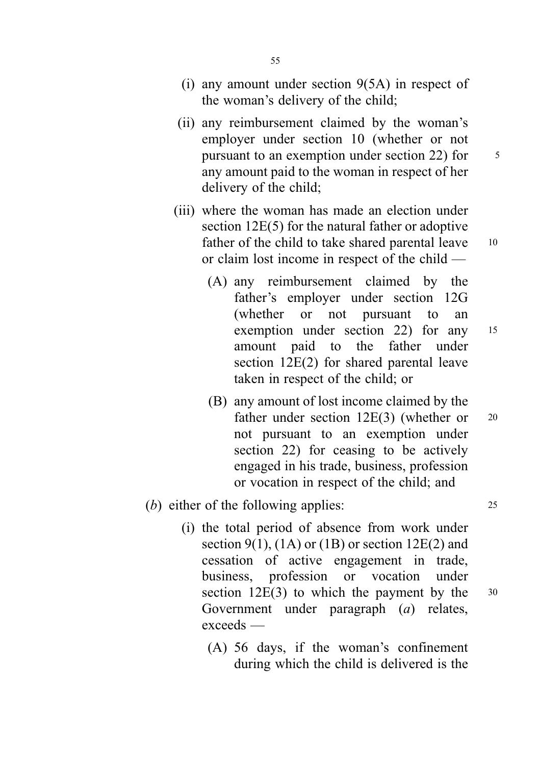(i) any amount under section 9(5A) in respect of the woman's delivery of the child;

(ii) any reimbursement claimed by the woman's employer under section 10 (whether or not pursuant to an exemption under section 22) for any amount paid to the woman in respect of her delivery of the child;

(iii) where the woman has made an election under section 12E(5) for the natural father or adoptive father of the child to take shared parental leave or claim lost income in respect of the child —

(A) any reimbursement claimed by the father's employer under section 12G (whether or not pursuant to an exemption under section 22) for any amount paid to the father under section 12E(2) for shared parental leave taken in respect of the child; or

(B) any amount of lost income claimed by the father under section 12E(3) (whether or not pursuant to an exemption under section 22) for ceasing to be actively engaged in his trade, business, profession or vocation in respect of the child; and

(*b*) either of the following applies:

(i) the total period of absence from work under section 9(1), (1A) or (1B) or section 12E(2) and cessation of active engagement in trade, business, profession or vocation under section 12E(3) to which the payment by the Government under paragraph (*a*) relates, exceeds —

(A) 56 days, if the woman's confinement during which the child is delivered is the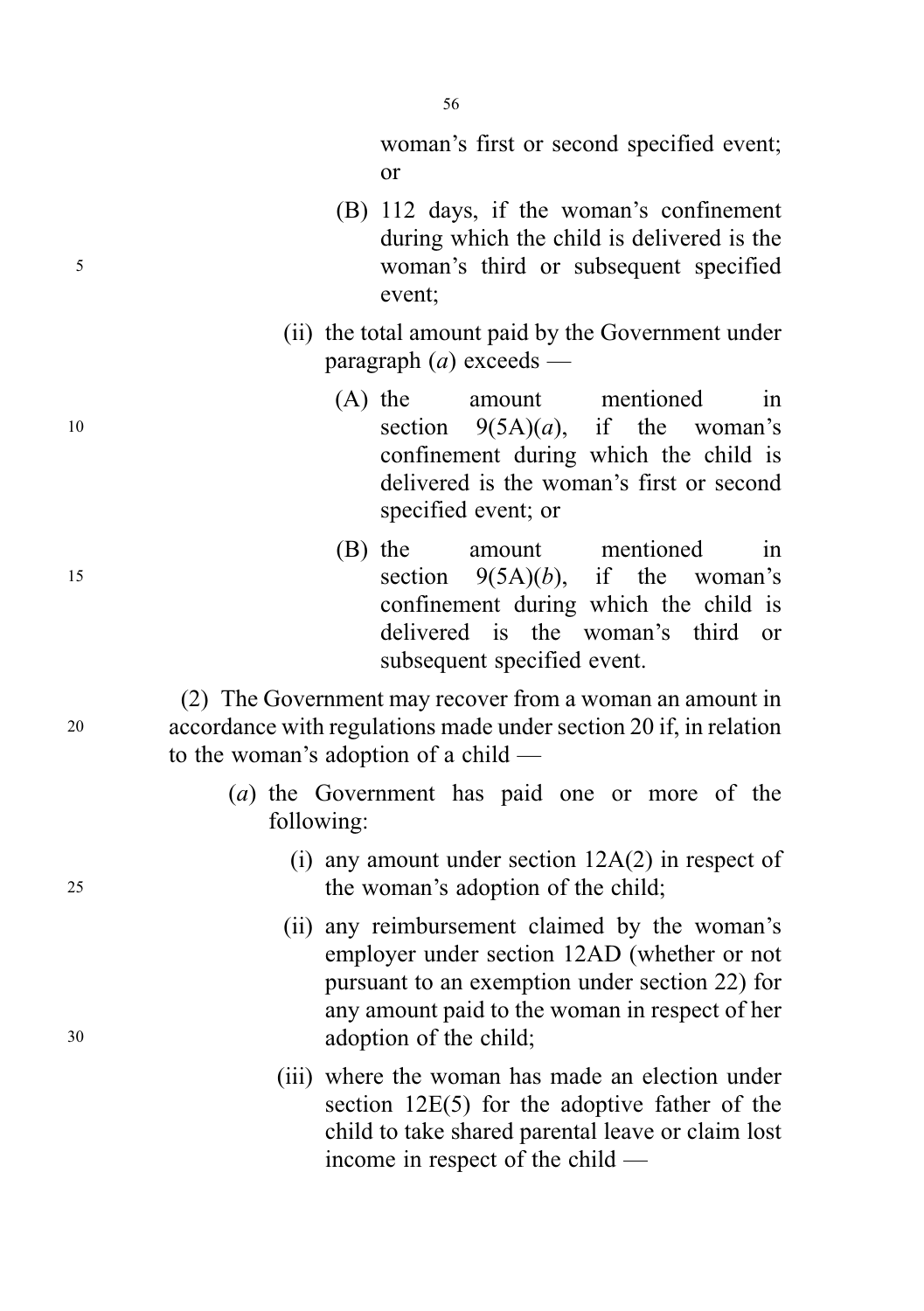woman's first or second specified event; or

(B) 112 days, if the woman's confinement during which the child is delivered is the woman's third or subsequent specified event;

(ii) the total amount paid by the Government under paragraph (*a*) exceeds —

(A) the amount mentioned in section 9(5A)(*a*), if the woman's confinement during which the child is delivered is the woman's first or second specified event; or

(B) the amount mentioned in section 9(5A)(*b*), if the woman's confinement during which the child is delivered is the woman's third or subsequent specified event.

(2) The Government may recover from a woman an amount in accordance with regulations made under section 20 if, in relation to the woman's adoption of a child —

(*a*) the Government has paid one or more of the following:

(i) any amount under section 12A(2) in respect of the woman's adoption of the child;

(ii) any reimbursement claimed by the woman's employer under section 12AD (whether or not pursuant to an exemption under section 22) for any amount paid to the woman in respect of her adoption of the child;

(iii) where the woman has made an election under section 12E(5) for the adoptive father of the child to take shared parental leave or claim lost income in respect of the child —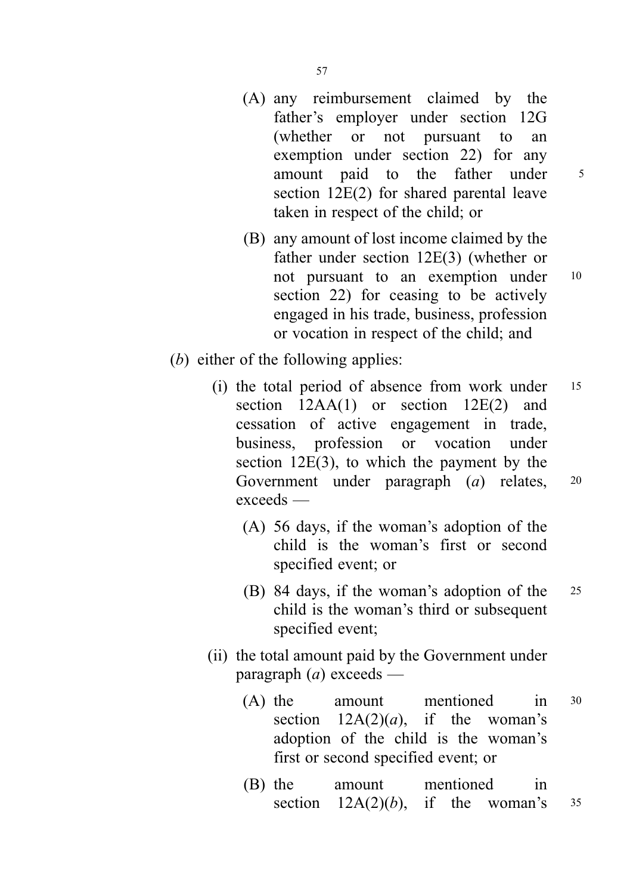(A) any reimbursement claimed by the father's employer under section 12G (whether or not pursuant to an exemption under section 22) for any amount paid to the father under section 12E(2) for shared parental leave taken in respect of the child; or

(B) any amount of lost income claimed by the father under section 12E(3) (whether or not pursuant to an exemption under section 22) for ceasing to be actively engaged in his trade, business, profession or vocation in respect of the child; and

(*b*) either of the following applies:

(i) the total period of absence from work under section 12AA(1) or section 12E(2) and cessation of active engagement in trade, business, profession or vocation under section 12E(3), to which the payment by the Government under paragraph (*a*) relates, exceeds —

(A) 56 days, if the woman's adoption of the child is the woman's first or second specified event; or

(B) 84 days, if the woman's adoption of the child is the woman's third or subsequent specified event;

(ii) the total amount paid by the Government under paragraph (*a*) exceeds —

(A) the amount mentioned in section 12A(2)(*a*), if the woman's adoption of the child is the woman's first or second specified event; or

(B) the amount mentioned in section 12A(2)(*b*), if the woman's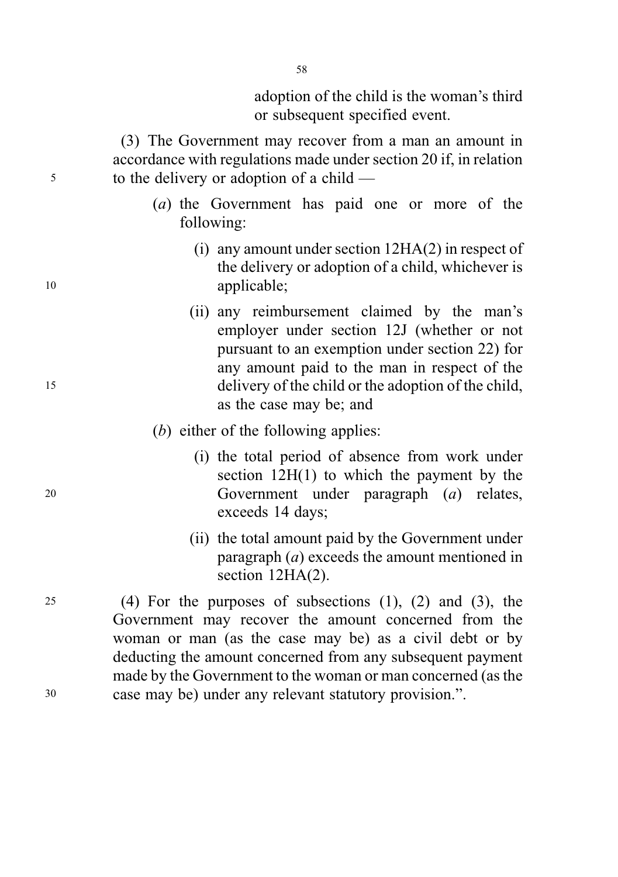adoption of the child is the woman's third or subsequent specified event.

(3) The Government may recover from a man an amount in accordance with regulations made under section 20 if, in relation to the delivery or adoption of a child —

(*a*) the Government has paid one or more of the following:

(i) any amount under section 12HA(2) in respect of the delivery or adoption of a child, whichever is applicable;

(ii) any reimbursement claimed by the man's employer under section 12J (whether or not pursuant to an exemption under section 22) for any amount paid to the man in respect of the delivery of the child or the adoption of the child, as the case may be; and

(*b*) either of the following applies:

(i) the total period of absence from work under section 12H(1) to which the payment by the Government under paragraph (*a*) relates, exceeds 14 days;

(ii) the total amount paid by the Government under paragraph (*a*) exceeds the amount mentioned in section 12HA(2).

(4) For the purposes of subsections (1), (2) and (3), the Government may recover the amount concerned from the woman or man (as the case may be) as a civil debt or by deducting the amount concerned from any subsequent payment made by the Government to the woman or man concerned (as the case may be) under any relevant statutory provision.".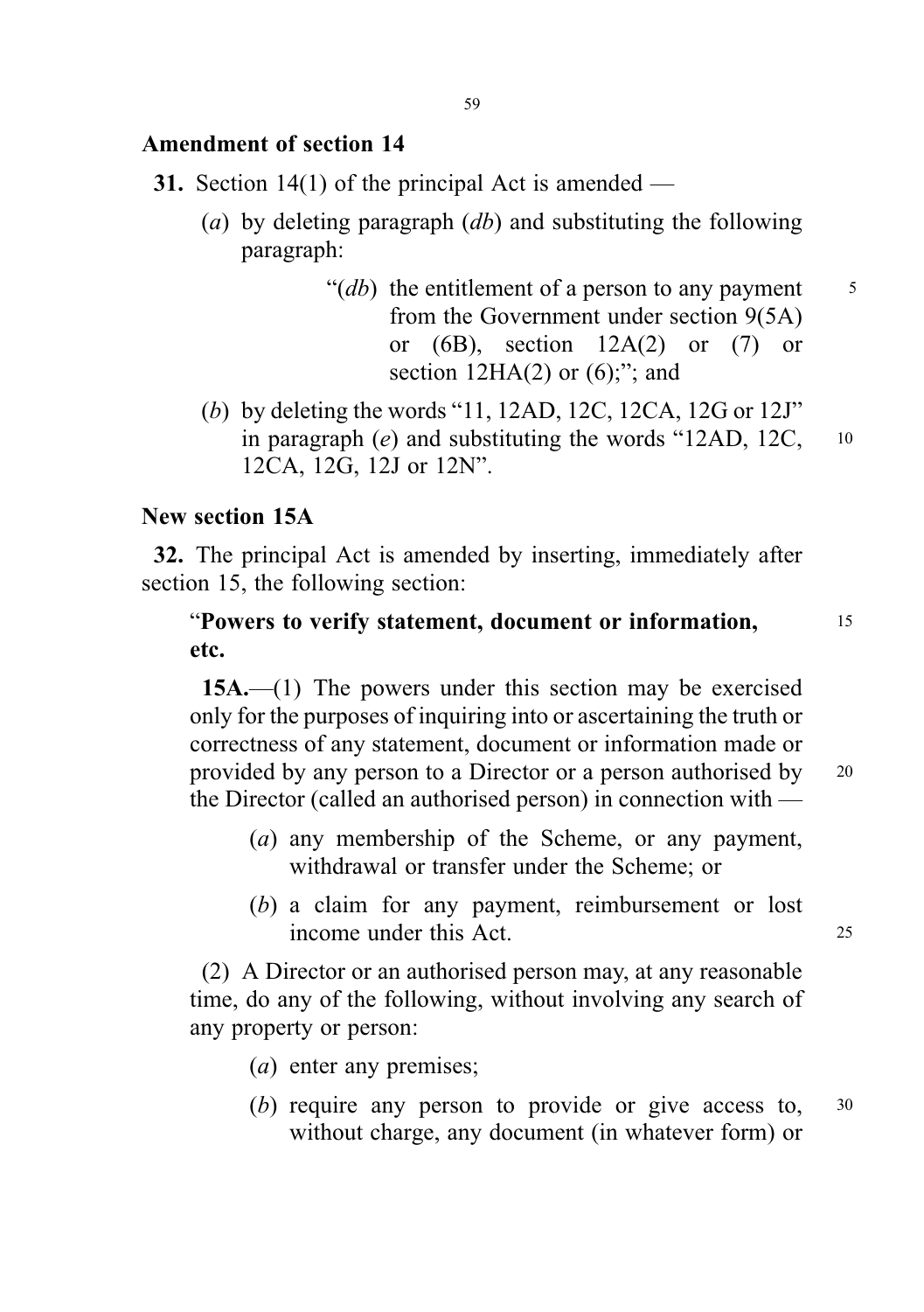## Amendment of section 14

**31.** Section 14(1) of the principal Act is amended —

(*a*) by deleting paragraph (*db*) and substituting the following paragraph:

> "(*db*) the entitlement of a person to any payment from the Government under section 9(5A) or (6B), section 12A(2) or (7) or section 12HA(2) or (6);"; and

(*b*) by deleting the words "11, 12AD, 12C, 12CA, 12G or 12J" in paragraph (*e*) and substituting the words "12AD, 12C, 12CA, 12G, 12J or 12N".

## New section 15A

**32.** The principal Act is amended by inserting, immediately after section 15, the following section:

"**Powers to verify statement, document or information, etc.**

**15A.**—(1) The powers under this section may be exercised only for the purposes of inquiring into or ascertaining the truth or correctness of any statement, document or information made or provided by any person to a Director or a person authorised by the Director (called an authorised person) in connection with —

(*a*) any membership of the Scheme, or any payment, withdrawal or transfer under the Scheme; or

(*b*) a claim for any payment, reimbursement or lost income under this Act.

(2) A Director or an authorised person may, at any reasonable time, do any of the following, without involving any search of any property or person:

(*a*) enter any premises;

(*b*) require any person to provide or give access to, without charge, any document (in whatever form) or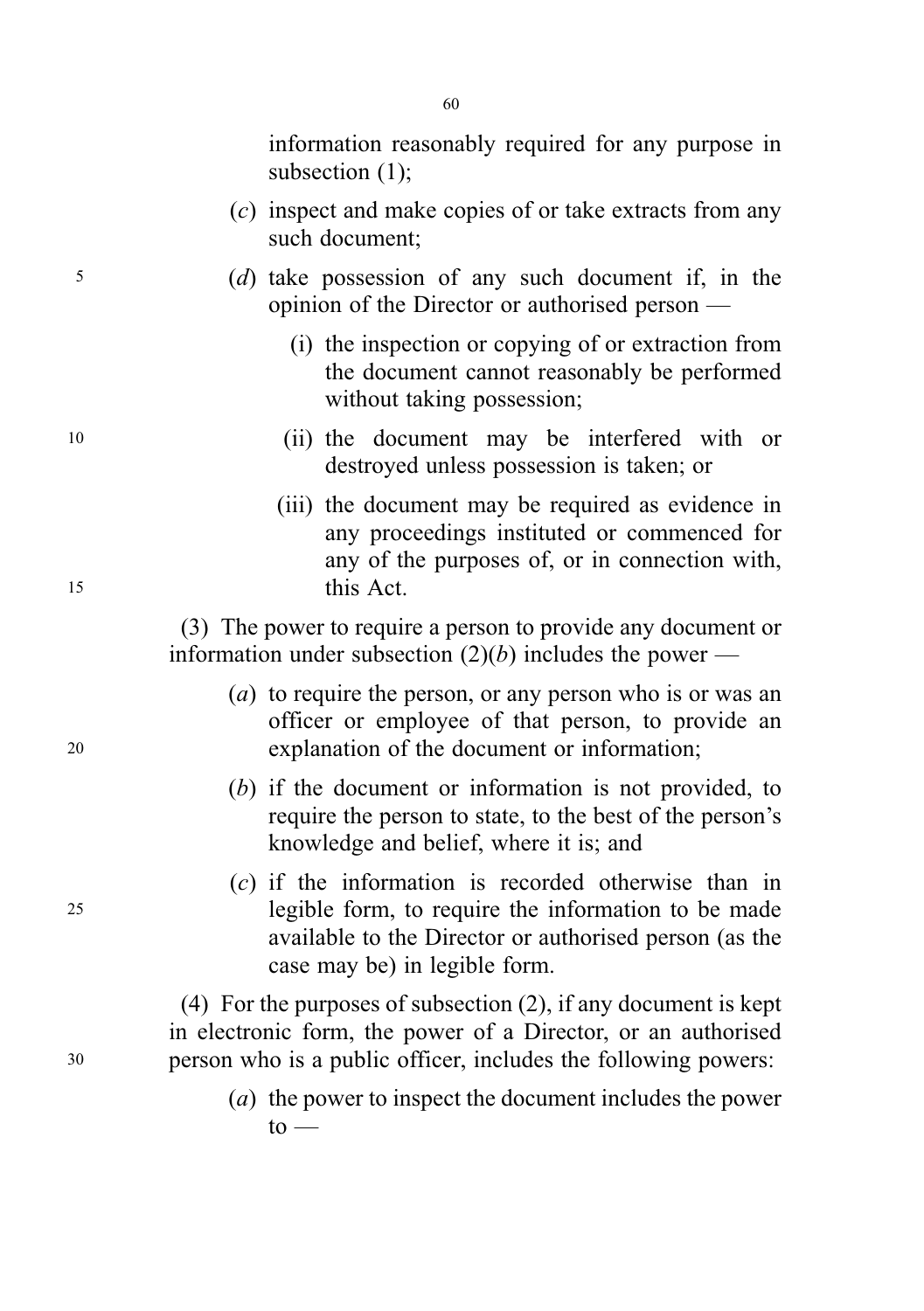information reasonably required for any purpose in subsection (1);

(*c*) inspect and make copies of or take extracts from any such document;

(*d*) take possession of any such document if, in the opinion of the Director or authorised person —

(i) the inspection or copying of or extraction from the document cannot reasonably be performed without taking possession;

(ii) the document may be interfered with or destroyed unless possession is taken; or

(iii) the document may be required as evidence in any proceedings instituted or commenced for any of the purposes of, or in connection with, this Act.

(3) The power to require a person to provide any document or information under subsection (2)(*b*) includes the power —

(*a*) to require the person, or any person who is or was an officer or employee of that person, to provide an explanation of the document or information;

(*b*) if the document or information is not provided, to require the person to state, to the best of the person's knowledge and belief, where it is; and

(*c*) if the information is recorded otherwise than in legible form, to require the information to be made available to the Director or authorised person (as the case may be) in legible form.

(4) For the purposes of subsection (2), if any document is kept in electronic form, the power of a Director, or an authorised person who is a public officer, includes the following powers:

(*a*) the power to inspect the document includes the power to —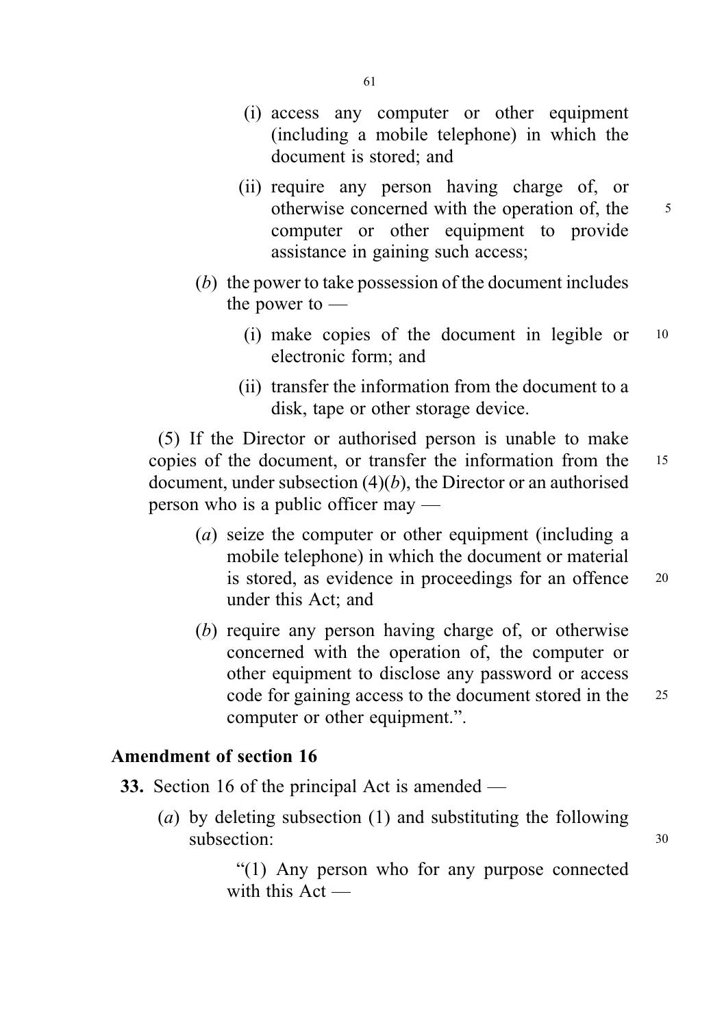(i) access any computer or other equipment (including a mobile telephone) in which the document is stored; and

(ii) require any person having charge of, or otherwise concerned with the operation of, the computer or other equipment to provide assistance in gaining such access;

(*b*) the power to take possession of the document includes the power to —

(i) make copies of the document in legible or electronic form; and

(ii) transfer the information from the document to a disk, tape or other storage device.

(5) If the Director or authorised person is unable to make copies of the document, or transfer the information from the document, under subsection (4)(*b*), the Director or an authorised person who is a public officer may —

(*a*) seize the computer or other equipment (including a mobile telephone) in which the document or material is stored, as evidence in proceedings for an offence under this Act; and

(*b*) require any person having charge of, or otherwise concerned with the operation of, the computer or other equipment to disclose any password or access code for gaining access to the document stored in the computer or other equipment.".

**Amendment of section 16**

**33.** Section 16 of the principal Act is amended —

(*a*) by deleting subsection (1) and substituting the following subsection:

"(1) Any person who for any purpose connected with this Act —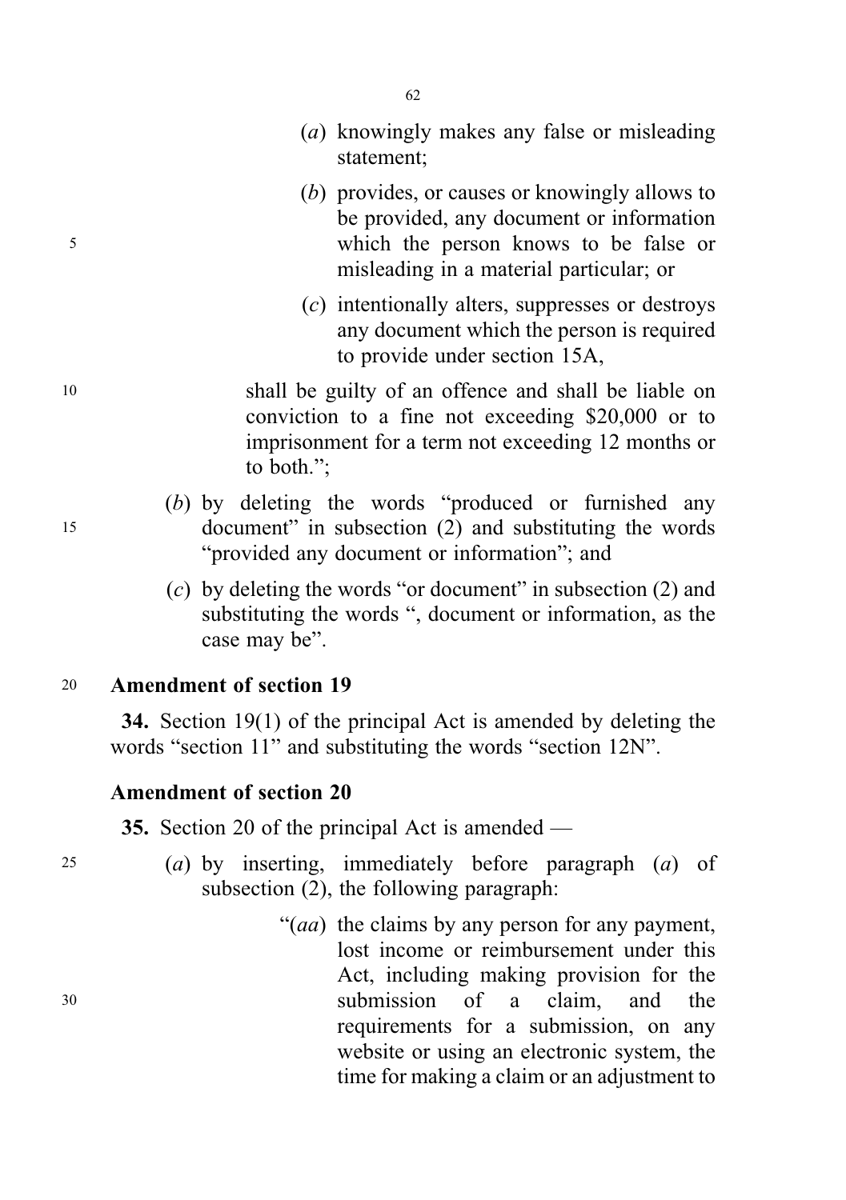(*a*) knowingly makes any false or misleading statement;

(*b*) provides, or causes or knowingly allows to be provided, any document or information which the person knows to be false or misleading in a material particular; or

(*c*) intentionally alters, suppresses or destroys any document which the person is required to provide under section 15A,

shall be guilty of an offence and shall be liable on conviction to a fine not exceeding $20,000 or to imprisonment for a term not exceeding 12 months or to both.";

(*b*) by deleting the words "produced or furnished any document" in subsection (2) and substituting the words "provided any document or information"; and

(*c*) by deleting the words "or document" in subsection (2) and substituting the words ", document or information, as the case may be".

**Amendment of section 19**

**34.** Section 19(1) of the principal Act is amended by deleting the words "section 11" and substituting the words "section 12N".

**Amendment of section 20**

**35.** Section 20 of the principal Act is amended —

(*a*) by inserting, immediately before paragraph (*a*) of subsection (2), the following paragraph:

"(*aa*) the claims by any person for any payment, lost income or reimbursement under this Act, including making provision for the submission of a claim, and the requirements for a submission, on any website or using an electronic system, the time for making a claim or an adjustment to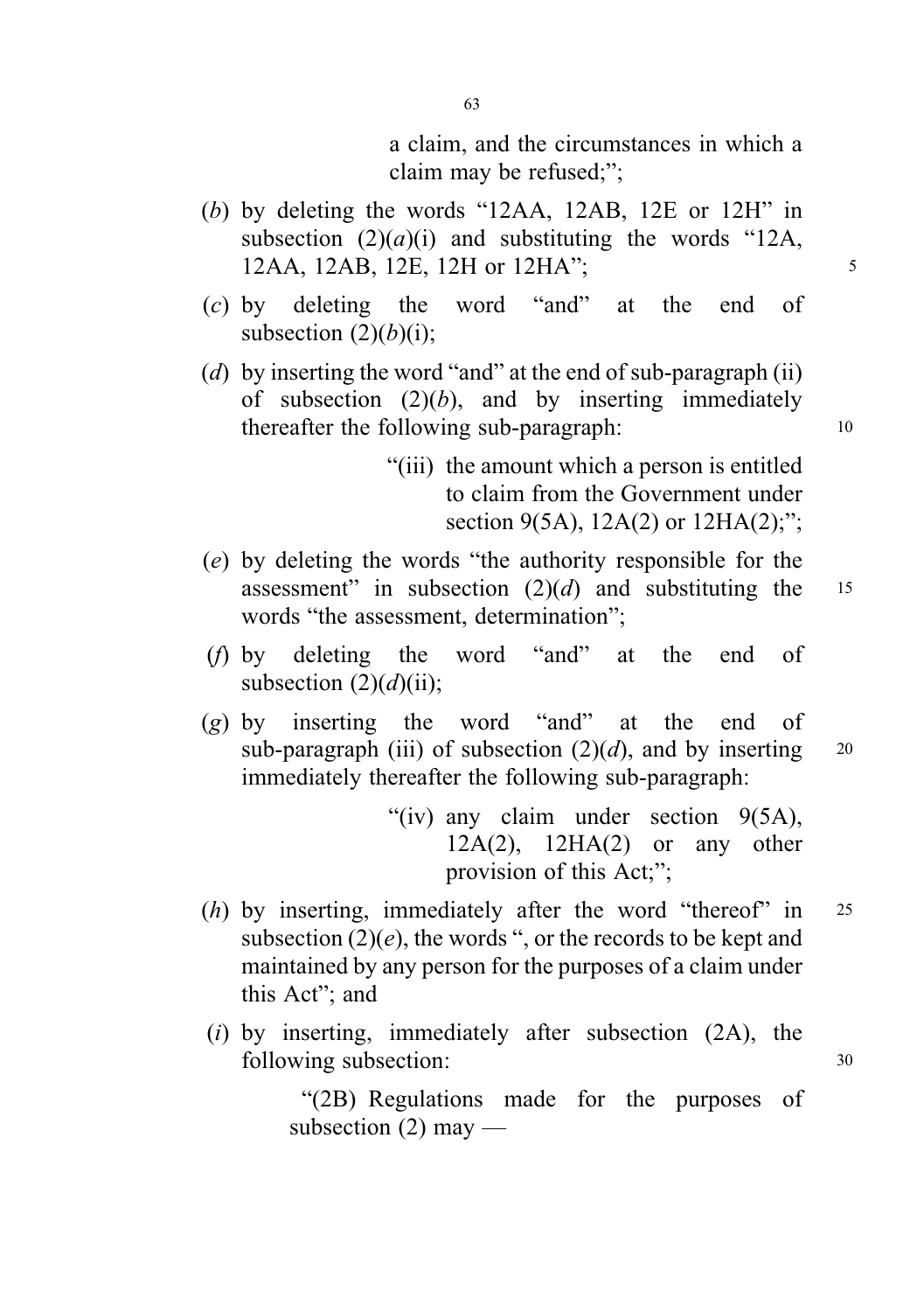a claim, and the circumstances in which a claim may be refused;";

(*b*) by deleting the words "12AA, 12AB, 12E or 12H" in subsection (2)(*a*)(i) and substituting the words "12A, 12AA, 12AB, 12E, 12H or 12HA";

(*c*) by deleting the word "and" at the end of subsection (2)(*b*)(i);

(*d*) by inserting the word "and" at the end of sub-paragraph (ii) of subsection (2)(*b*), and by inserting immediately thereafter the following sub-paragraph:

> "(iii) the amount which a person is entitled to claim from the Government under section 9(5A), 12A(2) or 12HA(2);";

(*e*) by deleting the words "the authority responsible for the assessment" in subsection (2)(*d*) and substituting the words "the assessment, determination";

(*f*) by deleting the word "and" at the end of subsection (2)(*d*)(ii);

(*g*) by inserting the word "and" at the end of sub-paragraph (iii) of subsection (2)(*d*), and by inserting immediately thereafter the following sub-paragraph:

> "(iv) any claim under section 9(5A), 12A(2), 12HA(2) or any other provision of this Act;";

(*h*) by inserting, immediately after the word "thereof" in subsection (2)(*e*), the words ", or the records to be kept and maintained by any person for the purposes of a claim under this Act"; and

(*i*) by inserting, immediately after subsection (2A), the following subsection:

> "(2B) Regulations made for the purposes of subsection (2) may —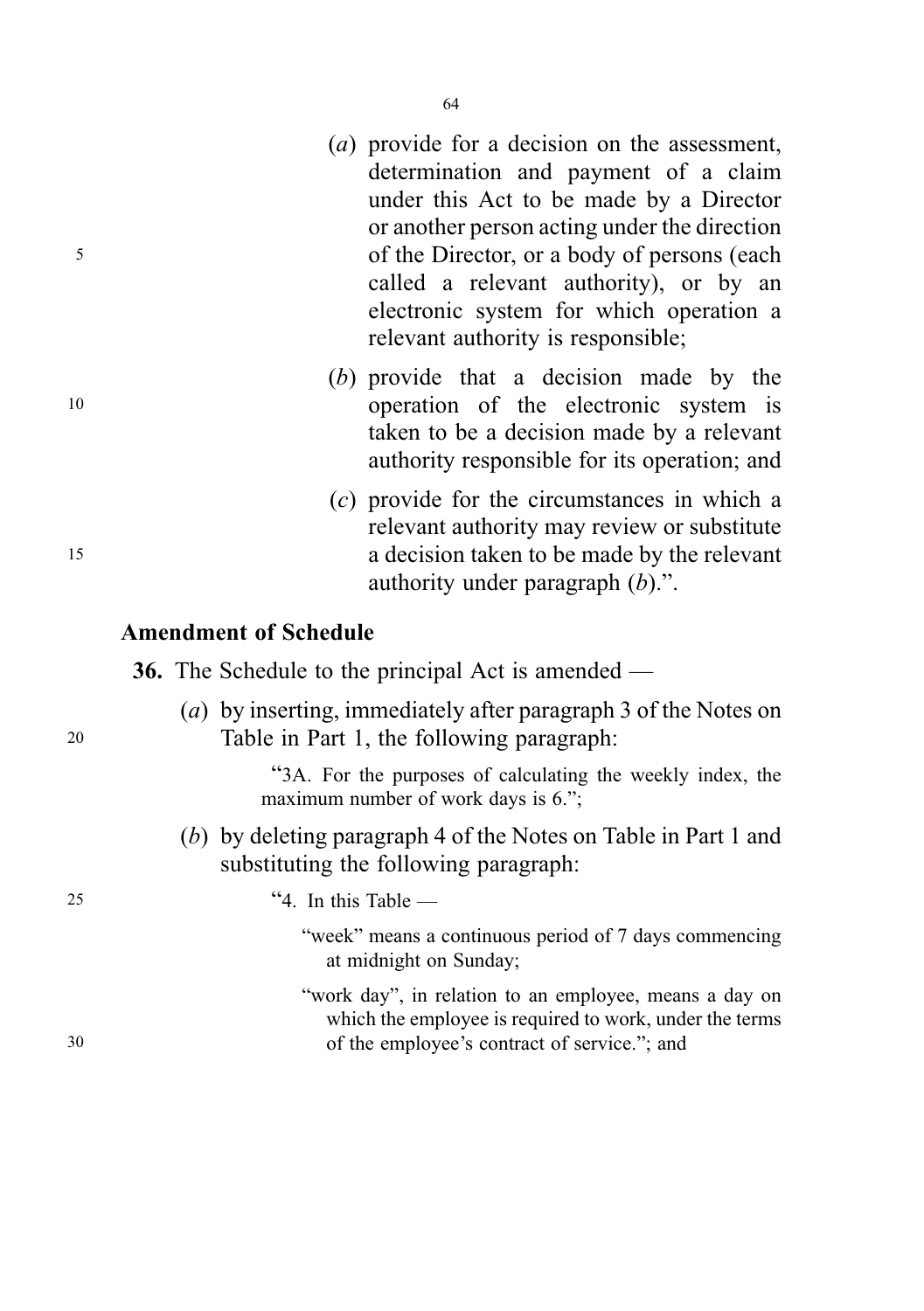(*a*) provide for a decision on the assessment, determination and payment of a claim under this Act to be made by a Director or another person acting under the direction of the Director, or a body of persons (each called a relevant authority), or by an electronic system for which operation a relevant authority is responsible;

(*b*) provide that a decision made by the operation of the electronic system is taken to be a decision made by a relevant authority responsible for its operation; and

(*c*) provide for the circumstances in which a relevant authority may review or substitute a decision taken to be made by the relevant authority under paragraph (*b*).".

**Amendment of Schedule**

**36.** The Schedule to the principal Act is amended —

(*a*) by inserting, immediately after paragraph 3 of the Notes on Table in Part 1, the following paragraph:

> "3A. For the purposes of calculating the weekly index, the maximum number of work days is 6.";

(*b*) by deleting paragraph 4 of the Notes on Table in Part 1 and substituting the following paragraph:

> "4. In this Table —
>
> "week" means a continuous period of 7 days commencing at midnight on Sunday;
>
> "work day", in relation to an employee, means a day on which the employee is required to work, under the terms of the employee's contract of service."; and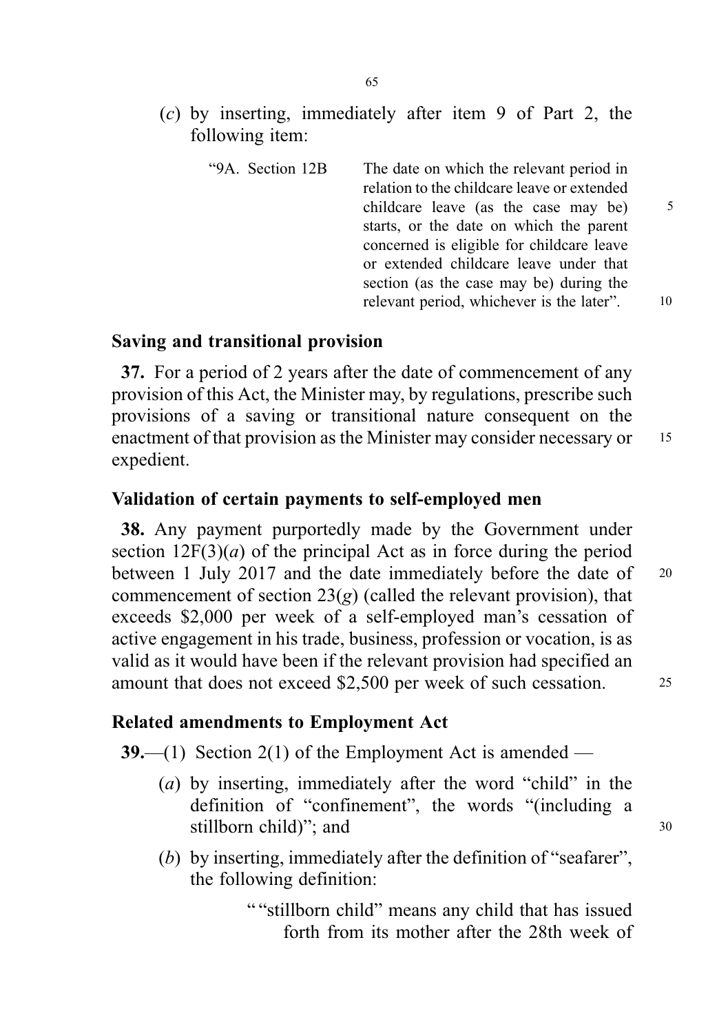(*c*) by inserting, immediately after item 9 of Part 2, the following item:

"9A. Section 12B — The date on which the relevant period in relation to the childcare leave or extended childcare leave (as the case may be) starts, or the date on which the parent concerned is eligible for childcare leave or extended childcare leave under that section (as the case may be) during the relevant period, whichever is the later".

### Saving and transitional provision

**37.** For a period of 2 years after the date of commencement of any provision of this Act, the Minister may, by regulations, prescribe such provisions of a saving or transitional nature consequent on the enactment of that provision as the Minister may consider necessary or expedient.

### Validation of certain payments to self-employed men

**38.** Any payment purportedly made by the Government under section 12F(3)(*a*) of the principal Act as in force during the period between 1 July 2017 and the date immediately before the date of commencement of section 23(*g*) (called the relevant provision), that exceeds $2,000 per week of a self-employed man's cessation of active engagement in his trade, business, profession or vocation, is as valid as it would have been if the relevant provision had specified an amount that does not exceed $2,500 per week of such cessation.

### Related amendments to Employment Act

**39.**—(1) Section 2(1) of the Employment Act is amended —

(*a*) by inserting, immediately after the word "child" in the definition of "confinement", the words "(including a stillborn child)"; and

(*b*) by inserting, immediately after the definition of "seafarer", the following definition:

""stillborn child" means any child that has issued forth from its mother after the 28th week of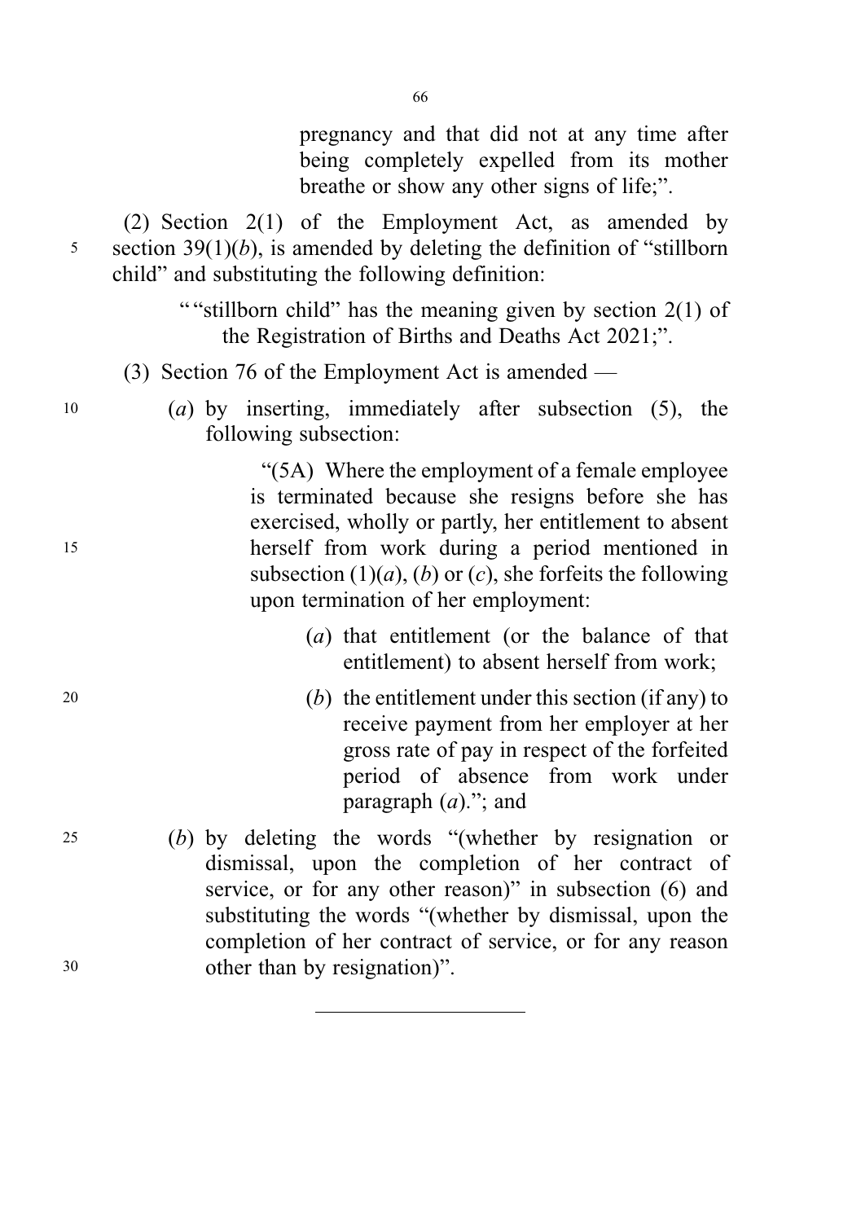pregnancy and that did not at any time after being completely expelled from its mother breathe or show any other signs of life;".

(2) Section 2(1) of the Employment Act, as amended by section 39(1)(*b*), is amended by deleting the definition of "stillborn child" and substituting the following definition:

> ""stillborn child" has the meaning given by section 2(1) of the Registration of Births and Deaths Act 2021;".

(3) Section 76 of the Employment Act is amended —

(*a*) by inserting, immediately after subsection (5), the following subsection:

> "(5A) Where the employment of a female employee is terminated because she resigns before she has exercised, wholly or partly, her entitlement to absent herself from work during a period mentioned in subsection (1)(*a*), (*b*) or (*c*), she forfeits the following upon termination of her employment:
>
> (*a*) that entitlement (or the balance of that entitlement) to absent herself from work;
>
> (*b*) the entitlement under this section (if any) to receive payment from her employer at her gross rate of pay in respect of the forfeited period of absence from work under paragraph (*a*)."; and

(*b*) by deleting the words "(whether by resignation or dismissal, upon the completion of her contract of service, or for any other reason)" in subsection (6) and substituting the words "(whether by dismissal, upon the completion of her contract of service, or for any reason other than by resignation)".

---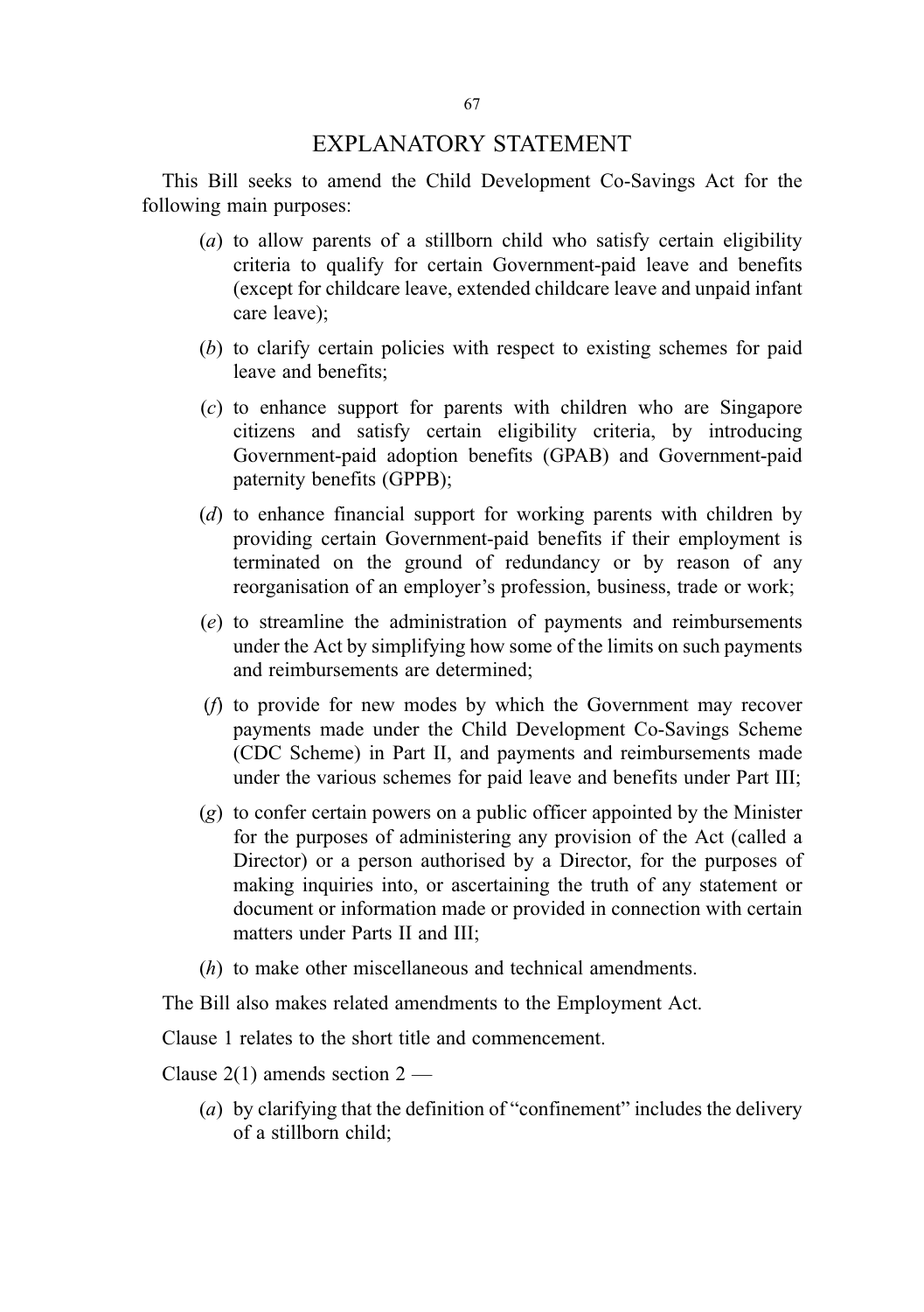# EXPLANATORY STATEMENT

This Bill seeks to amend the Child Development Co-Savings Act for the following main purposes:

(*a*) to allow parents of a stillborn child who satisfy certain eligibility criteria to qualify for certain Government-paid leave and benefits (except for childcare leave, extended childcare leave and unpaid infant care leave);

(*b*) to clarify certain policies with respect to existing schemes for paid leave and benefits;

(*c*) to enhance support for parents with children who are Singapore citizens and satisfy certain eligibility criteria, by introducing Government-paid adoption benefits (GPAB) and Government-paid paternity benefits (GPPB);

(*d*) to enhance financial support for working parents with children by providing certain Government-paid benefits if their employment is terminated on the ground of redundancy or by reason of any reorganisation of an employer's profession, business, trade or work;

(*e*) to streamline the administration of payments and reimbursements under the Act by simplifying how some of the limits on such payments and reimbursements are determined;

(*f*) to provide for new modes by which the Government may recover payments made under the Child Development Co-Savings Scheme (CDC Scheme) in Part II, and payments and reimbursements made under the various schemes for paid leave and benefits under Part III;

(*g*) to confer certain powers on a public officer appointed by the Minister for the purposes of administering any provision of the Act (called a Director) or a person authorised by a Director, for the purposes of making inquiries into, or ascertaining the truth of any statement or document or information made or provided in connection with certain matters under Parts II and III;

(*h*) to make other miscellaneous and technical amendments.

The Bill also makes related amendments to the Employment Act.

Clause 1 relates to the short title and commencement.

Clause 2(1) amends section 2 —

(*a*) by clarifying that the definition of "confinement" includes the delivery of a stillborn child;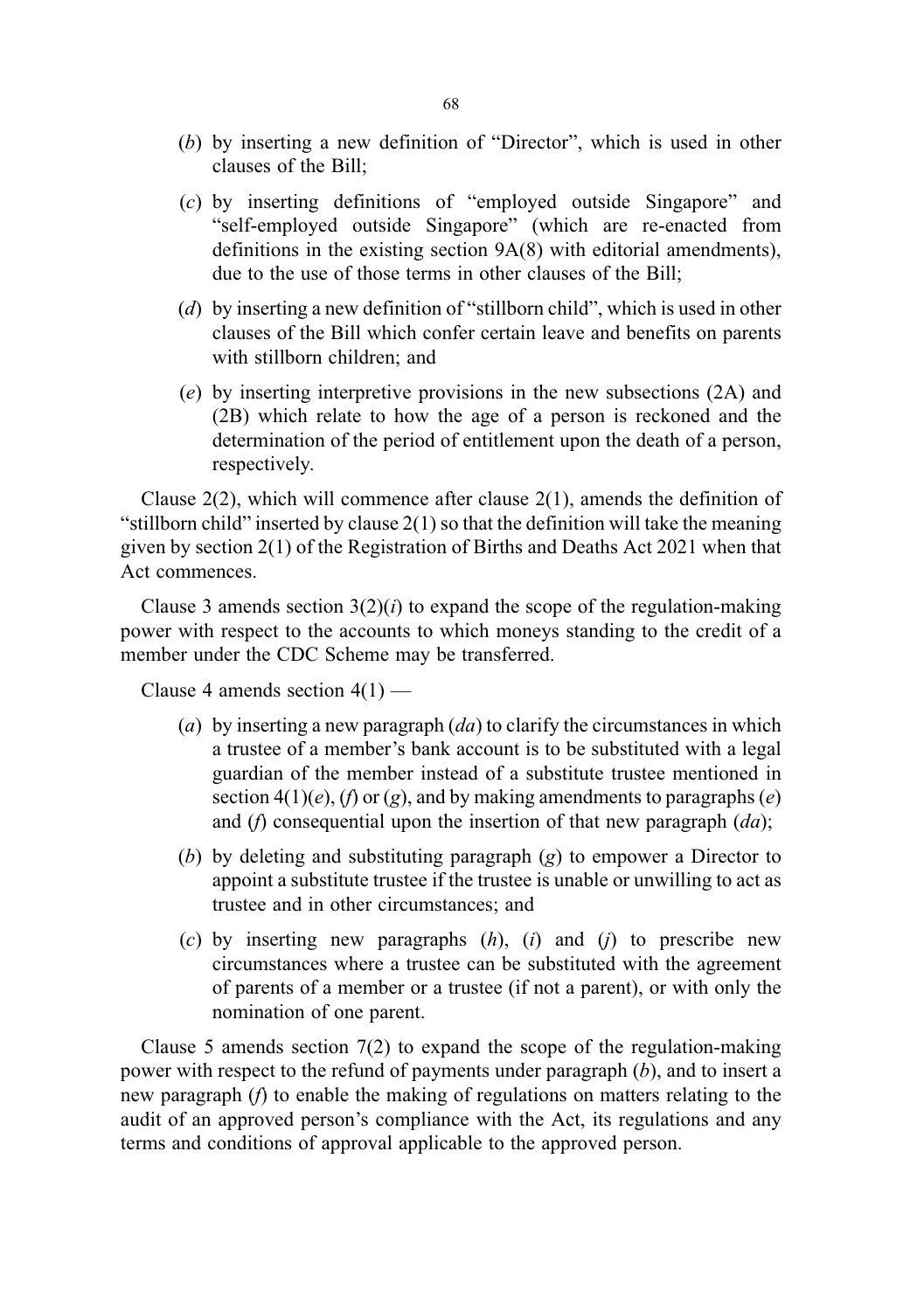(*b*) by inserting a new definition of "Director", which is used in other clauses of the Bill;

(*c*) by inserting definitions of "employed outside Singapore" and "self-employed outside Singapore" (which are re-enacted from definitions in the existing section 9A(8) with editorial amendments), due to the use of those terms in other clauses of the Bill;

(*d*) by inserting a new definition of "stillborn child", which is used in other clauses of the Bill which confer certain leave and benefits on parents with stillborn children; and

(*e*) by inserting interpretive provisions in the new subsections (2A) and (2B) which relate to how the age of a person is reckoned and the determination of the period of entitlement upon the death of a person, respectively.

Clause 2(2), which will commence after clause 2(1), amends the definition of "stillborn child" inserted by clause 2(1) so that the definition will take the meaning given by section 2(1) of the Registration of Births and Deaths Act 2021 when that Act commences.

Clause 3 amends section 3(2)(*i*) to expand the scope of the regulation-making power with respect to the accounts to which moneys standing to the credit of a member under the CDC Scheme may be transferred.

Clause 4 amends section 4(1) —

(*a*) by inserting a new paragraph (*da*) to clarify the circumstances in which a trustee of a member's bank account is to be substituted with a legal guardian of the member instead of a substitute trustee mentioned in section 4(1)(*e*), (*f*) or (*g*), and by making amendments to paragraphs (*e*) and (*f*) consequential upon the insertion of that new paragraph (*da*);

(*b*) by deleting and substituting paragraph (*g*) to empower a Director to appoint a substitute trustee if the trustee is unable or unwilling to act as trustee and in other circumstances; and

(*c*) by inserting new paragraphs (*h*), (*i*) and (*j*) to prescribe new circumstances where a trustee can be substituted with the agreement of parents of a member or a trustee (if not a parent), or with only the nomination of one parent.

Clause 5 amends section 7(2) to expand the scope of the regulation-making power with respect to the refund of payments under paragraph (*b*), and to insert a new paragraph (*f*) to enable the making of regulations on matters relating to the audit of an approved person's compliance with the Act, its regulations and any terms and conditions of approval applicable to the approved person.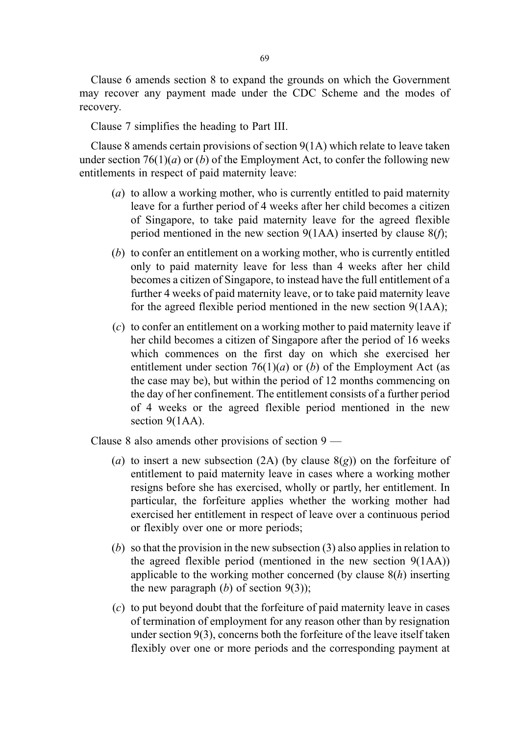Clause 6 amends section 8 to expand the grounds on which the Government may recover any payment made under the CDC Scheme and the modes of recovery.

Clause 7 simplifies the heading to Part III.

Clause 8 amends certain provisions of section 9(1A) which relate to leave taken under section 76(1)(*a*) or (*b*) of the Employment Act, to confer the following new entitlements in respect of paid maternity leave:

(*a*) to allow a working mother, who is currently entitled to paid maternity leave for a further period of 4 weeks after her child becomes a citizen of Singapore, to take paid maternity leave for the agreed flexible period mentioned in the new section 9(1AA) inserted by clause 8(*f*);

(*b*) to confer an entitlement on a working mother, who is currently entitled only to paid maternity leave for less than 4 weeks after her child becomes a citizen of Singapore, to instead have the full entitlement of a further 4 weeks of paid maternity leave, or to take paid maternity leave for the agreed flexible period mentioned in the new section 9(1AA);

(*c*) to confer an entitlement on a working mother to paid maternity leave if her child becomes a citizen of Singapore after the period of 16 weeks which commences on the first day on which she exercised her entitlement under section 76(1)(*a*) or (*b*) of the Employment Act (as the case may be), but within the period of 12 months commencing on the day of her confinement. The entitlement consists of a further period of 4 weeks or the agreed flexible period mentioned in the new section 9(1AA).

Clause 8 also amends other provisions of section 9 —

(*a*) to insert a new subsection (2A) (by clause 8(*g*)) on the forfeiture of entitlement to paid maternity leave in cases where a working mother resigns before she has exercised, wholly or partly, her entitlement. In particular, the forfeiture applies whether the working mother had exercised her entitlement in respect of leave over a continuous period or flexibly over one or more periods;

(*b*) so that the provision in the new subsection (3) also applies in relation to the agreed flexible period (mentioned in the new section 9(1AA)) applicable to the working mother concerned (by clause 8(*h*) inserting the new paragraph (*b*) of section 9(3));

(*c*) to put beyond doubt that the forfeiture of paid maternity leave in cases of termination of employment for any reason other than by resignation under section 9(3), concerns both the forfeiture of the leave itself taken flexibly over one or more periods and the corresponding payment at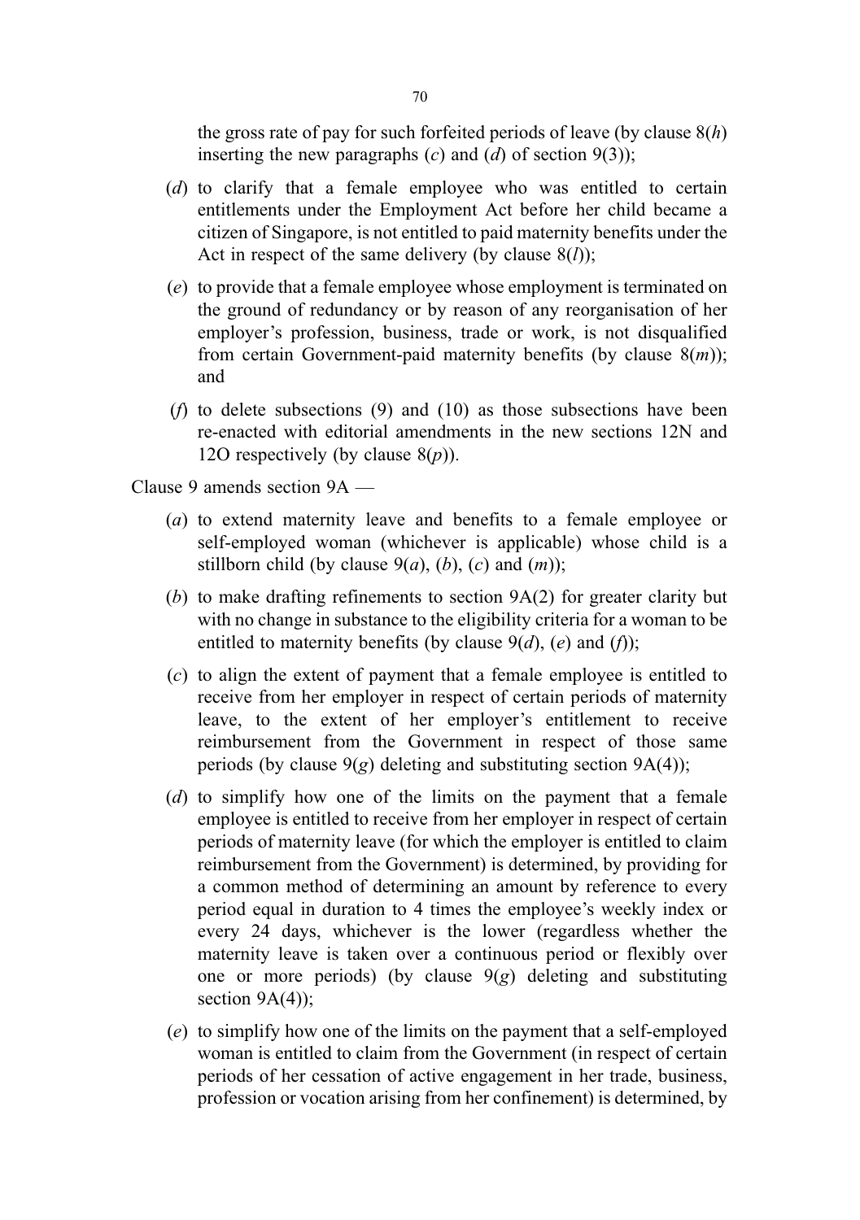the gross rate of pay for such forfeited periods of leave (by clause 8(*h*) inserting the new paragraphs (*c*) and (*d*) of section 9(3));

(*d*) to clarify that a female employee who was entitled to certain entitlements under the Employment Act before her child became a citizen of Singapore, is not entitled to paid maternity benefits under the Act in respect of the same delivery (by clause 8(*l*));

(*e*) to provide that a female employee whose employment is terminated on the ground of redundancy or by reason of any reorganisation of her employer's profession, business, trade or work, is not disqualified from certain Government-paid maternity benefits (by clause 8(*m*)); and

(*f*) to delete subsections (9) and (10) as those subsections have been re-enacted with editorial amendments in the new sections 12N and 12O respectively (by clause 8(*p*)).

Clause 9 amends section 9A —

(*a*) to extend maternity leave and benefits to a female employee or self-employed woman (whichever is applicable) whose child is a stillborn child (by clause 9(*a*), (*b*), (*c*) and (*m*));

(*b*) to make drafting refinements to section 9A(2) for greater clarity but with no change in substance to the eligibility criteria for a woman to be entitled to maternity benefits (by clause 9(*d*), (*e*) and (*f*));

(*c*) to align the extent of payment that a female employee is entitled to receive from her employer in respect of certain periods of maternity leave, to the extent of her employer's entitlement to receive reimbursement from the Government in respect of those same periods (by clause 9(*g*) deleting and substituting section 9A(4));

(*d*) to simplify how one of the limits on the payment that a female employee is entitled to receive from her employer in respect of certain periods of maternity leave (for which the employer is entitled to claim reimbursement from the Government) is determined, by providing for a common method of determining an amount by reference to every period equal in duration to 4 times the employee's weekly index or every 24 days, whichever is the lower (regardless whether the maternity leave is taken over a continuous period or flexibly over one or more periods) (by clause 9(*g*) deleting and substituting section 9A(4));

(*e*) to simplify how one of the limits on the payment that a self-employed woman is entitled to claim from the Government (in respect of certain periods of her cessation of active engagement in her trade, business, profession or vocation arising from her confinement) is determined, by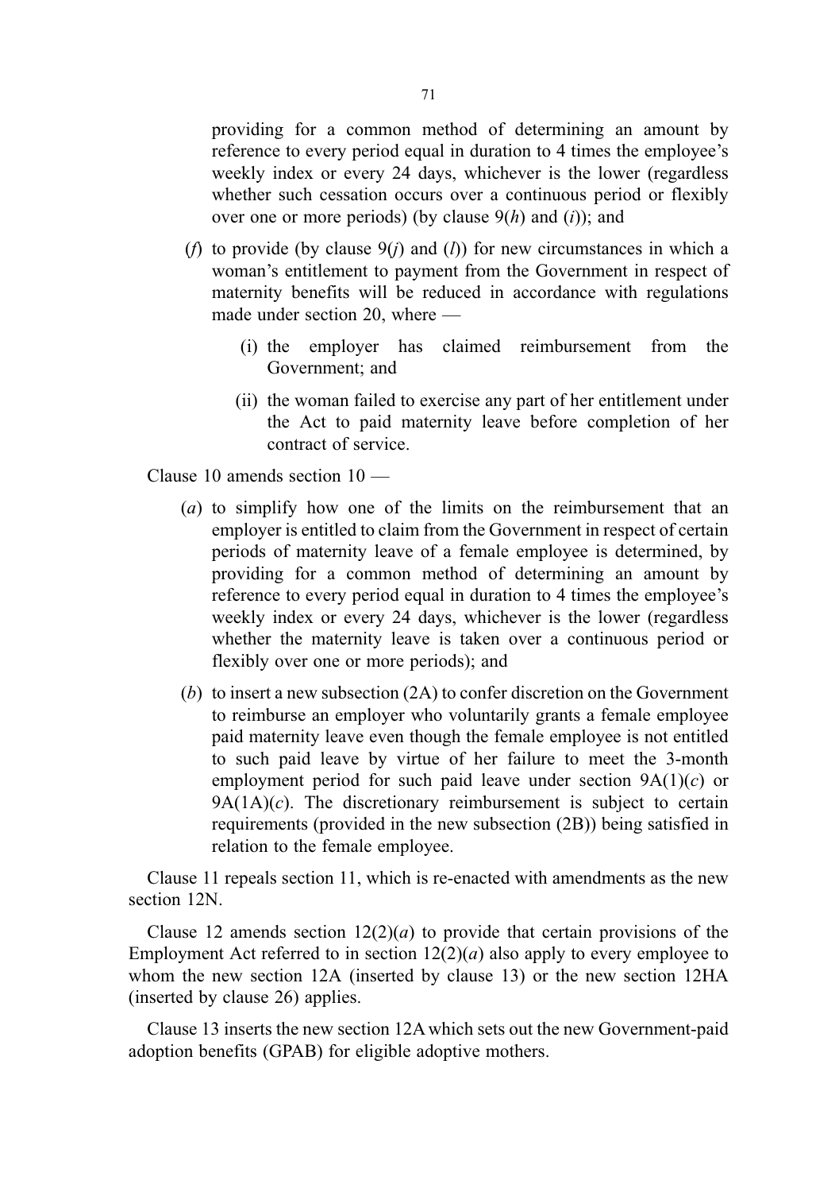providing for a common method of determining an amount by reference to every period equal in duration to 4 times the employee's weekly index or every 24 days, whichever is the lower (regardless whether such cessation occurs over a continuous period or flexibly over one or more periods) (by clause 9(*h*) and (*i*)); and

(*f*) to provide (by clause 9(*j*) and (*l*)) for new circumstances in which a woman's entitlement to payment from the Government in respect of maternity benefits will be reduced in accordance with regulations made under section 20, where —

   (i) the employer has claimed reimbursement from the Government; and

   (ii) the woman failed to exercise any part of her entitlement under the Act to paid maternity leave before completion of her contract of service.

Clause 10 amends section 10 —

(*a*) to simplify how one of the limits on the reimbursement that an employer is entitled to claim from the Government in respect of certain periods of maternity leave of a female employee is determined, by providing for a common method of determining an amount by reference to every period equal in duration to 4 times the employee's weekly index or every 24 days, whichever is the lower (regardless whether the maternity leave is taken over a continuous period or flexibly over one or more periods); and

(*b*) to insert a new subsection (2A) to confer discretion on the Government to reimburse an employer who voluntarily grants a female employee paid maternity leave even though the female employee is not entitled to such paid leave by virtue of her failure to meet the 3-month employment period for such paid leave under section 9A(1)(*c*) or 9A(1A)(*c*). The discretionary reimbursement is subject to certain requirements (provided in the new subsection (2B)) being satisfied in relation to the female employee.

Clause 11 repeals section 11, which is re-enacted with amendments as the new section 12N.

Clause 12 amends section 12(2)(*a*) to provide that certain provisions of the Employment Act referred to in section 12(2)(*a*) also apply to every employee to whom the new section 12A (inserted by clause 13) or the new section 12HA (inserted by clause 26) applies.

Clause 13 inserts the new section 12A which sets out the new Government-paid adoption benefits (GPAB) for eligible adoptive mothers.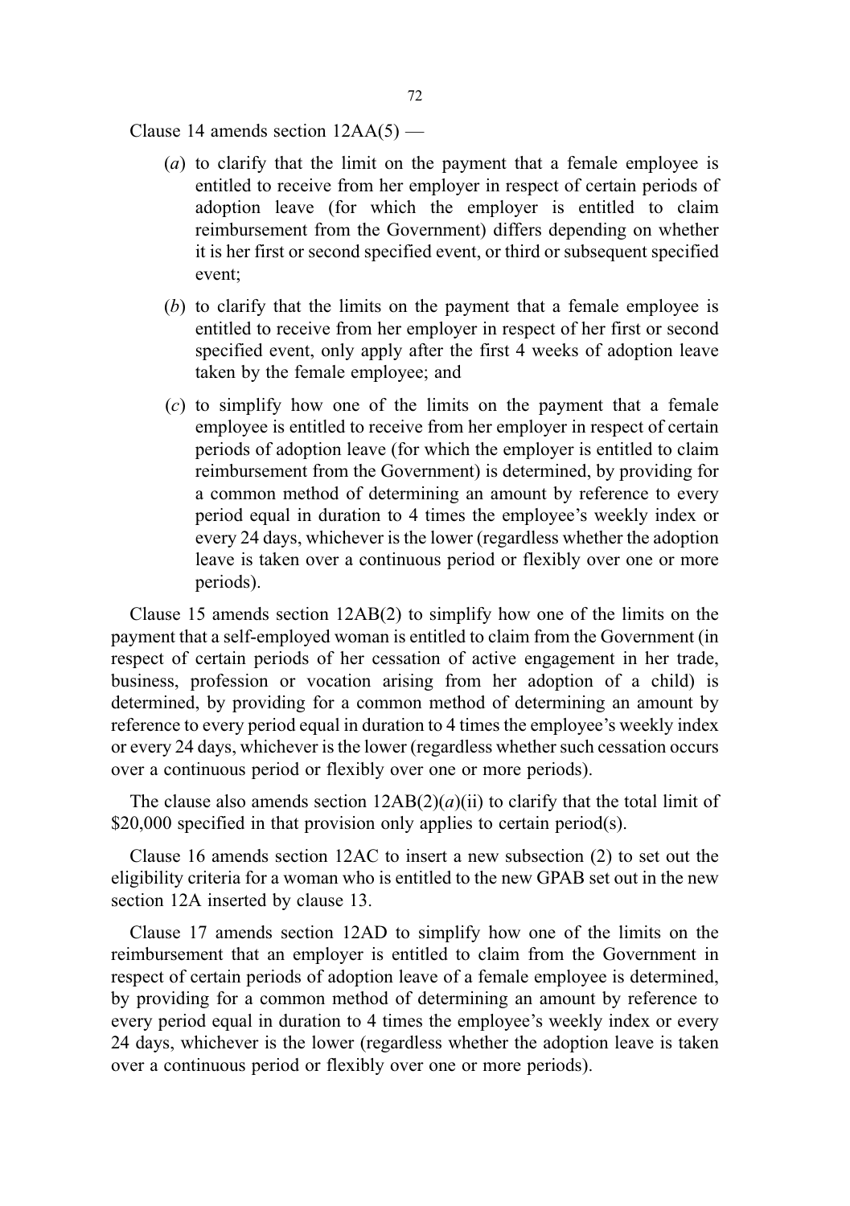Clause 14 amends section 12AA(5) —

(*a*) to clarify that the limit on the payment that a female employee is entitled to receive from her employer in respect of certain periods of adoption leave (for which the employer is entitled to claim reimbursement from the Government) differs depending on whether it is her first or second specified event, or third or subsequent specified event;

(*b*) to clarify that the limits on the payment that a female employee is entitled to receive from her employer in respect of her first or second specified event, only apply after the first 4 weeks of adoption leave taken by the female employee; and

(*c*) to simplify how one of the limits on the payment that a female employee is entitled to receive from her employer in respect of certain periods of adoption leave (for which the employer is entitled to claim reimbursement from the Government) is determined, by providing for a common method of determining an amount by reference to every period equal in duration to 4 times the employee's weekly index or every 24 days, whichever is the lower (regardless whether the adoption leave is taken over a continuous period or flexibly over one or more periods).

Clause 15 amends section 12AB(2) to simplify how one of the limits on the payment that a self-employed woman is entitled to claim from the Government (in respect of certain periods of her cessation of active engagement in her trade, business, profession or vocation arising from her adoption of a child) is determined, by providing for a common method of determining an amount by reference to every period equal in duration to 4 times the employee's weekly index or every 24 days, whichever is the lower (regardless whether such cessation occurs over a continuous period or flexibly over one or more periods).

The clause also amends section 12AB(2)(*a*)(ii) to clarify that the total limit of $20,000 specified in that provision only applies to certain period(s).

Clause 16 amends section 12AC to insert a new subsection (2) to set out the eligibility criteria for a woman who is entitled to the new GPAB set out in the new section 12A inserted by clause 13.

Clause 17 amends section 12AD to simplify how one of the limits on the reimbursement that an employer is entitled to claim from the Government in respect of certain periods of adoption leave of a female employee is determined, by providing for a common method of determining an amount by reference to every period equal in duration to 4 times the employee's weekly index or every 24 days, whichever is the lower (regardless whether the adoption leave is taken over a continuous period or flexibly over one or more periods).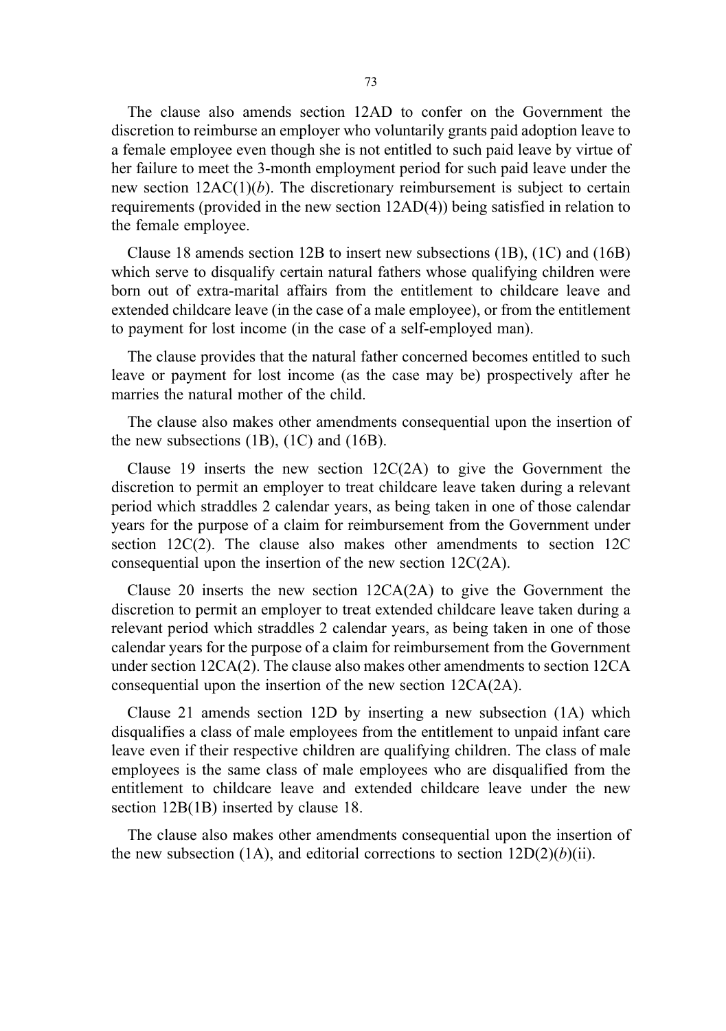The clause also amends section 12AD to confer on the Government the discretion to reimburse an employer who voluntarily grants paid adoption leave to a female employee even though she is not entitled to such paid leave by virtue of her failure to meet the 3-month employment period for such paid leave under the new section 12AC(1)(*b*). The discretionary reimbursement is subject to certain requirements (provided in the new section 12AD(4)) being satisfied in relation to the female employee.

Clause 18 amends section 12B to insert new subsections (1B), (1C) and (16B) which serve to disqualify certain natural fathers whose qualifying children were born out of extra-marital affairs from the entitlement to childcare leave and extended childcare leave (in the case of a male employee), or from the entitlement to payment for lost income (in the case of a self-employed man).

The clause provides that the natural father concerned becomes entitled to such leave or payment for lost income (as the case may be) prospectively after he marries the natural mother of the child.

The clause also makes other amendments consequential upon the insertion of the new subsections (1B), (1C) and (16B).

Clause 19 inserts the new section 12C(2A) to give the Government the discretion to permit an employer to treat childcare leave taken during a relevant period which straddles 2 calendar years, as being taken in one of those calendar years for the purpose of a claim for reimbursement from the Government under section 12C(2). The clause also makes other amendments to section 12C consequential upon the insertion of the new section 12C(2A).

Clause 20 inserts the new section 12CA(2A) to give the Government the discretion to permit an employer to treat extended childcare leave taken during a relevant period which straddles 2 calendar years, as being taken in one of those calendar years for the purpose of a claim for reimbursement from the Government under section 12CA(2). The clause also makes other amendments to section 12CA consequential upon the insertion of the new section 12CA(2A).

Clause 21 amends section 12D by inserting a new subsection (1A) which disqualifies a class of male employees from the entitlement to unpaid infant care leave even if their respective children are qualifying children. The class of male employees is the same class of male employees who are disqualified from the entitlement to childcare leave and extended childcare leave under the new section 12B(1B) inserted by clause 18.

The clause also makes other amendments consequential upon the insertion of the new subsection (1A), and editorial corrections to section 12D(2)(*b*)(ii).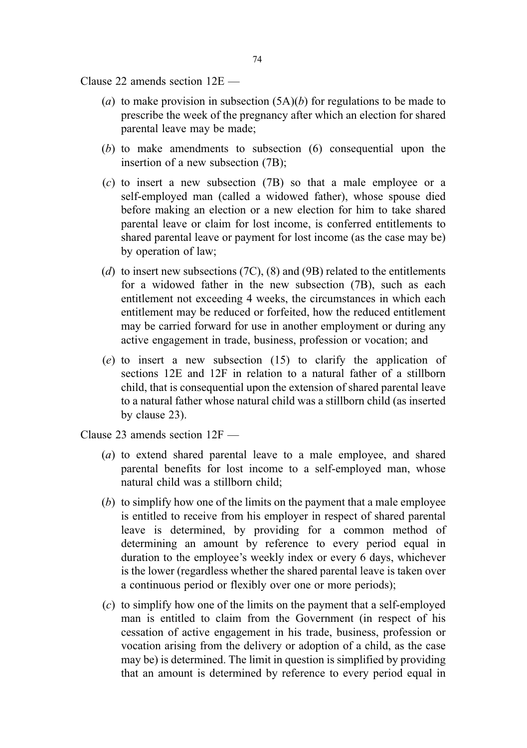Clause 22 amends section 12E —

- (*a*) to make provision in subsection (5A)(*b*) for regulations to be made to prescribe the week of the pregnancy after which an election for shared parental leave may be made;
- (*b*) to make amendments to subsection (6) consequential upon the insertion of a new subsection (7B);
- (*c*) to insert a new subsection (7B) so that a male employee or a self-employed man (called a widowed father), whose spouse died before making an election or a new election for him to take shared parental leave or claim for lost income, is conferred entitlements to shared parental leave or payment for lost income (as the case may be) by operation of law;
- (*d*) to insert new subsections (7C), (8) and (9B) related to the entitlements for a widowed father in the new subsection (7B), such as each entitlement not exceeding 4 weeks, the circumstances in which each entitlement may be reduced or forfeited, how the reduced entitlement may be carried forward for use in another employment or during any active engagement in trade, business, profession or vocation; and
- (*e*) to insert a new subsection (15) to clarify the application of sections 12E and 12F in relation to a natural father of a stillborn child, that is consequential upon the extension of shared parental leave to a natural father whose natural child was a stillborn child (as inserted by clause 23).

Clause 23 amends section 12F —

- (*a*) to extend shared parental leave to a male employee, and shared parental benefits for lost income to a self-employed man, whose natural child was a stillborn child;
- (*b*) to simplify how one of the limits on the payment that a male employee is entitled to receive from his employer in respect of shared parental leave is determined, by providing for a common method of determining an amount by reference to every period equal in duration to the employee's weekly index or every 6 days, whichever is the lower (regardless whether the shared parental leave is taken over a continuous period or flexibly over one or more periods);
- (*c*) to simplify how one of the limits on the payment that a self-employed man is entitled to claim from the Government (in respect of his cessation of active engagement in his trade, business, profession or vocation arising from the delivery or adoption of a child, as the case may be) is determined. The limit in question is simplified by providing that an amount is determined by reference to every period equal in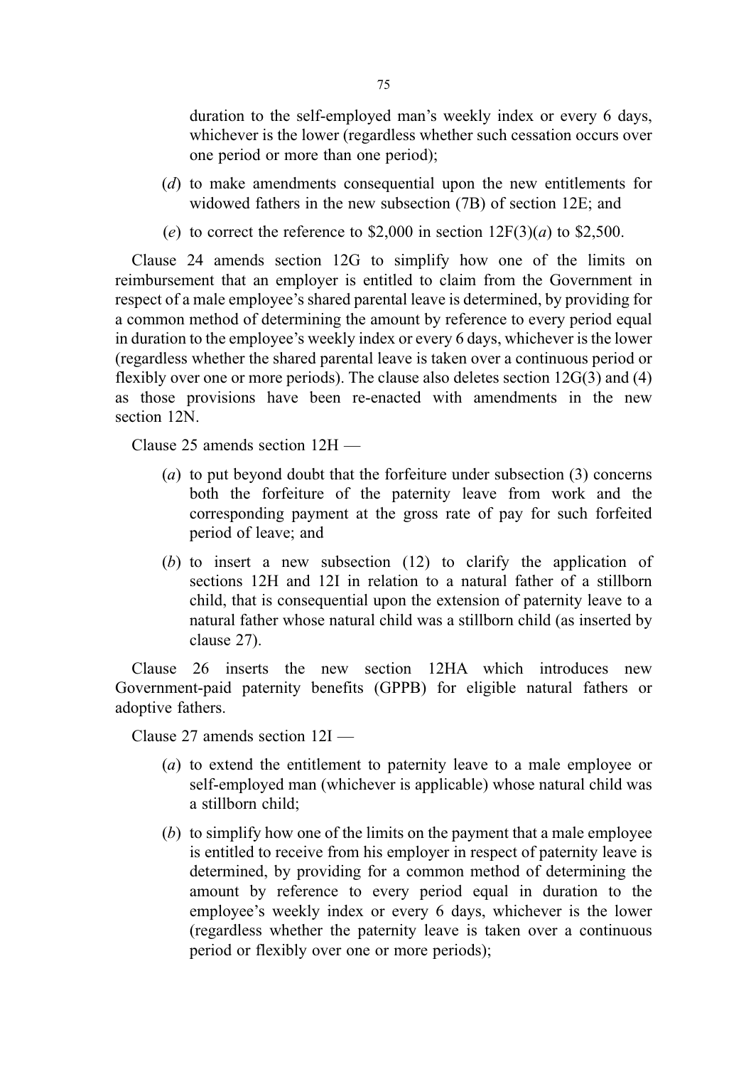duration to the self-employed man's weekly index or every 6 days, whichever is the lower (regardless whether such cessation occurs over one period or more than one period);

(*d*) to make amendments consequential upon the new entitlements for widowed fathers in the new subsection (7B) of section 12E; and

(*e*) to correct the reference to $2,000 in section 12F(3)(*a*) to $2,500.

Clause 24 amends section 12G to simplify how one of the limits on reimbursement that an employer is entitled to claim from the Government in respect of a male employee's shared parental leave is determined, by providing for a common method of determining the amount by reference to every period equal in duration to the employee's weekly index or every 6 days, whichever is the lower (regardless whether the shared parental leave is taken over a continuous period or flexibly over one or more periods). The clause also deletes section 12G(3) and (4) as those provisions have been re-enacted with amendments in the new section 12N.

Clause 25 amends section 12H —

(*a*) to put beyond doubt that the forfeiture under subsection (3) concerns both the forfeiture of the paternity leave from work and the corresponding payment at the gross rate of pay for such forfeited period of leave; and

(*b*) to insert a new subsection (12) to clarify the application of sections 12H and 12I in relation to a natural father of a stillborn child, that is consequential upon the extension of paternity leave to a natural father whose natural child was a stillborn child (as inserted by clause 27).

Clause 26 inserts the new section 12HA which introduces new Government-paid paternity benefits (GPPB) for eligible natural fathers or adoptive fathers.

Clause 27 amends section 12I —

(*a*) to extend the entitlement to paternity leave to a male employee or self-employed man (whichever is applicable) whose natural child was a stillborn child;

(*b*) to simplify how one of the limits on the payment that a male employee is entitled to receive from his employer in respect of paternity leave is determined, by providing for a common method of determining the amount by reference to every period equal in duration to the employee's weekly index or every 6 days, whichever is the lower (regardless whether the paternity leave is taken over a continuous period or flexibly over one or more periods);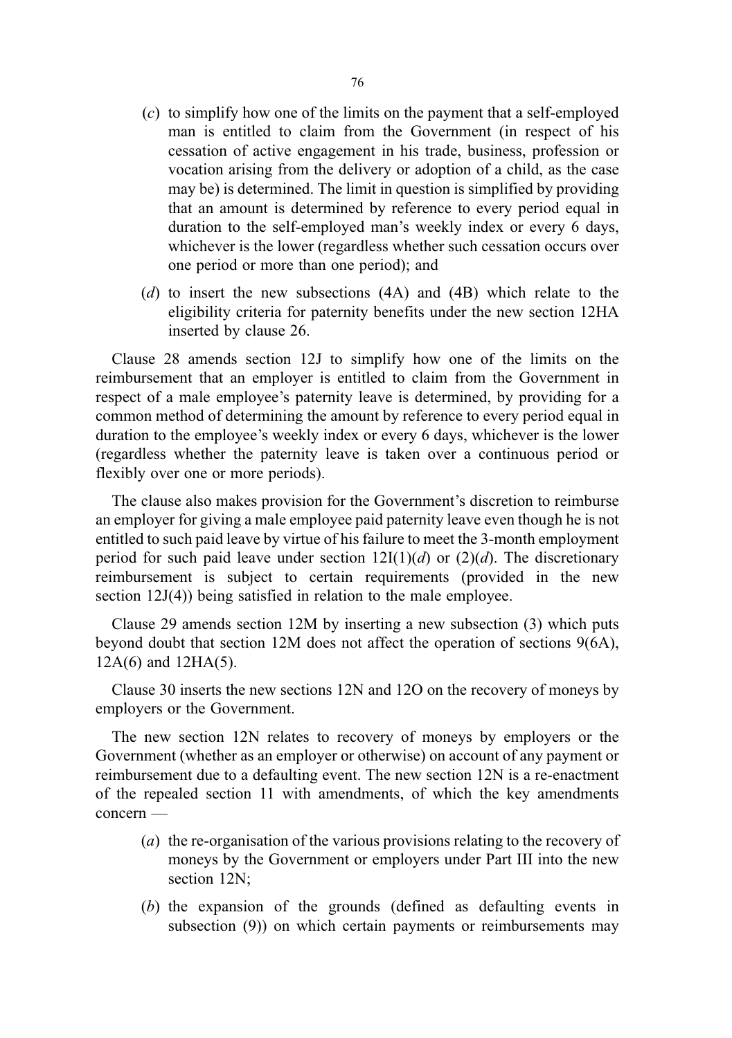(*c*) to simplify how one of the limits on the payment that a self-employed man is entitled to claim from the Government (in respect of his cessation of active engagement in his trade, business, profession or vocation arising from the delivery or adoption of a child, as the case may be) is determined. The limit in question is simplified by providing that an amount is determined by reference to every period equal in duration to the self-employed man's weekly index or every 6 days, whichever is the lower (regardless whether such cessation occurs over one period or more than one period); and

(*d*) to insert the new subsections (4A) and (4B) which relate to the eligibility criteria for paternity benefits under the new section 12HA inserted by clause 26.

Clause 28 amends section 12J to simplify how one of the limits on the reimbursement that an employer is entitled to claim from the Government in respect of a male employee's paternity leave is determined, by providing for a common method of determining the amount by reference to every period equal in duration to the employee's weekly index or every 6 days, whichever is the lower (regardless whether the paternity leave is taken over a continuous period or flexibly over one or more periods).

The clause also makes provision for the Government's discretion to reimburse an employer for giving a male employee paid paternity leave even though he is not entitled to such paid leave by virtue of his failure to meet the 3-month employment period for such paid leave under section 12I(1)(*d*) or (2)(*d*). The discretionary reimbursement is subject to certain requirements (provided in the new section 12J(4)) being satisfied in relation to the male employee.

Clause 29 amends section 12M by inserting a new subsection (3) which puts beyond doubt that section 12M does not affect the operation of sections 9(6A), 12A(6) and 12HA(5).

Clause 30 inserts the new sections 12N and 12O on the recovery of moneys by employers or the Government.

The new section 12N relates to recovery of moneys by employers or the Government (whether as an employer or otherwise) on account of any payment or reimbursement due to a defaulting event. The new section 12N is a re-enactment of the repealed section 11 with amendments, of which the key amendments concern —

(*a*) the re-organisation of the various provisions relating to the recovery of moneys by the Government or employers under Part III into the new section 12N;

(*b*) the expansion of the grounds (defined as defaulting events in subsection (9)) on which certain payments or reimbursements may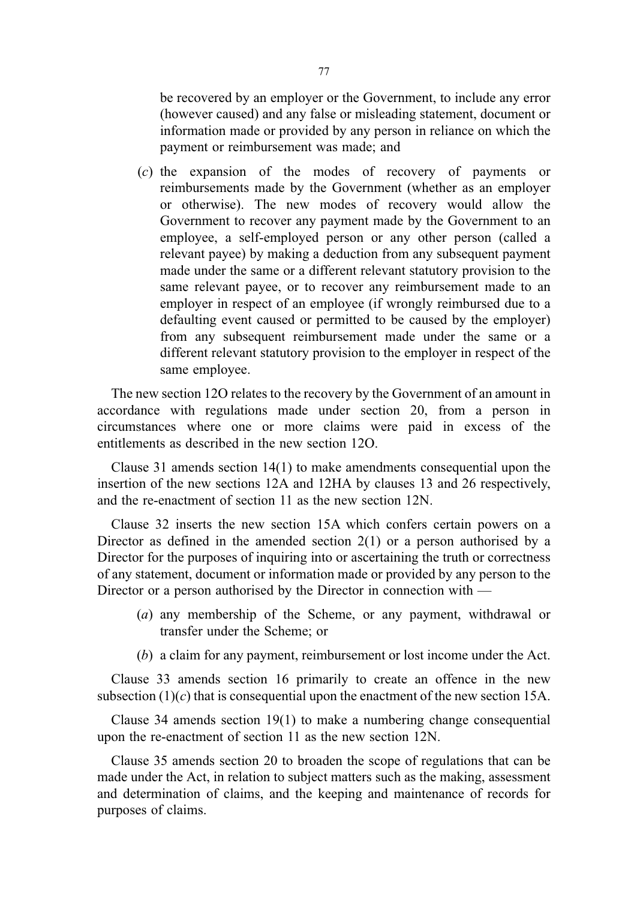be recovered by an employer or the Government, to include any error (however caused) and any false or misleading statement, document or information made or provided by any person in reliance on which the payment or reimbursement was made; and

(*c*) the expansion of the modes of recovery of payments or reimbursements made by the Government (whether as an employer or otherwise). The new modes of recovery would allow the Government to recover any payment made by the Government to an employee, a self-employed person or any other person (called a relevant payee) by making a deduction from any subsequent payment made under the same or a different relevant statutory provision to the same relevant payee, or to recover any reimbursement made to an employer in respect of an employee (if wrongly reimbursed due to a defaulting event caused or permitted to be caused by the employer) from any subsequent reimbursement made under the same or a different relevant statutory provision to the employer in respect of the same employee.

The new section 12O relates to the recovery by the Government of an amount in accordance with regulations made under section 20, from a person in circumstances where one or more claims were paid in excess of the entitlements as described in the new section 12O.

Clause 31 amends section 14(1) to make amendments consequential upon the insertion of the new sections 12A and 12HA by clauses 13 and 26 respectively, and the re-enactment of section 11 as the new section 12N.

Clause 32 inserts the new section 15A which confers certain powers on a Director as defined in the amended section 2(1) or a person authorised by a Director for the purposes of inquiring into or ascertaining the truth or correctness of any statement, document or information made or provided by any person to the Director or a person authorised by the Director in connection with —

(*a*) any membership of the Scheme, or any payment, withdrawal or transfer under the Scheme; or

(*b*) a claim for any payment, reimbursement or lost income under the Act.

Clause 33 amends section 16 primarily to create an offence in the new subsection (1)(*c*) that is consequential upon the enactment of the new section 15A.

Clause 34 amends section 19(1) to make a numbering change consequential upon the re-enactment of section 11 as the new section 12N.

Clause 35 amends section 20 to broaden the scope of regulations that can be made under the Act, in relation to subject matters such as the making, assessment and determination of claims, and the keeping and maintenance of records for purposes of claims.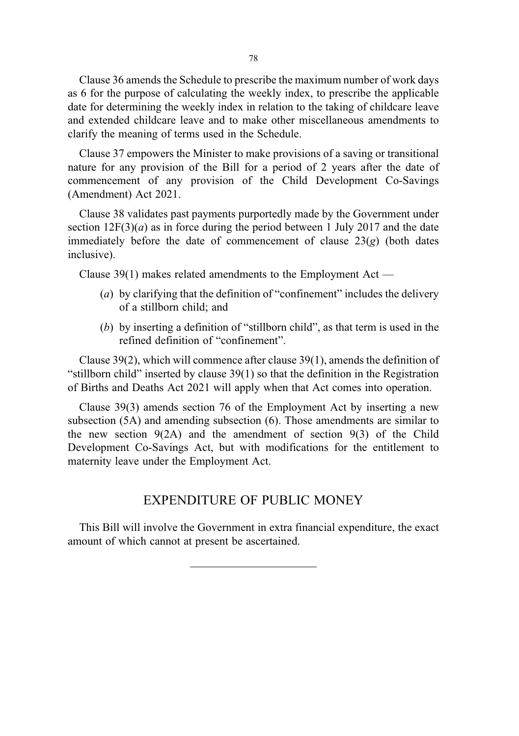Clause 36 amends the Schedule to prescribe the maximum number of work days as 6 for the purpose of calculating the weekly index, to prescribe the applicable date for determining the weekly index in relation to the taking of childcare leave and extended childcare leave and to make other miscellaneous amendments to clarify the meaning of terms used in the Schedule.

Clause 37 empowers the Minister to make provisions of a saving or transitional nature for any provision of the Bill for a period of 2 years after the date of commencement of any provision of the Child Development Co-Savings (Amendment) Act 2021.

Clause 38 validates past payments purportedly made by the Government under section 12F(3)(*a*) as in force during the period between 1 July 2017 and the date immediately before the date of commencement of clause 23(*g*) (both dates inclusive).

Clause 39(1) makes related amendments to the Employment Act —

- (*a*) by clarifying that the definition of "confinement" includes the delivery of a stillborn child; and
- (*b*) by inserting a definition of "stillborn child", as that term is used in the refined definition of "confinement".

Clause 39(2), which will commence after clause 39(1), amends the definition of "stillborn child" inserted by clause 39(1) so that the definition in the Registration of Births and Deaths Act 2021 will apply when that Act comes into operation.

Clause 39(3) amends section 76 of the Employment Act by inserting a new subsection (5A) and amending subsection (6). Those amendments are similar to the new section 9(2A) and the amendment of section 9(3) of the Child Development Co-Savings Act, but with modifications for the entitlement to maternity leave under the Employment Act.

## EXPENDITURE OF PUBLIC MONEY

This Bill will involve the Government in extra financial expenditure, the exact amount of which cannot at present be ascertained.